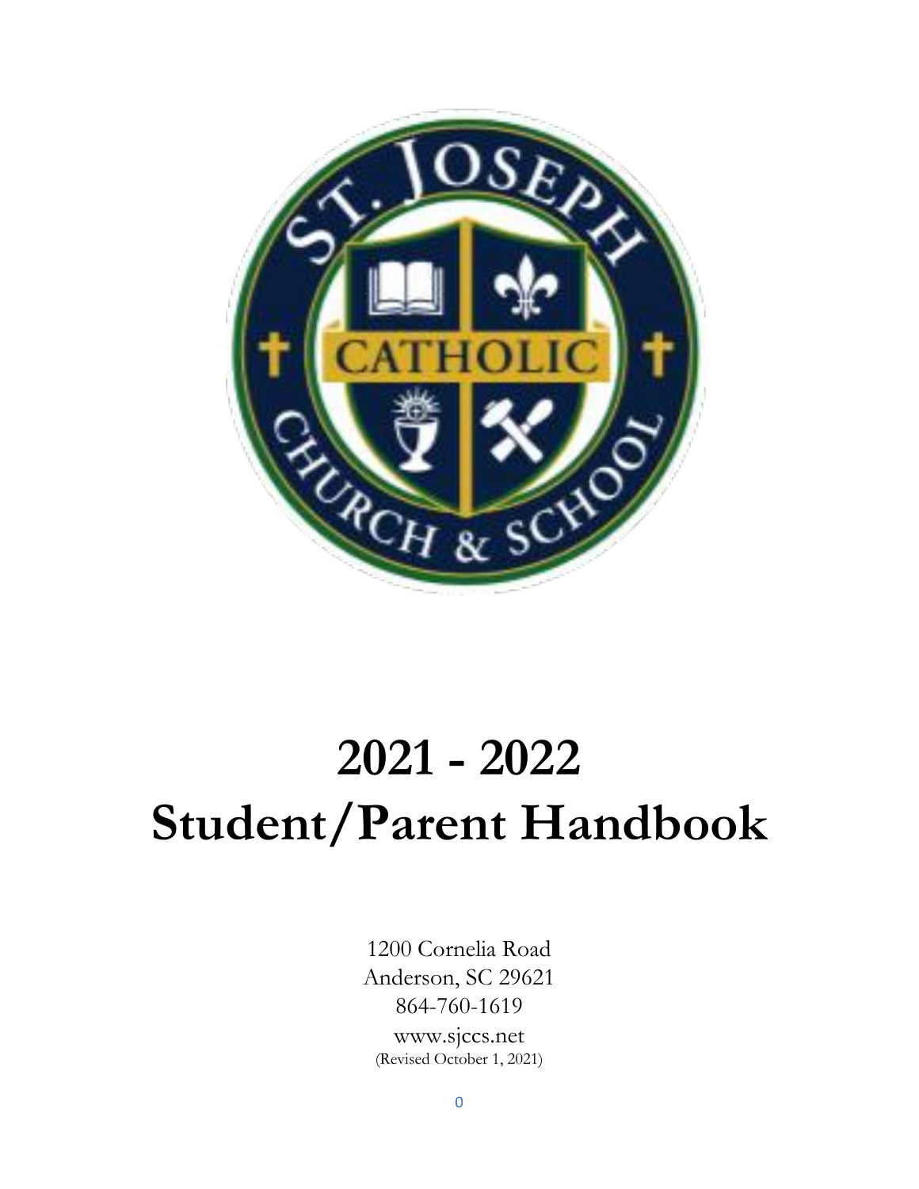# 2021 - 2022
# Student/Parent Handbook

1200 Cornelia Road
Anderson, SC 29621
864-760-1619
www.sjccs.net
(Revised October 1, 2021)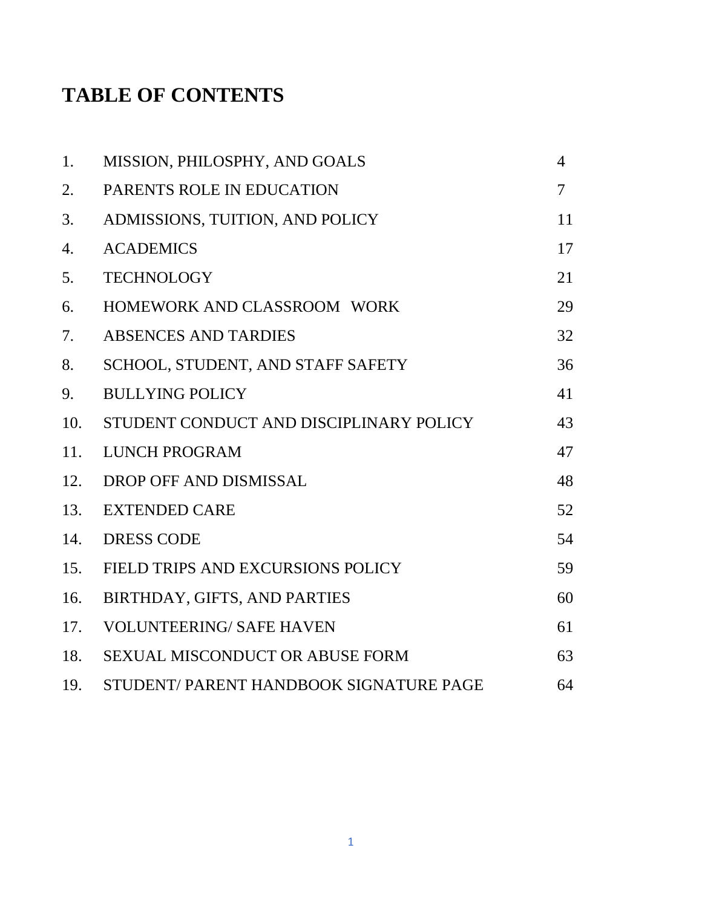# TABLE OF CONTENTS

| | | |
|---|---|---|
| 1. | MISSION, PHILOSPHY, AND GOALS | 4 |
| 2. | PARENTS ROLE IN EDUCATION | 7 |
| 3. | ADMISSIONS, TUITION, AND POLICY | 11 |
| 4. | ACADEMICS | 17 |
| 5. | TECHNOLOGY | 21 |
| 6. | HOMEWORK AND CLASSROOM WORK | 29 |
| 7. | ABSENCES AND TARDIES | 32 |
| 8. | SCHOOL, STUDENT, AND STAFF SAFETY | 36 |
| 9. | BULLYING POLICY | 41 |
| 10. | STUDENT CONDUCT AND DISCIPLINARY POLICY | 43 |
| 11. | LUNCH PROGRAM | 47 |
| 12. | DROP OFF AND DISMISSAL | 48 |
| 13. | EXTENDED CARE | 52 |
| 14. | DRESS CODE | 54 |
| 15. | FIELD TRIPS AND EXCURSIONS POLICY | 59 |
| 16. | BIRTHDAY, GIFTS, AND PARTIES | 60 |
| 17. | VOLUNTEERING/ SAFE HAVEN | 61 |
| 18. | SEXUAL MISCONDUCT OR ABUSE FORM | 63 |
| 19. | STUDENT/ PARENT HANDBOOK SIGNATURE PAGE | 64 |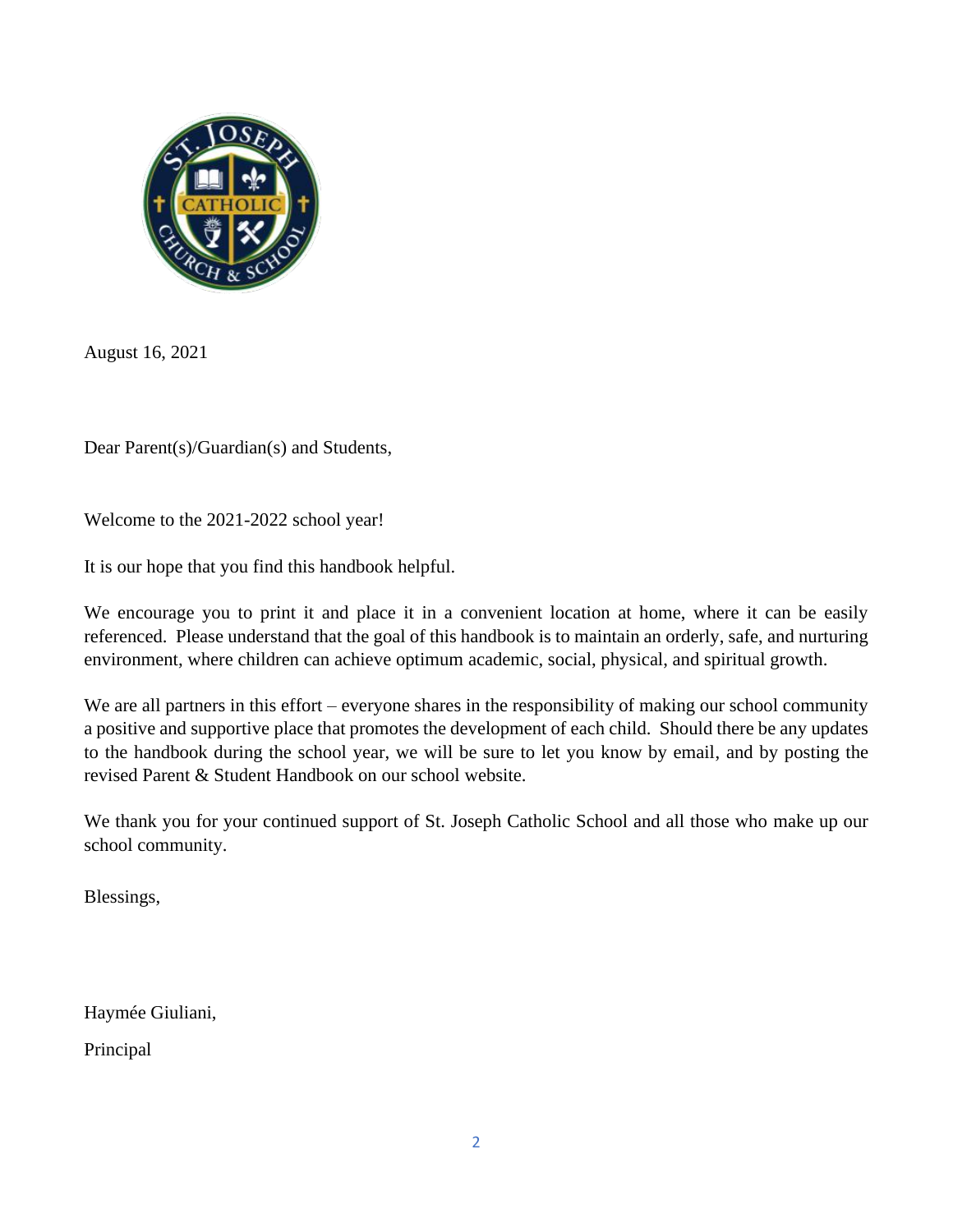August 16, 2021

Dear Parent(s)/Guardian(s) and Students,

Welcome to the 2021-2022 school year!

It is our hope that you find this handbook helpful.

We encourage you to print it and place it in a convenient location at home, where it can be easily referenced. Please understand that the goal of this handbook is to maintain an orderly, safe, and nurturing environment, where children can achieve optimum academic, social, physical, and spiritual growth.

We are all partners in this effort – everyone shares in the responsibility of making our school community a positive and supportive place that promotes the development of each child. Should there be any updates to the handbook during the school year, we will be sure to let you know by email, and by posting the revised Parent & Student Handbook on our school website.

We thank you for your continued support of St. Joseph Catholic School and all those who make up our school community.

Blessings,

Haymée Giuliani,

Principal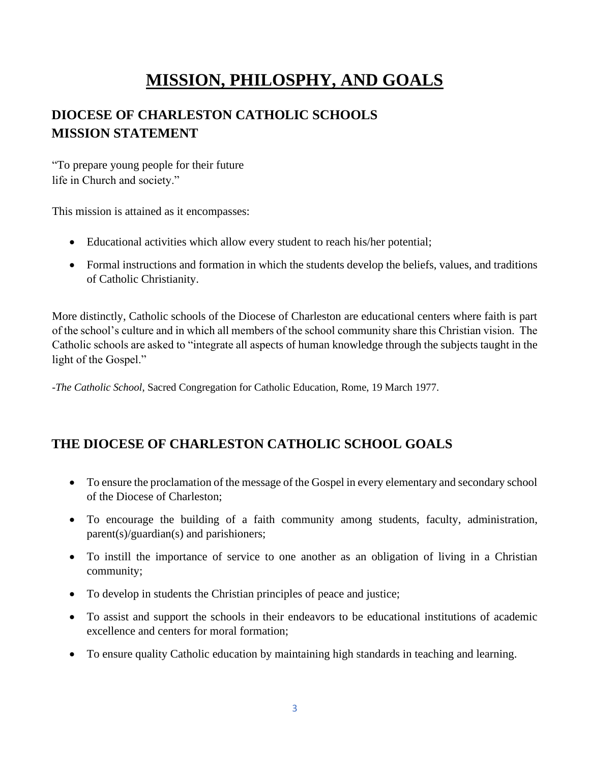# MISSION, PHILOSPHY, AND GOALS

## DIOCESE OF CHARLESTON CATHOLIC SCHOOLS MISSION STATEMENT

"To prepare young people for their future life in Church and society."

This mission is attained as it encompasses:

- Educational activities which allow every student to reach his/her potential;
- Formal instructions and formation in which the students develop the beliefs, values, and traditions of Catholic Christianity.

More distinctly, Catholic schools of the Diocese of Charleston are educational centers where faith is part of the school's culture and in which all members of the school community share this Christian vision. The Catholic schools are asked to "integrate all aspects of human knowledge through the subjects taught in the light of the Gospel."

-*The Catholic School*, Sacred Congregation for Catholic Education, Rome, 19 March 1977.

## THE DIOCESE OF CHARLESTON CATHOLIC SCHOOL GOALS

- To ensure the proclamation of the message of the Gospel in every elementary and secondary school of the Diocese of Charleston;
- To encourage the building of a faith community among students, faculty, administration, parent(s)/guardian(s) and parishioners;
- To instill the importance of service to one another as an obligation of living in a Christian community;
- To develop in students the Christian principles of peace and justice;
- To assist and support the schools in their endeavors to be educational institutions of academic excellence and centers for moral formation;
- To ensure quality Catholic education by maintaining high standards in teaching and learning.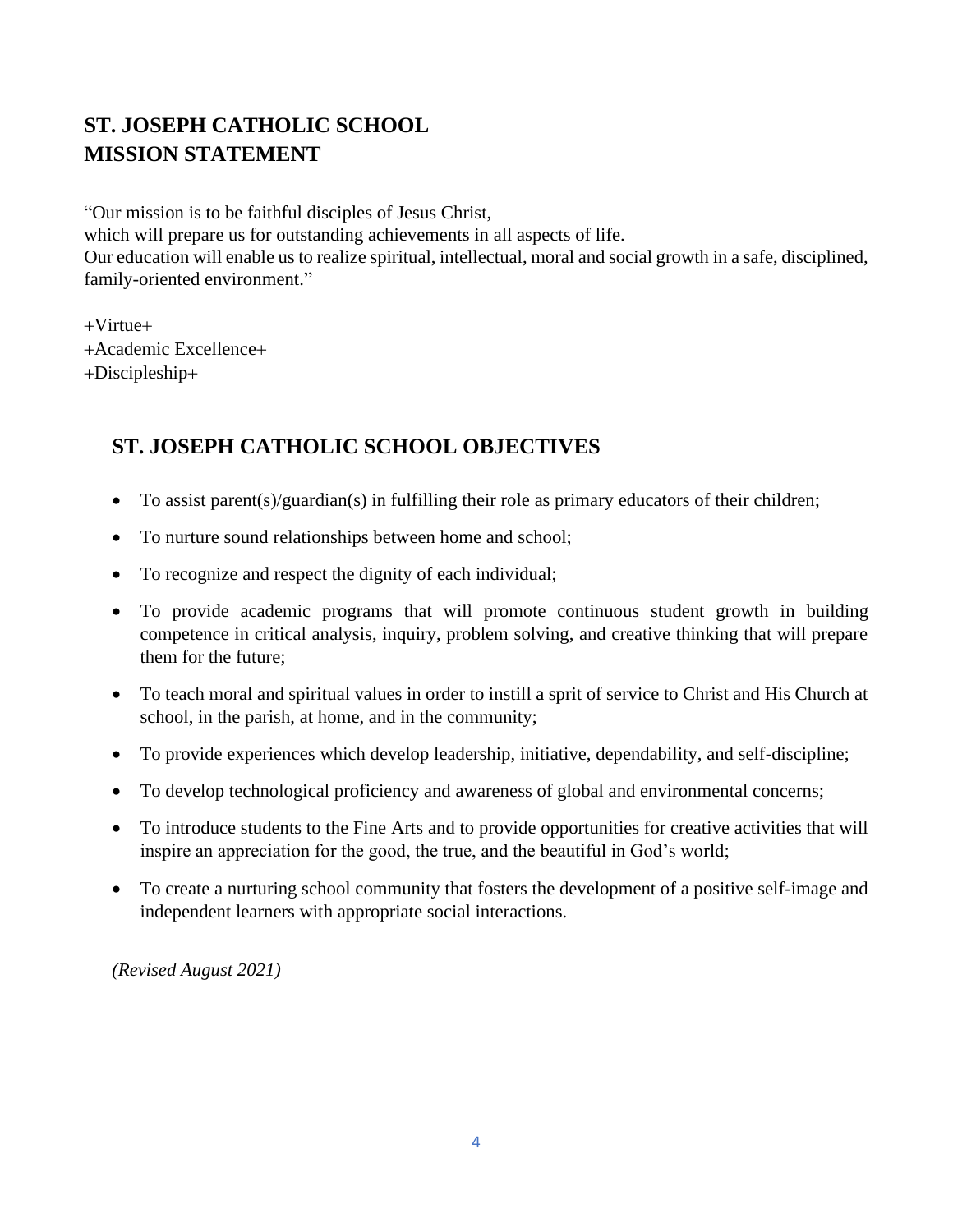## ST. JOSEPH CATHOLIC SCHOOL
## MISSION STATEMENT

"Our mission is to be faithful disciples of Jesus Christ,
which will prepare us for outstanding achievements in all aspects of life.
Our education will enable us to realize spiritual, intellectual, moral and social growth in a safe, disciplined, family-oriented environment."

+Virtue+
+Academic Excellence+
+Discipleship+

## ST. JOSEPH CATHOLIC SCHOOL OBJECTIVES

- To assist parent(s)/guardian(s) in fulfilling their role as primary educators of their children;
- To nurture sound relationships between home and school;
- To recognize and respect the dignity of each individual;
- To provide academic programs that will promote continuous student growth in building competence in critical analysis, inquiry, problem solving, and creative thinking that will prepare them for the future;
- To teach moral and spiritual values in order to instill a sprit of service to Christ and His Church at school, in the parish, at home, and in the community;
- To provide experiences which develop leadership, initiative, dependability, and self-discipline;
- To develop technological proficiency and awareness of global and environmental concerns;
- To introduce students to the Fine Arts and to provide opportunities for creative activities that will inspire an appreciation for the good, the true, and the beautiful in God's world;
- To create a nurturing school community that fosters the development of a positive self-image and independent learners with appropriate social interactions.

*(Revised August 2021)*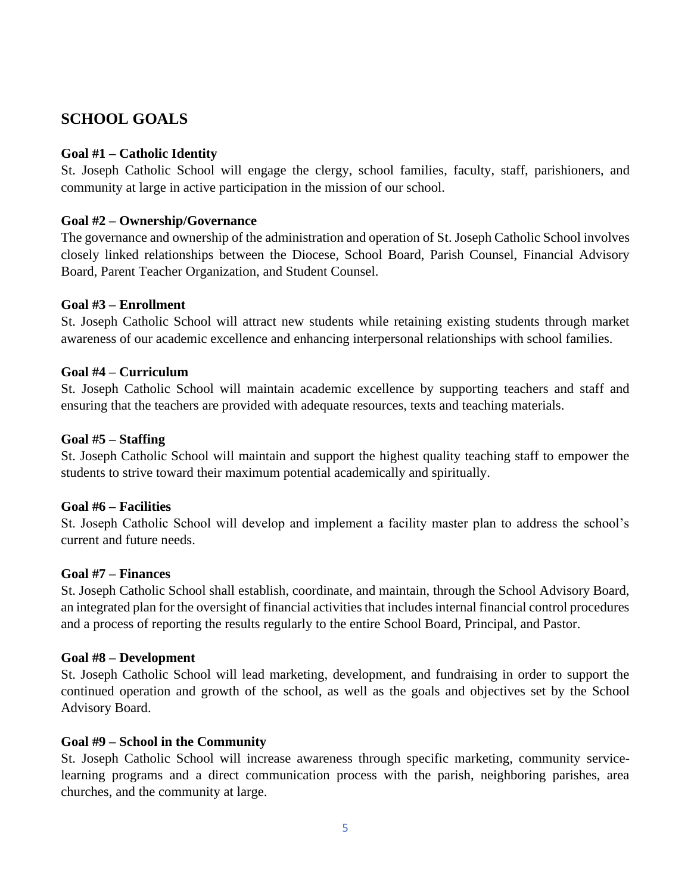## SCHOOL GOALS

**Goal #1 – Catholic Identity**
St. Joseph Catholic School will engage the clergy, school families, faculty, staff, parishioners, and community at large in active participation in the mission of our school.

**Goal #2 – Ownership/Governance**
The governance and ownership of the administration and operation of St. Joseph Catholic School involves closely linked relationships between the Diocese, School Board, Parish Counsel, Financial Advisory Board, Parent Teacher Organization, and Student Counsel.

**Goal #3 – Enrollment**
St. Joseph Catholic School will attract new students while retaining existing students through market awareness of our academic excellence and enhancing interpersonal relationships with school families.

**Goal #4 – Curriculum**
St. Joseph Catholic School will maintain academic excellence by supporting teachers and staff and ensuring that the teachers are provided with adequate resources, texts and teaching materials.

**Goal #5 – Staffing**
St. Joseph Catholic School will maintain and support the highest quality teaching staff to empower the students to strive toward their maximum potential academically and spiritually.

**Goal #6 – Facilities**
St. Joseph Catholic School will develop and implement a facility master plan to address the school's current and future needs.

**Goal #7 – Finances**
St. Joseph Catholic School shall establish, coordinate, and maintain, through the School Advisory Board, an integrated plan for the oversight of financial activities that includes internal financial control procedures and a process of reporting the results regularly to the entire School Board, Principal, and Pastor.

**Goal #8 – Development**
St. Joseph Catholic School will lead marketing, development, and fundraising in order to support the continued operation and growth of the school, as well as the goals and objectives set by the School Advisory Board.

**Goal #9 – School in the Community**
St. Joseph Catholic School will increase awareness through specific marketing, community service-learning programs and a direct communication process with the parish, neighboring parishes, area churches, and the community at large.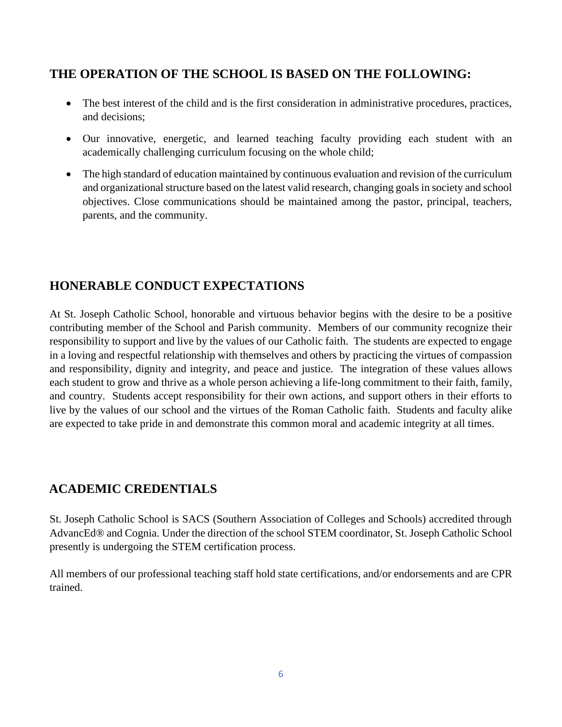## THE OPERATION OF THE SCHOOL IS BASED ON THE FOLLOWING:

- The best interest of the child and is the first consideration in administrative procedures, practices, and decisions;
- Our innovative, energetic, and learned teaching faculty providing each student with an academically challenging curriculum focusing on the whole child;
- The high standard of education maintained by continuous evaluation and revision of the curriculum and organizational structure based on the latest valid research, changing goals in society and school objectives. Close communications should be maintained among the pastor, principal, teachers, parents, and the community.

## HONERABLE CONDUCT EXPECTATIONS

At St. Joseph Catholic School, honorable and virtuous behavior begins with the desire to be a positive contributing member of the School and Parish community. Members of our community recognize their responsibility to support and live by the values of our Catholic faith. The students are expected to engage in a loving and respectful relationship with themselves and others by practicing the virtues of compassion and responsibility, dignity and integrity, and peace and justice. The integration of these values allows each student to grow and thrive as a whole person achieving a life-long commitment to their faith, family, and country. Students accept responsibility for their own actions, and support others in their efforts to live by the values of our school and the virtues of the Roman Catholic faith. Students and faculty alike are expected to take pride in and demonstrate this common moral and academic integrity at all times.

## ACADEMIC CREDENTIALS

St. Joseph Catholic School is SACS (Southern Association of Colleges and Schools) accredited through AdvancEd® and Cognia. Under the direction of the school STEM coordinator, St. Joseph Catholic School presently is undergoing the STEM certification process.

All members of our professional teaching staff hold state certifications, and/or endorsements and are CPR trained.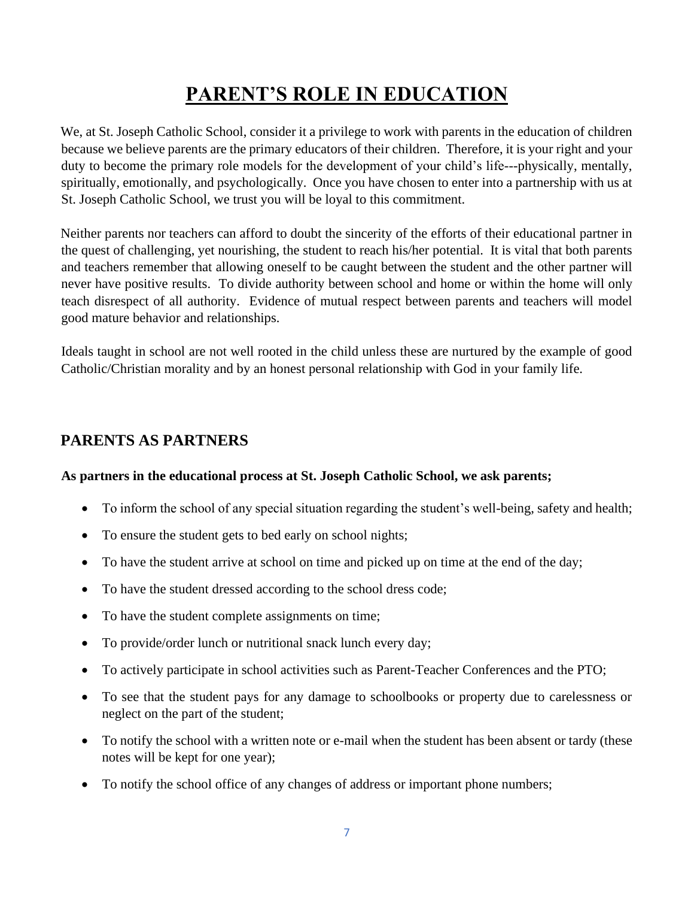# PARENT'S ROLE IN EDUCATION

We, at St. Joseph Catholic School, consider it a privilege to work with parents in the education of children because we believe parents are the primary educators of their children. Therefore, it is your right and your duty to become the primary role models for the development of your child's life---physically, mentally, spiritually, emotionally, and psychologically. Once you have chosen to enter into a partnership with us at St. Joseph Catholic School, we trust you will be loyal to this commitment.

Neither parents nor teachers can afford to doubt the sincerity of the efforts of their educational partner in the quest of challenging, yet nourishing, the student to reach his/her potential. It is vital that both parents and teachers remember that allowing oneself to be caught between the student and the other partner will never have positive results. To divide authority between school and home or within the home will only teach disrespect of all authority. Evidence of mutual respect between parents and teachers will model good mature behavior and relationships.

Ideals taught in school are not well rooted in the child unless these are nurtured by the example of good Catholic/Christian morality and by an honest personal relationship with God in your family life.

## PARENTS AS PARTNERS

**As partners in the educational process at St. Joseph Catholic School, we ask parents;**

- To inform the school of any special situation regarding the student's well-being, safety and health;
- To ensure the student gets to bed early on school nights;
- To have the student arrive at school on time and picked up on time at the end of the day;
- To have the student dressed according to the school dress code;
- To have the student complete assignments on time;
- To provide/order lunch or nutritional snack lunch every day;
- To actively participate in school activities such as Parent-Teacher Conferences and the PTO;
- To see that the student pays for any damage to schoolbooks or property due to carelessness or neglect on the part of the student;
- To notify the school with a written note or e-mail when the student has been absent or tardy (these notes will be kept for one year);
- To notify the school office of any changes of address or important phone numbers;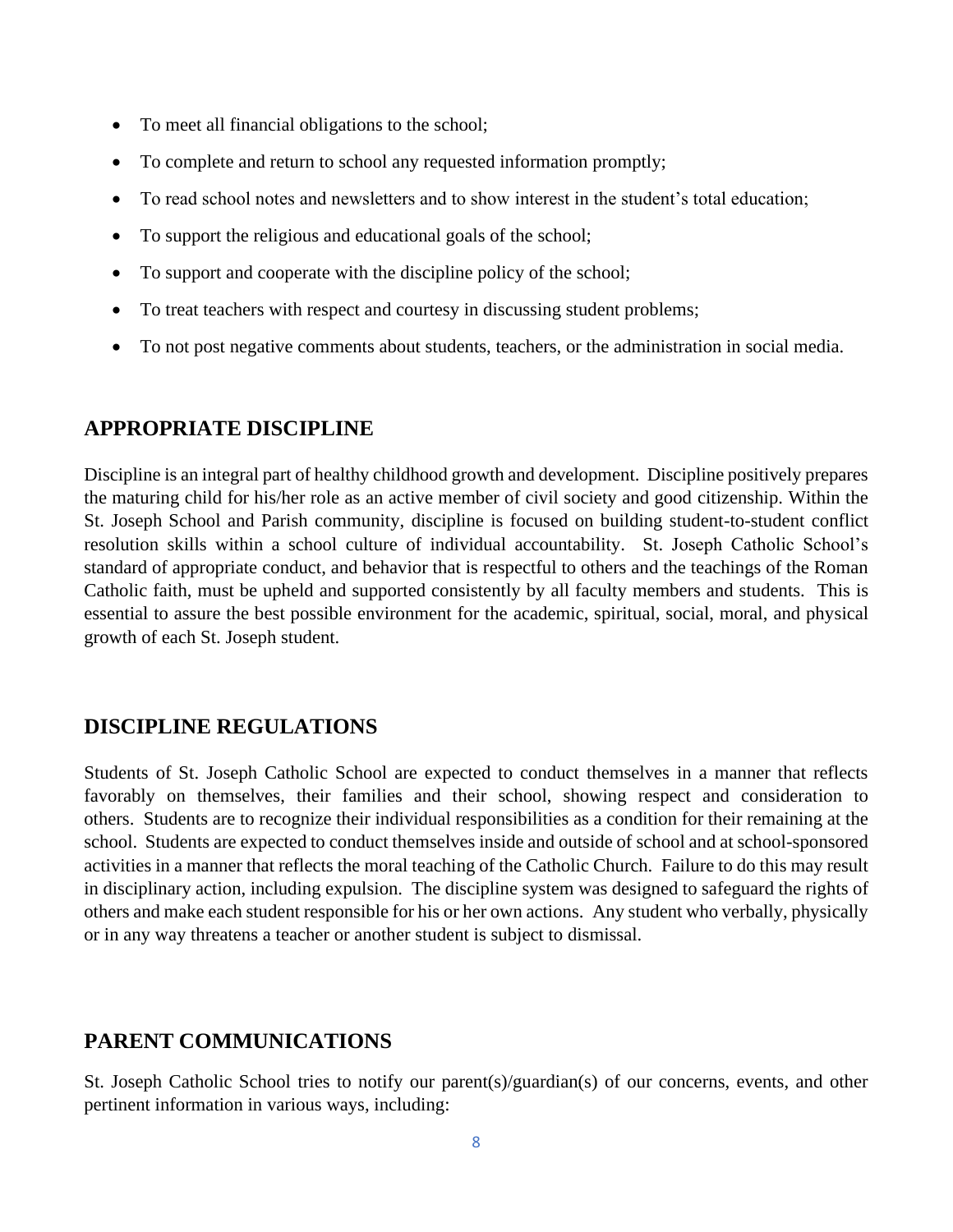- To meet all financial obligations to the school;
- To complete and return to school any requested information promptly;
- To read school notes and newsletters and to show interest in the student's total education;
- To support the religious and educational goals of the school;
- To support and cooperate with the discipline policy of the school;
- To treat teachers with respect and courtesy in discussing student problems;
- To not post negative comments about students, teachers, or the administration in social media.

## APPROPRIATE DISCIPLINE

Discipline is an integral part of healthy childhood growth and development. Discipline positively prepares the maturing child for his/her role as an active member of civil society and good citizenship. Within the St. Joseph School and Parish community, discipline is focused on building student-to-student conflict resolution skills within a school culture of individual accountability. St. Joseph Catholic School's standard of appropriate conduct, and behavior that is respectful to others and the teachings of the Roman Catholic faith, must be upheld and supported consistently by all faculty members and students. This is essential to assure the best possible environment for the academic, spiritual, social, moral, and physical growth of each St. Joseph student.

## DISCIPLINE REGULATIONS

Students of St. Joseph Catholic School are expected to conduct themselves in a manner that reflects favorably on themselves, their families and their school, showing respect and consideration to others. Students are to recognize their individual responsibilities as a condition for their remaining at the school. Students are expected to conduct themselves inside and outside of school and at school-sponsored activities in a manner that reflects the moral teaching of the Catholic Church. Failure to do this may result in disciplinary action, including expulsion. The discipline system was designed to safeguard the rights of others and make each student responsible for his or her own actions. Any student who verbally, physically or in any way threatens a teacher or another student is subject to dismissal.

## PARENT COMMUNICATIONS

St. Joseph Catholic School tries to notify our parent(s)/guardian(s) of our concerns, events, and other pertinent information in various ways, including: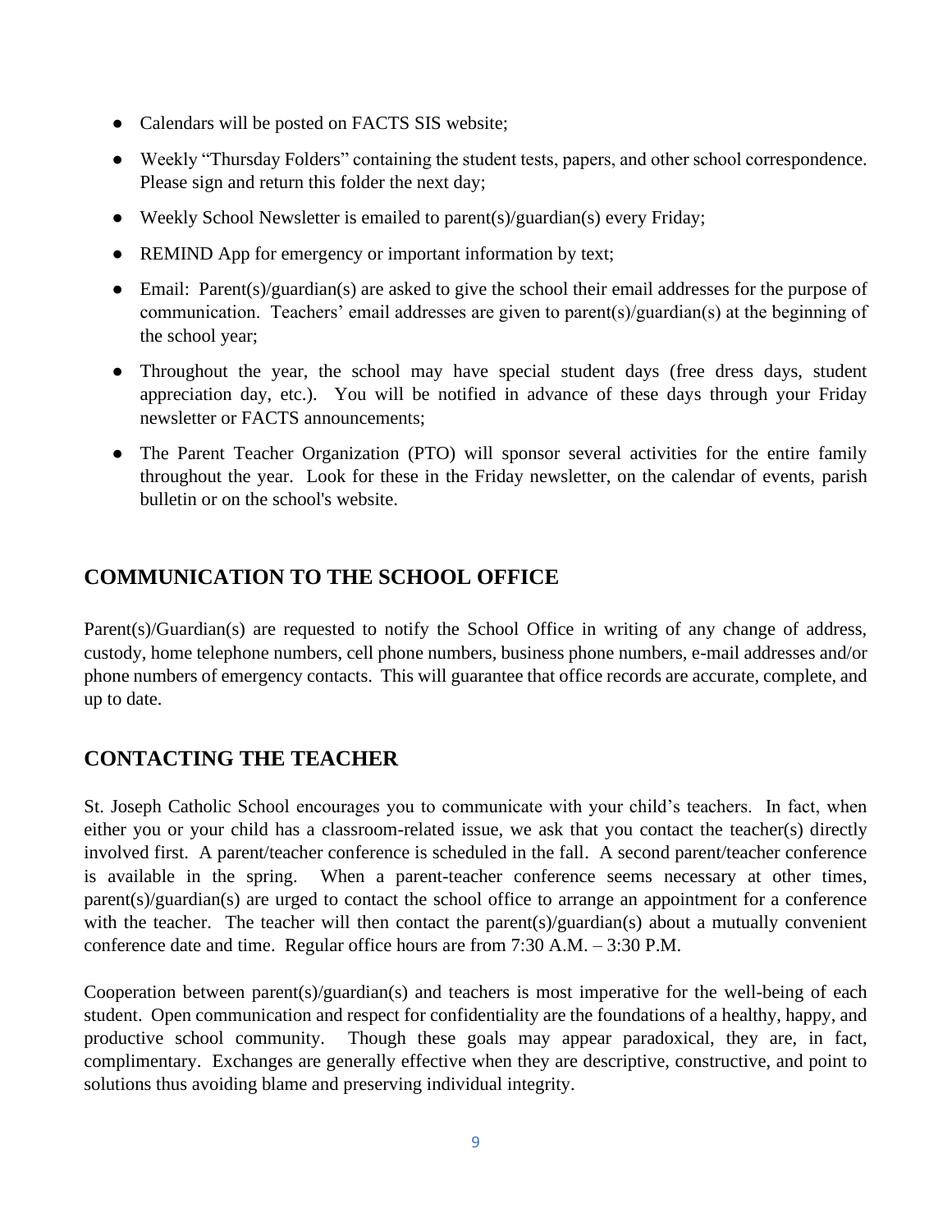- Calendars will be posted on FACTS SIS website;
- Weekly "Thursday Folders" containing the student tests, papers, and other school correspondence. Please sign and return this folder the next day;
- Weekly School Newsletter is emailed to parent(s)/guardian(s) every Friday;
- REMIND App for emergency or important information by text;
- Email: Parent(s)/guardian(s) are asked to give the school their email addresses for the purpose of communication. Teachers' email addresses are given to parent(s)/guardian(s) at the beginning of the school year;
- Throughout the year, the school may have special student days (free dress days, student appreciation day, etc.). You will be notified in advance of these days through your Friday newsletter or FACTS announcements;
- The Parent Teacher Organization (PTO) will sponsor several activities for the entire family throughout the year. Look for these in the Friday newsletter, on the calendar of events, parish bulletin or on the school's website.

## COMMUNICATION TO THE SCHOOL OFFICE

Parent(s)/Guardian(s) are requested to notify the School Office in writing of any change of address, custody, home telephone numbers, cell phone numbers, business phone numbers, e-mail addresses and/or phone numbers of emergency contacts. This will guarantee that office records are accurate, complete, and up to date.

## CONTACTING THE TEACHER

St. Joseph Catholic School encourages you to communicate with your child's teachers. In fact, when either you or your child has a classroom-related issue, we ask that you contact the teacher(s) directly involved first. A parent/teacher conference is scheduled in the fall. A second parent/teacher conference is available in the spring. When a parent-teacher conference seems necessary at other times, parent(s)/guardian(s) are urged to contact the school office to arrange an appointment for a conference with the teacher. The teacher will then contact the parent(s)/guardian(s) about a mutually convenient conference date and time. Regular office hours are from 7:30 A.M. – 3:30 P.M.

Cooperation between parent(s)/guardian(s) and teachers is most imperative for the well-being of each student. Open communication and respect for confidentiality are the foundations of a healthy, happy, and productive school community. Though these goals may appear paradoxical, they are, in fact, complimentary. Exchanges are generally effective when they are descriptive, constructive, and point to solutions thus avoiding blame and preserving individual integrity.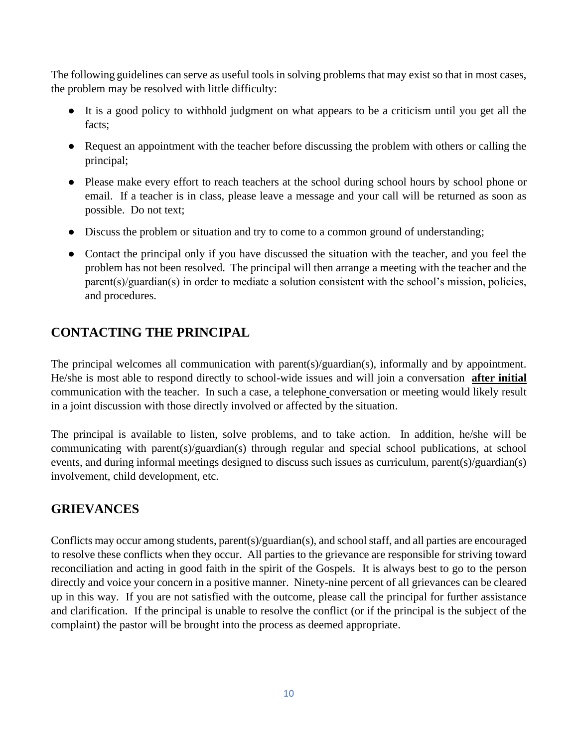The following guidelines can serve as useful tools in solving problems that may exist so that in most cases, the problem may be resolved with little difficulty:

- It is a good policy to withhold judgment on what appears to be a criticism until you get all the facts;
- Request an appointment with the teacher before discussing the problem with others or calling the principal;
- Please make every effort to reach teachers at the school during school hours by school phone or email. If a teacher is in class, please leave a message and your call will be returned as soon as possible. Do not text;
- Discuss the problem or situation and try to come to a common ground of understanding;
- Contact the principal only if you have discussed the situation with the teacher, and you feel the problem has not been resolved. The principal will then arrange a meeting with the teacher and the parent(s)/guardian(s) in order to mediate a solution consistent with the school's mission, policies, and procedures.

## CONTACTING THE PRINCIPAL

The principal welcomes all communication with parent(s)/guardian(s), informally and by appointment. He/she is most able to respond directly to school-wide issues and will join a conversation **after initial** communication with the teacher. In such a case, a telephone conversation or meeting would likely result in a joint discussion with those directly involved or affected by the situation.

The principal is available to listen, solve problems, and to take action. In addition, he/she will be communicating with parent(s)/guardian(s) through regular and special school publications, at school events, and during informal meetings designed to discuss such issues as curriculum, parent(s)/guardian(s) involvement, child development, etc.

## GRIEVANCES

Conflicts may occur among students, parent(s)/guardian(s), and school staff, and all parties are encouraged to resolve these conflicts when they occur. All parties to the grievance are responsible for striving toward reconciliation and acting in good faith in the spirit of the Gospels. It is always best to go to the person directly and voice your concern in a positive manner. Ninety-nine percent of all grievances can be cleared up in this way. If you are not satisfied with the outcome, please call the principal for further assistance and clarification. If the principal is unable to resolve the conflict (or if the principal is the subject of the complaint) the pastor will be brought into the process as deemed appropriate.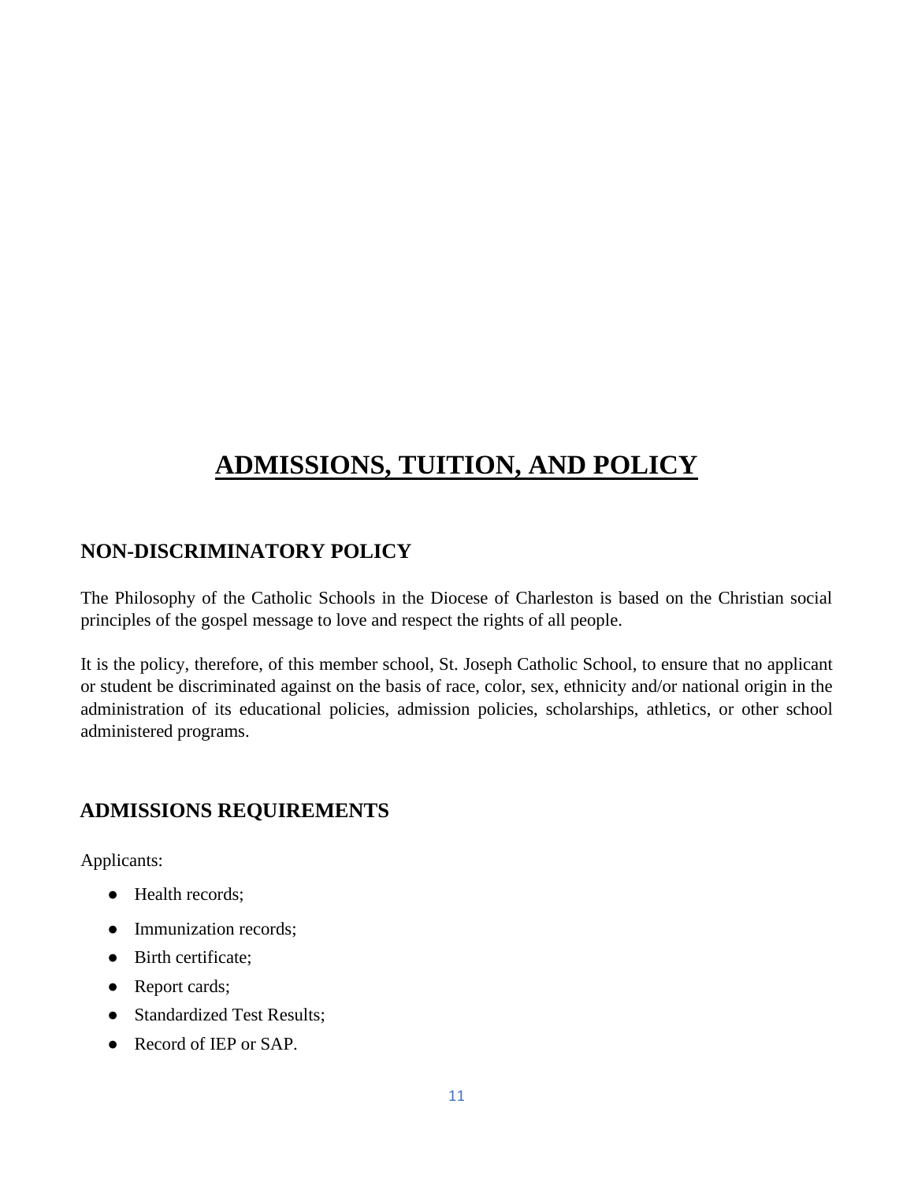# ADMISSIONS, TUITION, AND POLICY

## NON-DISCRIMINATORY POLICY

The Philosophy of the Catholic Schools in the Diocese of Charleston is based on the Christian social principles of the gospel message to love and respect the rights of all people.

It is the policy, therefore, of this member school, St. Joseph Catholic School, to ensure that no applicant or student be discriminated against on the basis of race, color, sex, ethnicity and/or national origin in the administration of its educational policies, admission policies, scholarships, athletics, or other school administered programs.

## ADMISSIONS REQUIREMENTS

Applicants:

- Health records;
- Immunization records;
- Birth certificate;
- Report cards;
- Standardized Test Results;
- Record of IEP or SAP.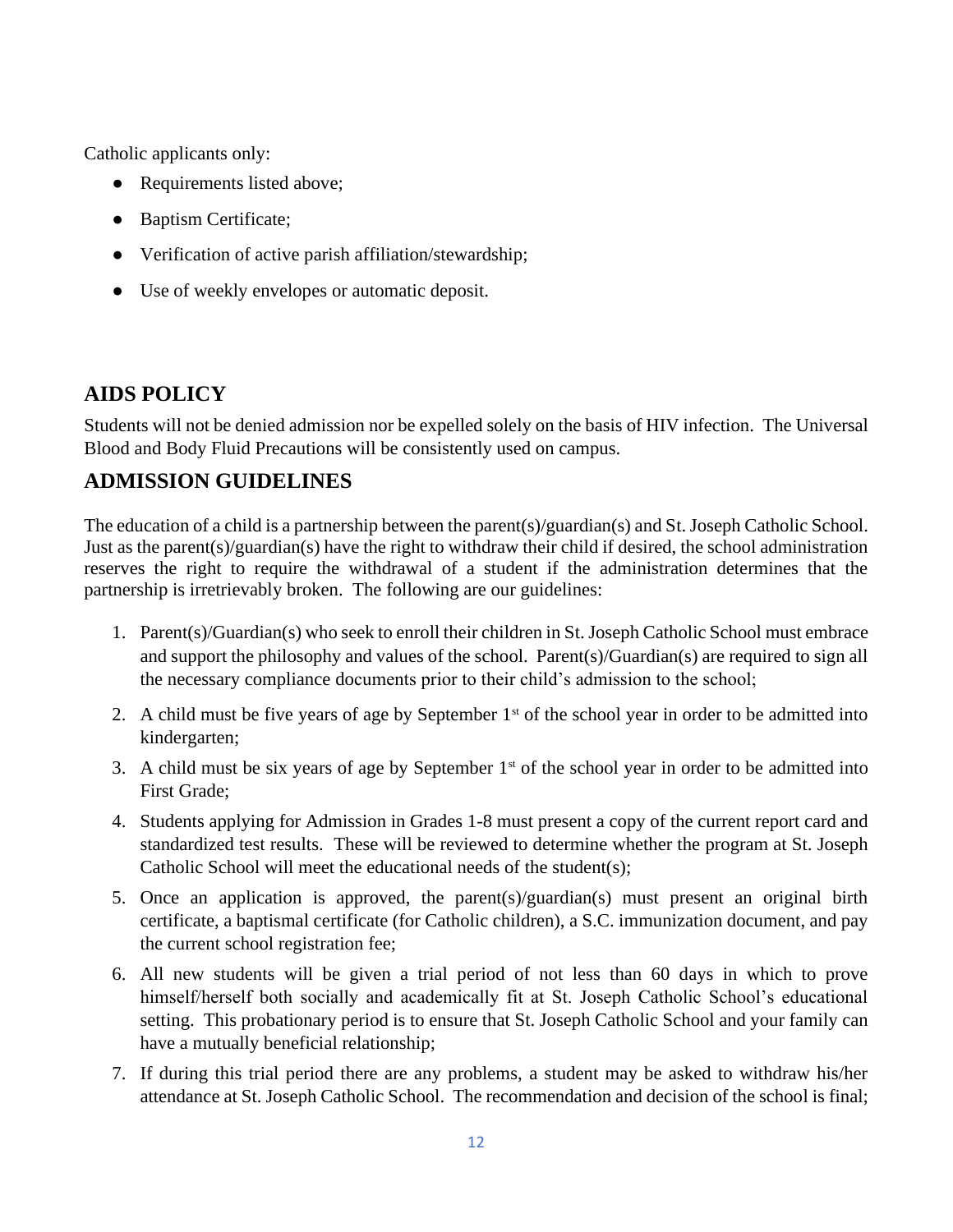Catholic applicants only:

- Requirements listed above;
- Baptism Certificate;
- Verification of active parish affiliation/stewardship;
- Use of weekly envelopes or automatic deposit.

## AIDS POLICY

Students will not be denied admission nor be expelled solely on the basis of HIV infection. The Universal Blood and Body Fluid Precautions will be consistently used on campus.

## ADMISSION GUIDELINES

The education of a child is a partnership between the parent(s)/guardian(s) and St. Joseph Catholic School. Just as the parent(s)/guardian(s) have the right to withdraw their child if desired, the school administration reserves the right to require the withdrawal of a student if the administration determines that the partnership is irretrievably broken. The following are our guidelines:

1. Parent(s)/Guardian(s) who seek to enroll their children in St. Joseph Catholic School must embrace and support the philosophy and values of the school. Parent(s)/Guardian(s) are required to sign all the necessary compliance documents prior to their child's admission to the school;
2. A child must be five years of age by September 1st of the school year in order to be admitted into kindergarten;
3. A child must be six years of age by September 1st of the school year in order to be admitted into First Grade;
4. Students applying for Admission in Grades 1-8 must present a copy of the current report card and standardized test results. These will be reviewed to determine whether the program at St. Joseph Catholic School will meet the educational needs of the student(s);
5. Once an application is approved, the parent(s)/guardian(s) must present an original birth certificate, a baptismal certificate (for Catholic children), a S.C. immunization document, and pay the current school registration fee;
6. All new students will be given a trial period of not less than 60 days in which to prove himself/herself both socially and academically fit at St. Joseph Catholic School's educational setting. This probationary period is to ensure that St. Joseph Catholic School and your family can have a mutually beneficial relationship;
7. If during this trial period there are any problems, a student may be asked to withdraw his/her attendance at St. Joseph Catholic School. The recommendation and decision of the school is final;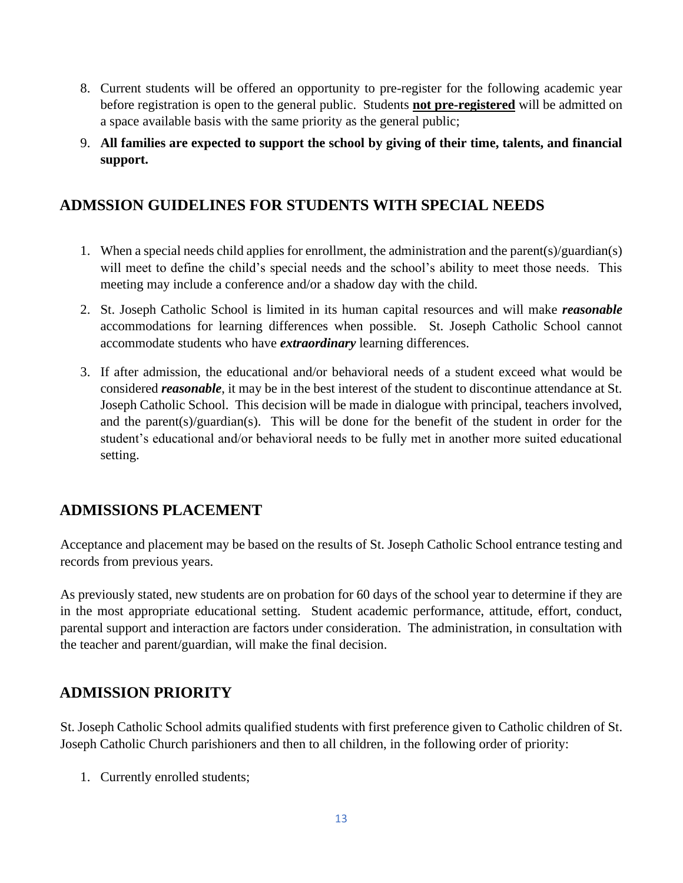8. Current students will be offered an opportunity to pre-register for the following academic year before registration is open to the general public. Students **<u>not pre-registered</u>** will be admitted on a space available basis with the same priority as the general public;
9. **All families are expected to support the school by giving of their time, talents, and financial support.**

## ADMSSION GUIDELINES FOR STUDENTS WITH SPECIAL NEEDS

1. When a special needs child applies for enrollment, the administration and the parent(s)/guardian(s) will meet to define the child's special needs and the school's ability to meet those needs. This meeting may include a conference and/or a shadow day with the child.
2. St. Joseph Catholic School is limited in its human capital resources and will make ***reasonable*** accommodations for learning differences when possible. St. Joseph Catholic School cannot accommodate students who have ***extraordinary*** learning differences.
3. If after admission, the educational and/or behavioral needs of a student exceed what would be considered ***reasonable***, it may be in the best interest of the student to discontinue attendance at St. Joseph Catholic School. This decision will be made in dialogue with principal, teachers involved, and the parent(s)/guardian(s). This will be done for the benefit of the student in order for the student's educational and/or behavioral needs to be fully met in another more suited educational setting.

## ADMISSIONS PLACEMENT

Acceptance and placement may be based on the results of St. Joseph Catholic School entrance testing and records from previous years.

As previously stated, new students are on probation for 60 days of the school year to determine if they are in the most appropriate educational setting. Student academic performance, attitude, effort, conduct, parental support and interaction are factors under consideration. The administration, in consultation with the teacher and parent/guardian, will make the final decision.

## ADMISSION PRIORITY

St. Joseph Catholic School admits qualified students with first preference given to Catholic children of St. Joseph Catholic Church parishioners and then to all children, in the following order of priority:

1. Currently enrolled students;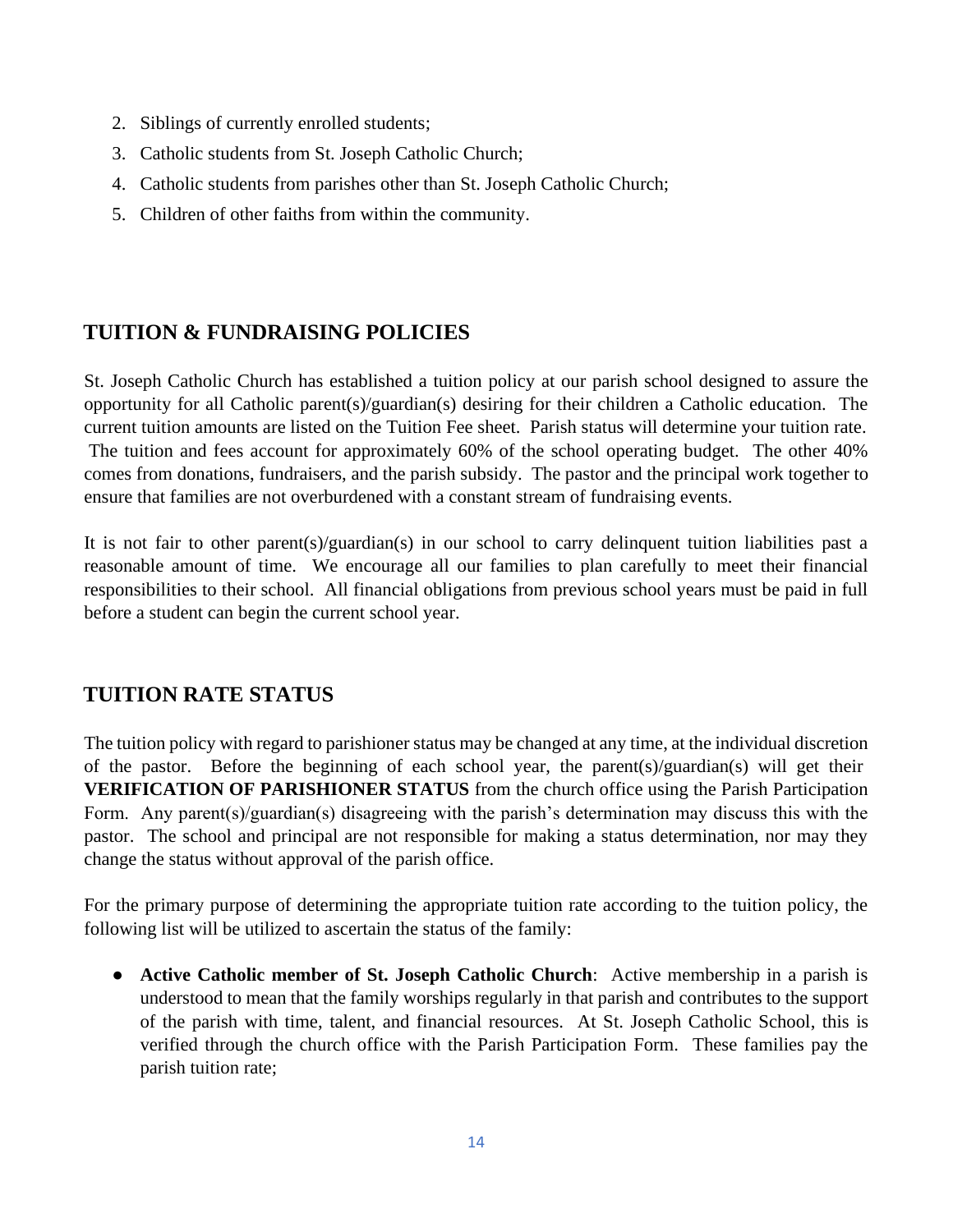2. Siblings of currently enrolled students;
3. Catholic students from St. Joseph Catholic Church;
4. Catholic students from parishes other than St. Joseph Catholic Church;
5. Children of other faiths from within the community.

## TUITION & FUNDRAISING POLICIES

St. Joseph Catholic Church has established a tuition policy at our parish school designed to assure the opportunity for all Catholic parent(s)/guardian(s) desiring for their children a Catholic education. The current tuition amounts are listed on the Tuition Fee sheet. Parish status will determine your tuition rate. The tuition and fees account for approximately 60% of the school operating budget. The other 40% comes from donations, fundraisers, and the parish subsidy. The pastor and the principal work together to ensure that families are not overburdened with a constant stream of fundraising events.

It is not fair to other parent(s)/guardian(s) in our school to carry delinquent tuition liabilities past a reasonable amount of time. We encourage all our families to plan carefully to meet their financial responsibilities to their school. All financial obligations from previous school years must be paid in full before a student can begin the current school year.

## TUITION RATE STATUS

The tuition policy with regard to parishioner status may be changed at any time, at the individual discretion of the pastor. Before the beginning of each school year, the parent(s)/guardian(s) will get their **VERIFICATION OF PARISHIONER STATUS** from the church office using the Parish Participation Form. Any parent(s)/guardian(s) disagreeing with the parish's determination may discuss this with the pastor. The school and principal are not responsible for making a status determination, nor may they change the status without approval of the parish office.

For the primary purpose of determining the appropriate tuition rate according to the tuition policy, the following list will be utilized to ascertain the status of the family:

- **Active Catholic member of St. Joseph Catholic Church**: Active membership in a parish is understood to mean that the family worships regularly in that parish and contributes to the support of the parish with time, talent, and financial resources. At St. Joseph Catholic School, this is verified through the church office with the Parish Participation Form. These families pay the parish tuition rate;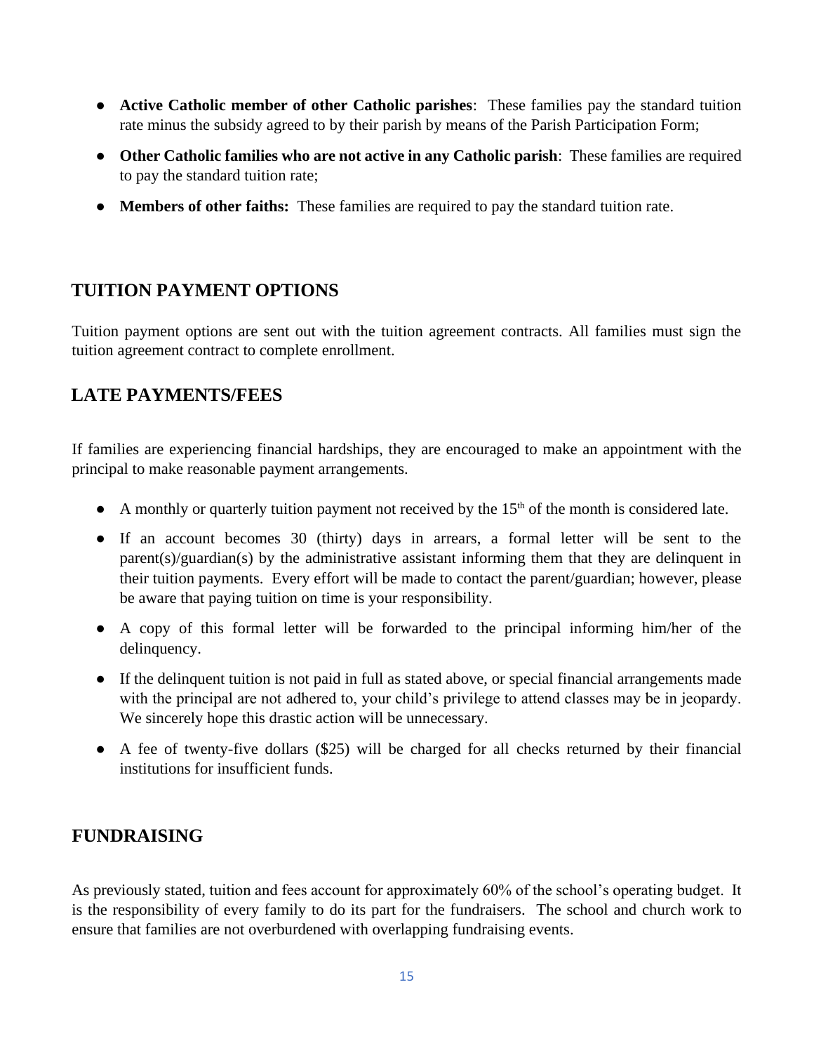- **Active Catholic member of other Catholic parishes**: These families pay the standard tuition rate minus the subsidy agreed to by their parish by means of the Parish Participation Form;
- **Other Catholic families who are not active in any Catholic parish**: These families are required to pay the standard tuition rate;
- **Members of other faiths:** These families are required to pay the standard tuition rate.

## TUITION PAYMENT OPTIONS

Tuition payment options are sent out with the tuition agreement contracts. All families must sign the tuition agreement contract to complete enrollment.

## LATE PAYMENTS/FEES

If families are experiencing financial hardships, they are encouraged to make an appointment with the principal to make reasonable payment arrangements.

- A monthly or quarterly tuition payment not received by the 15th of the month is considered late.
- If an account becomes 30 (thirty) days in arrears, a formal letter will be sent to the parent(s)/guardian(s) by the administrative assistant informing them that they are delinquent in their tuition payments. Every effort will be made to contact the parent/guardian; however, please be aware that paying tuition on time is your responsibility.
- A copy of this formal letter will be forwarded to the principal informing him/her of the delinquency.
- If the delinquent tuition is not paid in full as stated above, or special financial arrangements made with the principal are not adhered to, your child's privilege to attend classes may be in jeopardy. We sincerely hope this drastic action will be unnecessary.
- A fee of twenty-five dollars ($25) will be charged for all checks returned by their financial institutions for insufficient funds.

## FUNDRAISING

As previously stated, tuition and fees account for approximately 60% of the school's operating budget. It is the responsibility of every family to do its part for the fundraisers. The school and church work to ensure that families are not overburdened with overlapping fundraising events.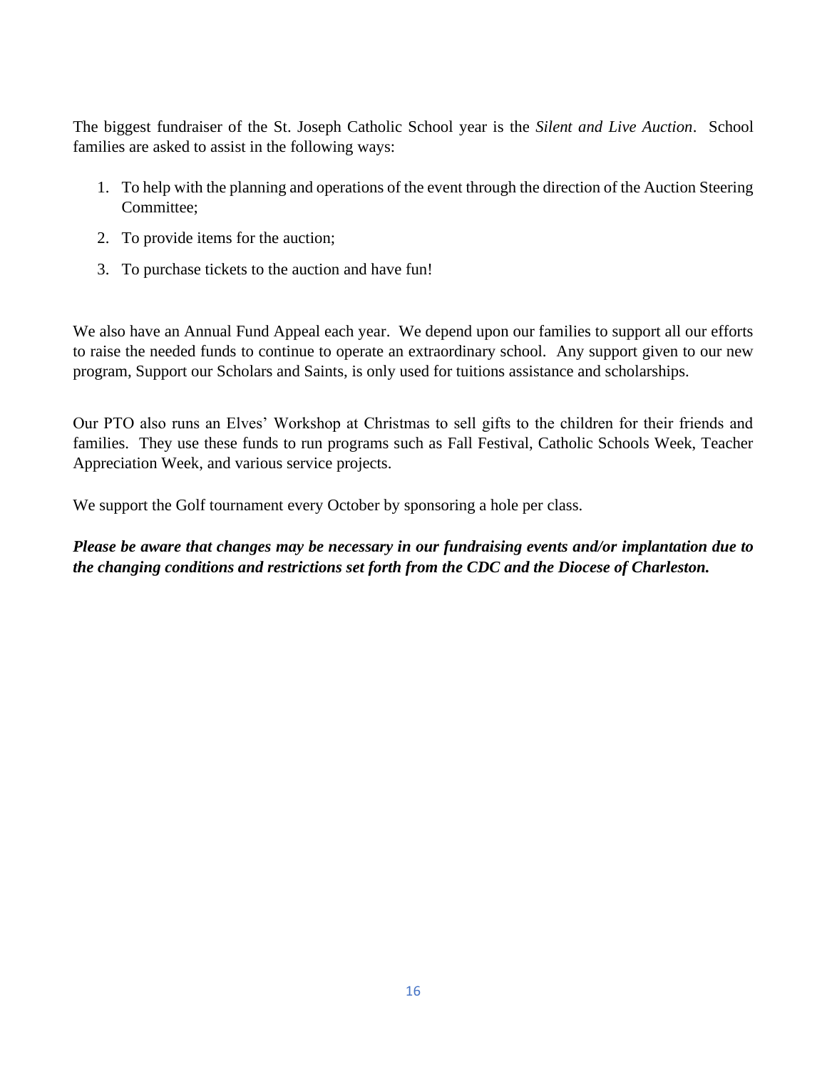The biggest fundraiser of the St. Joseph Catholic School year is the *Silent and Live Auction*. School families are asked to assist in the following ways:

1. To help with the planning and operations of the event through the direction of the Auction Steering Committee;
2. To provide items for the auction;
3. To purchase tickets to the auction and have fun!

We also have an Annual Fund Appeal each year. We depend upon our families to support all our efforts to raise the needed funds to continue to operate an extraordinary school. Any support given to our new program, Support our Scholars and Saints, is only used for tuitions assistance and scholarships.

Our PTO also runs an Elves' Workshop at Christmas to sell gifts to the children for their friends and families. They use these funds to run programs such as Fall Festival, Catholic Schools Week, Teacher Appreciation Week, and various service projects.

We support the Golf tournament every October by sponsoring a hole per class.

***Please be aware that changes may be necessary in our fundraising events and/or implantation due to the changing conditions and restrictions set forth from the CDC and the Diocese of Charleston.***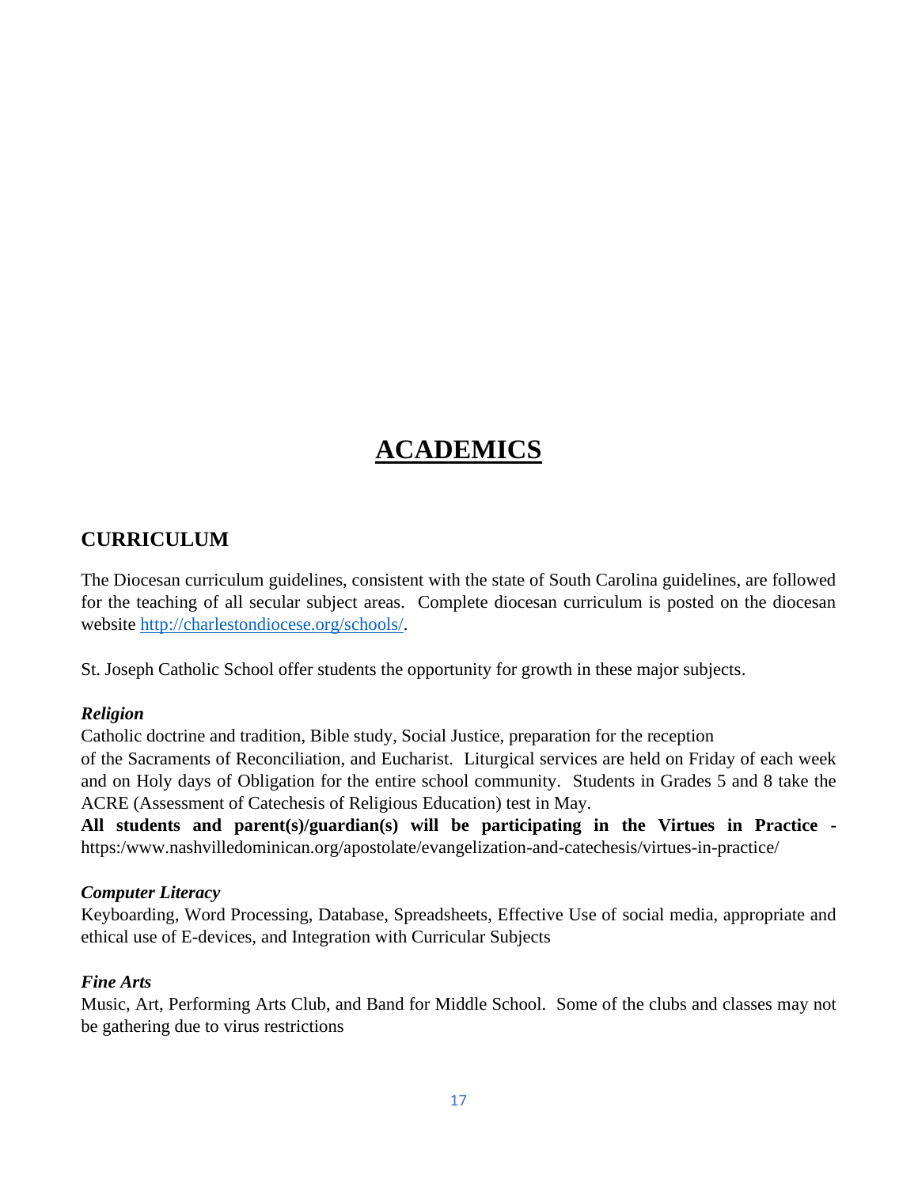# ACADEMICS

## CURRICULUM

The Diocesan curriculum guidelines, consistent with the state of South Carolina guidelines, are followed for the teaching of all secular subject areas. Complete diocesan curriculum is posted on the diocesan website [http://charlestondiocese.org/schools/](http://charlestondiocese.org/schools/).

St. Joseph Catholic School offer students the opportunity for growth in these major subjects.

***Religion***
Catholic doctrine and tradition, Bible study, Social Justice, preparation for the reception of the Sacraments of Reconciliation, and Eucharist. Liturgical services are held on Friday of each week and on Holy days of Obligation for the entire school community. Students in Grades 5 and 8 take the ACRE (Assessment of Catechesis of Religious Education) test in May.
**All students and parent(s)/guardian(s) will be participating in the Virtues in Practice -** https:/www.nashvilledominican.org/apostolate/evangelization-and-catechesis/virtues-in-practice/

***Computer Literacy***
Keyboarding, Word Processing, Database, Spreadsheets, Effective Use of social media, appropriate and ethical use of E-devices, and Integration with Curricular Subjects

***Fine Arts***
Music, Art, Performing Arts Club, and Band for Middle School. Some of the clubs and classes may not be gathering due to virus restrictions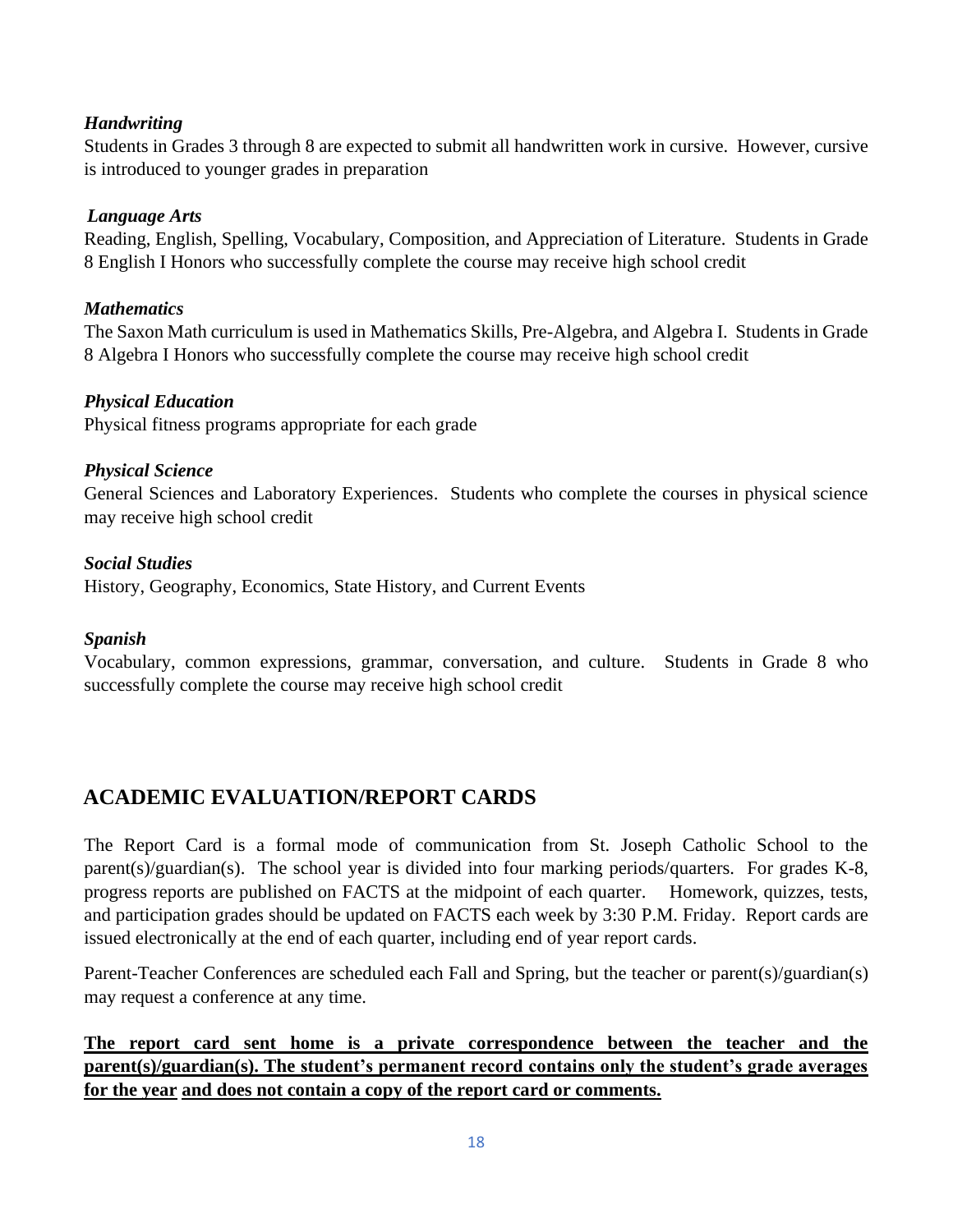***Handwriting***

Students in Grades 3 through 8 are expected to submit all handwritten work in cursive. However, cursive is introduced to younger grades in preparation

***Language Arts***

Reading, English, Spelling, Vocabulary, Composition, and Appreciation of Literature. Students in Grade 8 English I Honors who successfully complete the course may receive high school credit

***Mathematics***

The Saxon Math curriculum is used in Mathematics Skills, Pre-Algebra, and Algebra I. Students in Grade 8 Algebra I Honors who successfully complete the course may receive high school credit

***Physical Education***

Physical fitness programs appropriate for each grade

***Physical Science***

General Sciences and Laboratory Experiences. Students who complete the courses in physical science may receive high school credit

***Social Studies***

History, Geography, Economics, State History, and Current Events

***Spanish***

Vocabulary, common expressions, grammar, conversation, and culture. Students in Grade 8 who successfully complete the course may receive high school credit

## ACADEMIC EVALUATION/REPORT CARDS

The Report Card is a formal mode of communication from St. Joseph Catholic School to the parent(s)/guardian(s). The school year is divided into four marking periods/quarters. For grades K-8, progress reports are published on FACTS at the midpoint of each quarter. Homework, quizzes, tests, and participation grades should be updated on FACTS each week by 3:30 P.M. Friday. Report cards are issued electronically at the end of each quarter, including end of year report cards.

Parent-Teacher Conferences are scheduled each Fall and Spring, but the teacher or parent(s)/guardian(s) may request a conference at any time.

**The report card sent home is a private correspondence between the teacher and the parent(s)/guardian(s). The student's permanent record contains only the student's grade averages for the year and does not contain a copy of the report card or comments.**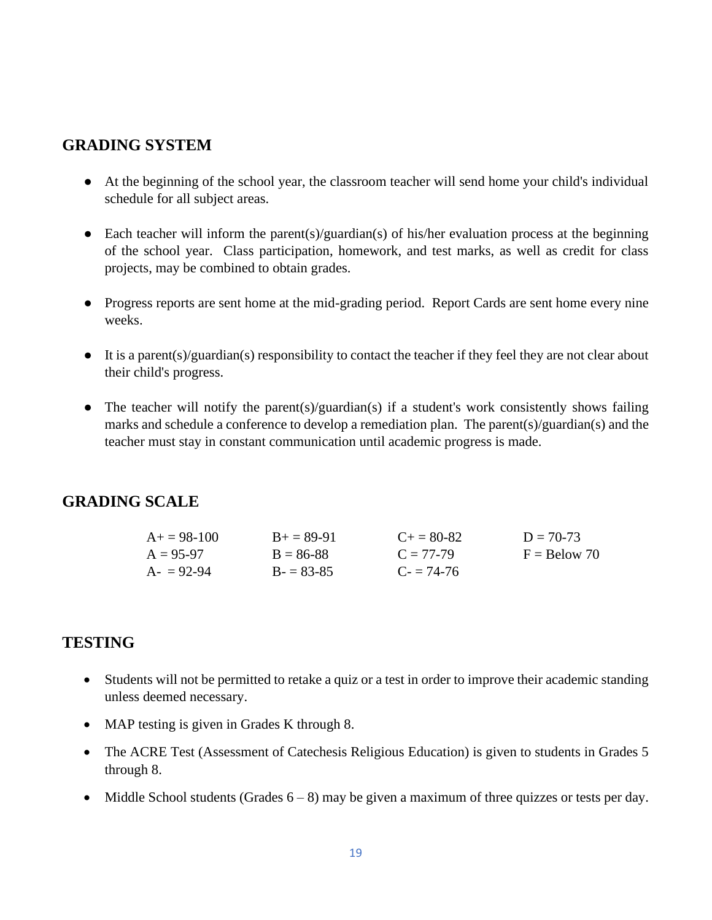## GRADING SYSTEM

- At the beginning of the school year, the classroom teacher will send home your child's individual schedule for all subject areas.
- Each teacher will inform the parent(s)/guardian(s) of his/her evaluation process at the beginning of the school year. Class participation, homework, and test marks, as well as credit for class projects, may be combined to obtain grades.
- Progress reports are sent home at the mid-grading period. Report Cards are sent home every nine weeks.
- It is a parent(s)/guardian(s) responsibility to contact the teacher if they feel they are not clear about their child's progress.
- The teacher will notify the parent(s)/guardian(s) if a student's work consistently shows failing marks and schedule a conference to develop a remediation plan. The parent(s)/guardian(s) and the teacher must stay in constant communication until academic progress is made.

## GRADING SCALE

| | | | |
|---|---|---|---|
| A+ = 98-100 | B+ = 89-91 | C+ = 80-82 | D = 70-73 |
| A = 95-97 | B = 86-88 | C = 77-79 | F = Below 70 |
| A- = 92-94 | B- = 83-85 | C- = 74-76 | |

## TESTING

- Students will not be permitted to retake a quiz or a test in order to improve their academic standing unless deemed necessary.
- MAP testing is given in Grades K through 8.
- The ACRE Test (Assessment of Catechesis Religious Education) is given to students in Grades 5 through 8.
- Middle School students (Grades 6 – 8) may be given a maximum of three quizzes or tests per day.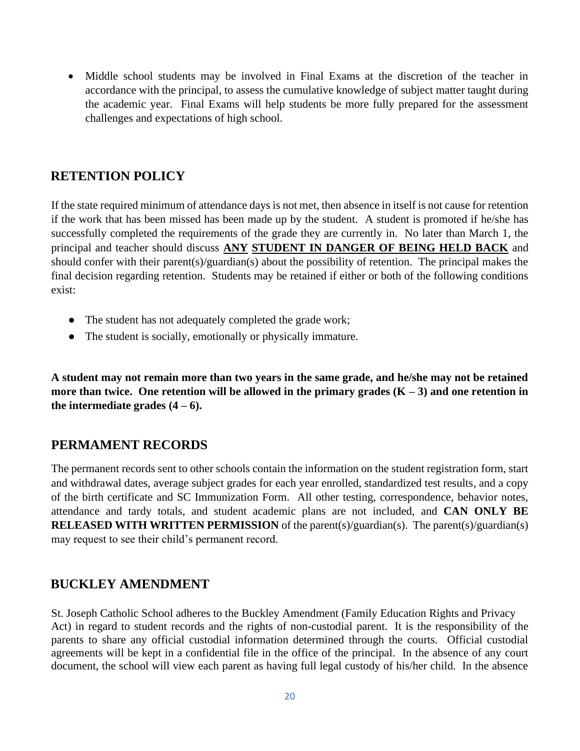- Middle school students may be involved in Final Exams at the discretion of the teacher in accordance with the principal, to assess the cumulative knowledge of subject matter taught during the academic year. Final Exams will help students be more fully prepared for the assessment challenges and expectations of high school.

## RETENTION POLICY

If the state required minimum of attendance days is not met, then absence in itself is not cause for retention if the work that has been missed has been made up by the student. A student is promoted if he/she has successfully completed the requirements of the grade they are currently in. No later than March 1, the principal and teacher should discuss **ANY STUDENT IN DANGER OF BEING HELD BACK** and should confer with their parent(s)/guardian(s) about the possibility of retention. The principal makes the final decision regarding retention. Students may be retained if either or both of the following conditions exist:

- The student has not adequately completed the grade work;
- The student is socially, emotionally or physically immature.

**A student may not remain more than two years in the same grade, and he/she may not be retained more than twice. One retention will be allowed in the primary grades (K – 3) and one retention in the intermediate grades (4 – 6).**

## PERMAMENT RECORDS

The permanent records sent to other schools contain the information on the student registration form, start and withdrawal dates, average subject grades for each year enrolled, standardized test results, and a copy of the birth certificate and SC Immunization Form. All other testing, correspondence, behavior notes, attendance and tardy totals, and student academic plans are not included, and **CAN ONLY BE RELEASED WITH WRITTEN PERMISSION** of the parent(s)/guardian(s). The parent(s)/guardian(s) may request to see their child's permanent record.

## BUCKLEY AMENDMENT

St. Joseph Catholic School adheres to the Buckley Amendment (Family Education Rights and Privacy Act) in regard to student records and the rights of non-custodial parent. It is the responsibility of the parents to share any official custodial information determined through the courts. Official custodial agreements will be kept in a confidential file in the office of the principal. In the absence of any court document, the school will view each parent as having full legal custody of his/her child. In the absence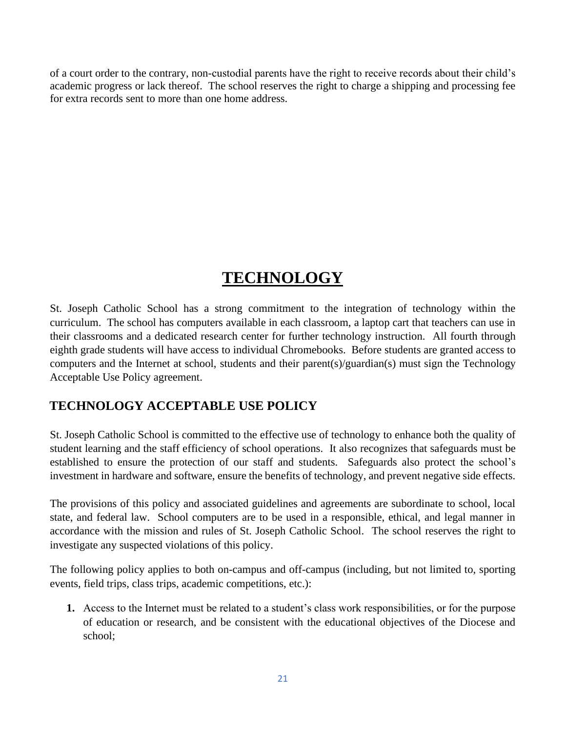of a court order to the contrary, non-custodial parents have the right to receive records about their child's academic progress or lack thereof. The school reserves the right to charge a shipping and processing fee for extra records sent to more than one home address.

# TECHNOLOGY

St. Joseph Catholic School has a strong commitment to the integration of technology within the curriculum. The school has computers available in each classroom, a laptop cart that teachers can use in their classrooms and a dedicated research center for further technology instruction. All fourth through eighth grade students will have access to individual Chromebooks. Before students are granted access to computers and the Internet at school, students and their parent(s)/guardian(s) must sign the Technology Acceptable Use Policy agreement.

## TECHNOLOGY ACCEPTABLE USE POLICY

St. Joseph Catholic School is committed to the effective use of technology to enhance both the quality of student learning and the staff efficiency of school operations. It also recognizes that safeguards must be established to ensure the protection of our staff and students. Safeguards also protect the school's investment in hardware and software, ensure the benefits of technology, and prevent negative side effects.

The provisions of this policy and associated guidelines and agreements are subordinate to school, local state, and federal law. School computers are to be used in a responsible, ethical, and legal manner in accordance with the mission and rules of St. Joseph Catholic School. The school reserves the right to investigate any suspected violations of this policy.

The following policy applies to both on-campus and off-campus (including, but not limited to, sporting events, field trips, class trips, academic competitions, etc.):

1. Access to the Internet must be related to a student's class work responsibilities, or for the purpose of education or research, and be consistent with the educational objectives of the Diocese and school;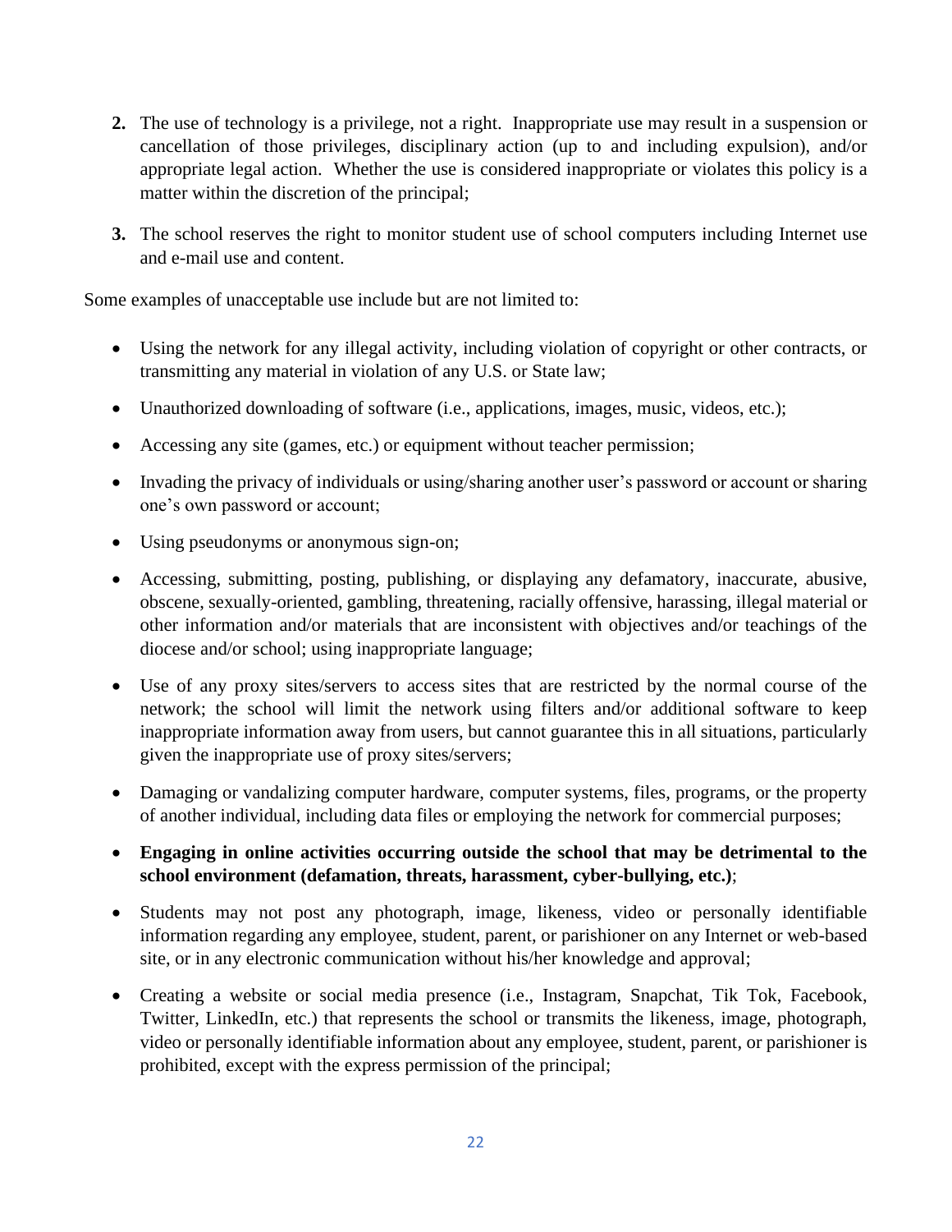2. **2.** The use of technology is a privilege, not a right. Inappropriate use may result in a suspension or cancellation of those privileges, disciplinary action (up to and including expulsion), and/or appropriate legal action. Whether the use is considered inappropriate or violates this policy is a matter within the discretion of the principal;

3. **3.** The school reserves the right to monitor student use of school computers including Internet use and e-mail use and content.

Some examples of unacceptable use include but are not limited to:

- Using the network for any illegal activity, including violation of copyright or other contracts, or transmitting any material in violation of any U.S. or State law;
- Unauthorized downloading of software (i.e., applications, images, music, videos, etc.);
- Accessing any site (games, etc.) or equipment without teacher permission;
- Invading the privacy of individuals or using/sharing another user's password or account or sharing one's own password or account;
- Using pseudonyms or anonymous sign-on;
- Accessing, submitting, posting, publishing, or displaying any defamatory, inaccurate, abusive, obscene, sexually-oriented, gambling, threatening, racially offensive, harassing, illegal material or other information and/or materials that are inconsistent with objectives and/or teachings of the diocese and/or school; using inappropriate language;
- Use of any proxy sites/servers to access sites that are restricted by the normal course of the network; the school will limit the network using filters and/or additional software to keep inappropriate information away from users, but cannot guarantee this in all situations, particularly given the inappropriate use of proxy sites/servers;
- Damaging or vandalizing computer hardware, computer systems, files, programs, or the property of another individual, including data files or employing the network for commercial purposes;
- **Engaging in online activities occurring outside the school that may be detrimental to the school environment (defamation, threats, harassment, cyber-bullying, etc.)**;
- Students may not post any photograph, image, likeness, video or personally identifiable information regarding any employee, student, parent, or parishioner on any Internet or web-based site, or in any electronic communication without his/her knowledge and approval;
- Creating a website or social media presence (i.e., Instagram, Snapchat, Tik Tok, Facebook, Twitter, LinkedIn, etc.) that represents the school or transmits the likeness, image, photograph, video or personally identifiable information about any employee, student, parent, or parishioner is prohibited, except with the express permission of the principal;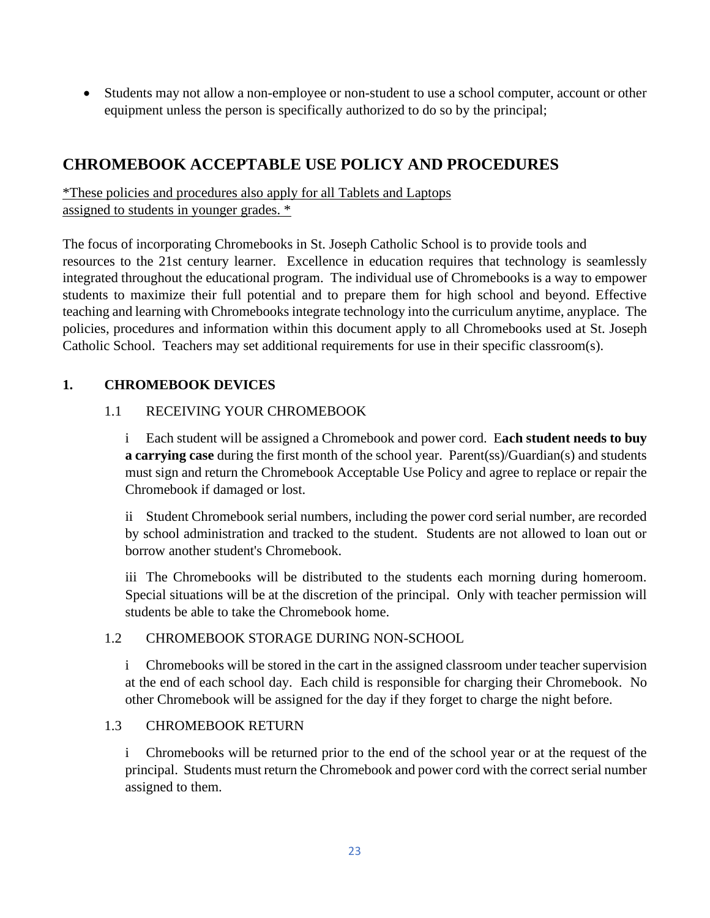- Students may not allow a non-employee or non-student to use a school computer, account or other equipment unless the person is specifically authorized to do so by the principal;

## CHROMEBOOK ACCEPTABLE USE POLICY AND PROCEDURES

*These policies and procedures also apply for all Tablets and Laptops assigned to students in younger grades. *

The focus of incorporating Chromebooks in St. Joseph Catholic School is to provide tools and resources to the 21st century learner. Excellence in education requires that technology is seamlessly integrated throughout the educational program. The individual use of Chromebooks is a way to empower students to maximize their full potential and to prepare them for high school and beyond. Effective teaching and learning with Chromebooks integrate technology into the curriculum anytime, anyplace. The policies, procedures and information within this document apply to all Chromebooks used at St. Joseph Catholic School. Teachers may set additional requirements for use in their specific classroom(s).

### 1. CHROMEBOOK DEVICES

#### 1.1 RECEIVING YOUR CHROMEBOOK

i Each student will be assigned a Chromebook and power cord. E**ach student needs to buy a carrying case** during the first month of the school year. Parent(ss)/Guardian(s) and students must sign and return the Chromebook Acceptable Use Policy and agree to replace or repair the Chromebook if damaged or lost.

ii Student Chromebook serial numbers, including the power cord serial number, are recorded by school administration and tracked to the student. Students are not allowed to loan out or borrow another student's Chromebook.

iii The Chromebooks will be distributed to the students each morning during homeroom. Special situations will be at the discretion of the principal. Only with teacher permission will students be able to take the Chromebook home.

#### 1.2 CHROMEBOOK STORAGE DURING NON-SCHOOL

i Chromebooks will be stored in the cart in the assigned classroom under teacher supervision at the end of each school day. Each child is responsible for charging their Chromebook. No other Chromebook will be assigned for the day if they forget to charge the night before.

#### 1.3 CHROMEBOOK RETURN

i Chromebooks will be returned prior to the end of the school year or at the request of the principal. Students must return the Chromebook and power cord with the correct serial number assigned to them.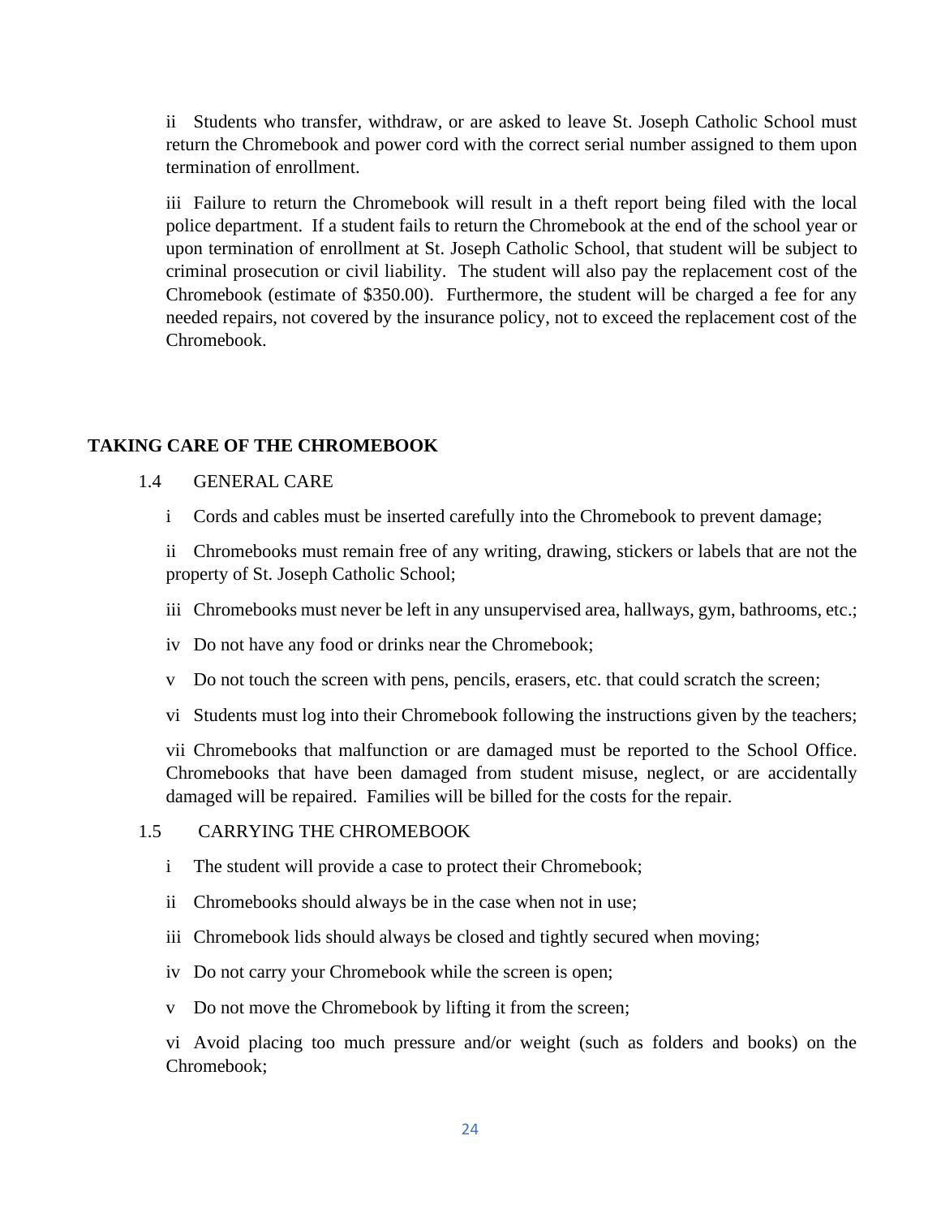ii Students who transfer, withdraw, or are asked to leave St. Joseph Catholic School must return the Chromebook and power cord with the correct serial number assigned to them upon termination of enrollment.

iii Failure to return the Chromebook will result in a theft report being filed with the local police department. If a student fails to return the Chromebook at the end of the school year or upon termination of enrollment at St. Joseph Catholic School, that student will be subject to criminal prosecution or civil liability. The student will also pay the replacement cost of the Chromebook (estimate of $350.00). Furthermore, the student will be charged a fee for any needed repairs, not covered by the insurance policy, not to exceed the replacement cost of the Chromebook.

**TAKING CARE OF THE CHROMEBOOK**

1.4 GENERAL CARE

i Cords and cables must be inserted carefully into the Chromebook to prevent damage;

ii Chromebooks must remain free of any writing, drawing, stickers or labels that are not the property of St. Joseph Catholic School;

iii Chromebooks must never be left in any unsupervised area, hallways, gym, bathrooms, etc.;

iv Do not have any food or drinks near the Chromebook;

v Do not touch the screen with pens, pencils, erasers, etc. that could scratch the screen;

vi Students must log into their Chromebook following the instructions given by the teachers;

vii Chromebooks that malfunction or are damaged must be reported to the School Office. Chromebooks that have been damaged from student misuse, neglect, or are accidentally damaged will be repaired. Families will be billed for the costs for the repair.

1.5 CARRYING THE CHROMEBOOK

i The student will provide a case to protect their Chromebook;

ii Chromebooks should always be in the case when not in use;

iii Chromebook lids should always be closed and tightly secured when moving;

iv Do not carry your Chromebook while the screen is open;

v Do not move the Chromebook by lifting it from the screen;

vi Avoid placing too much pressure and/or weight (such as folders and books) on the Chromebook;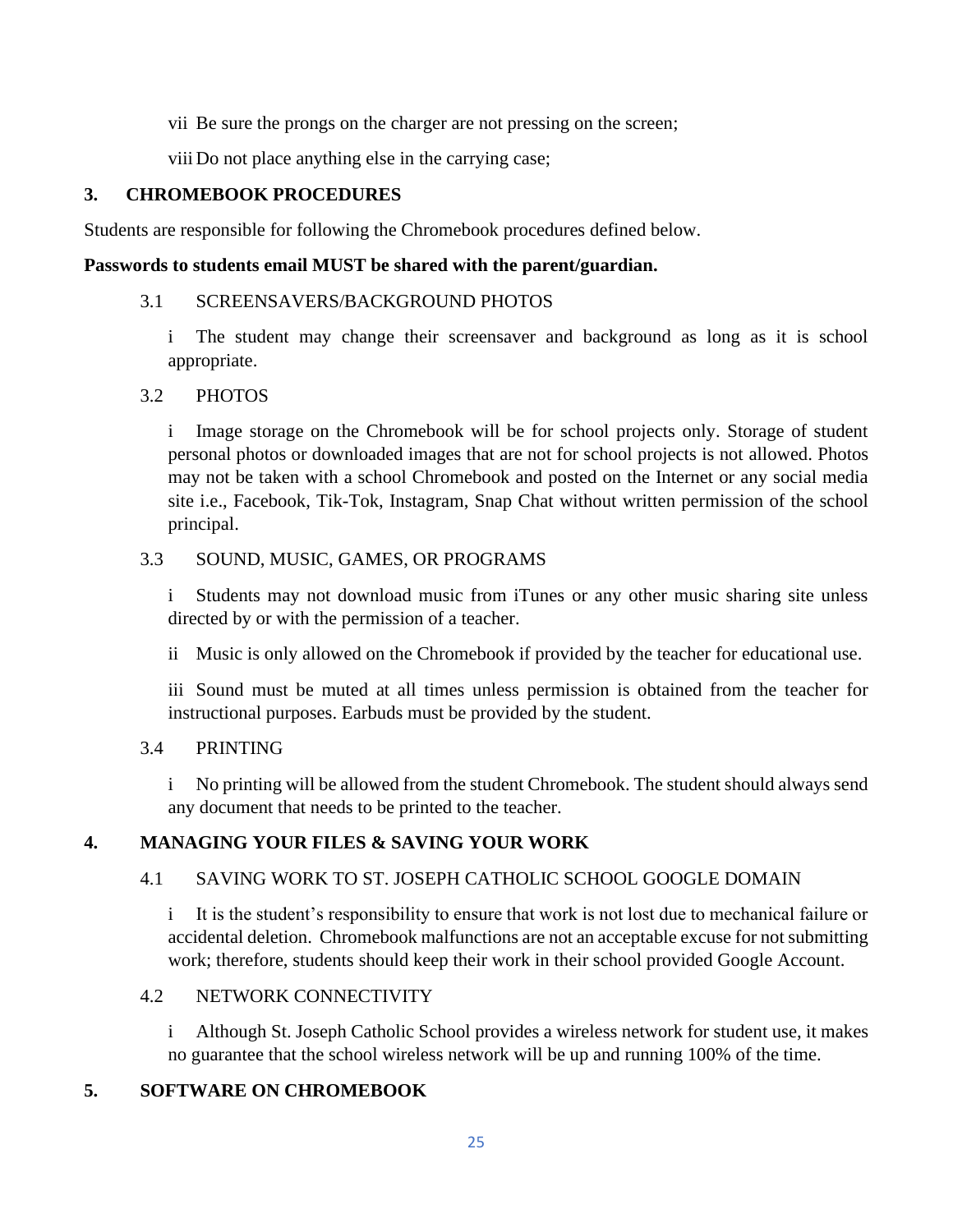vii Be sure the prongs on the charger are not pressing on the screen;

viii Do not place anything else in the carrying case;

## 3. CHROMEBOOK PROCEDURES

Students are responsible for following the Chromebook procedures defined below.

**Passwords to students email MUST be shared with the parent/guardian.**

### 3.1 SCREENSAVERS/BACKGROUND PHOTOS

i The student may change their screensaver and background as long as it is school appropriate.

### 3.2 PHOTOS

i Image storage on the Chromebook will be for school projects only. Storage of student personal photos or downloaded images that are not for school projects is not allowed. Photos may not be taken with a school Chromebook and posted on the Internet or any social media site i.e., Facebook, Tik-Tok, Instagram, Snap Chat without written permission of the school principal.

### 3.3 SOUND, MUSIC, GAMES, OR PROGRAMS

i Students may not download music from iTunes or any other music sharing site unless directed by or with the permission of a teacher.

ii Music is only allowed on the Chromebook if provided by the teacher for educational use.

iii Sound must be muted at all times unless permission is obtained from the teacher for instructional purposes. Earbuds must be provided by the student.

### 3.4 PRINTING

i No printing will be allowed from the student Chromebook. The student should always send any document that needs to be printed to the teacher.

## 4. MANAGING YOUR FILES & SAVING YOUR WORK

### 4.1 SAVING WORK TO ST. JOSEPH CATHOLIC SCHOOL GOOGLE DOMAIN

i It is the student's responsibility to ensure that work is not lost due to mechanical failure or accidental deletion. Chromebook malfunctions are not an acceptable excuse for not submitting work; therefore, students should keep their work in their school provided Google Account.

### 4.2 NETWORK CONNECTIVITY

i Although St. Joseph Catholic School provides a wireless network for student use, it makes no guarantee that the school wireless network will be up and running 100% of the time.

## 5. SOFTWARE ON CHROMEBOOK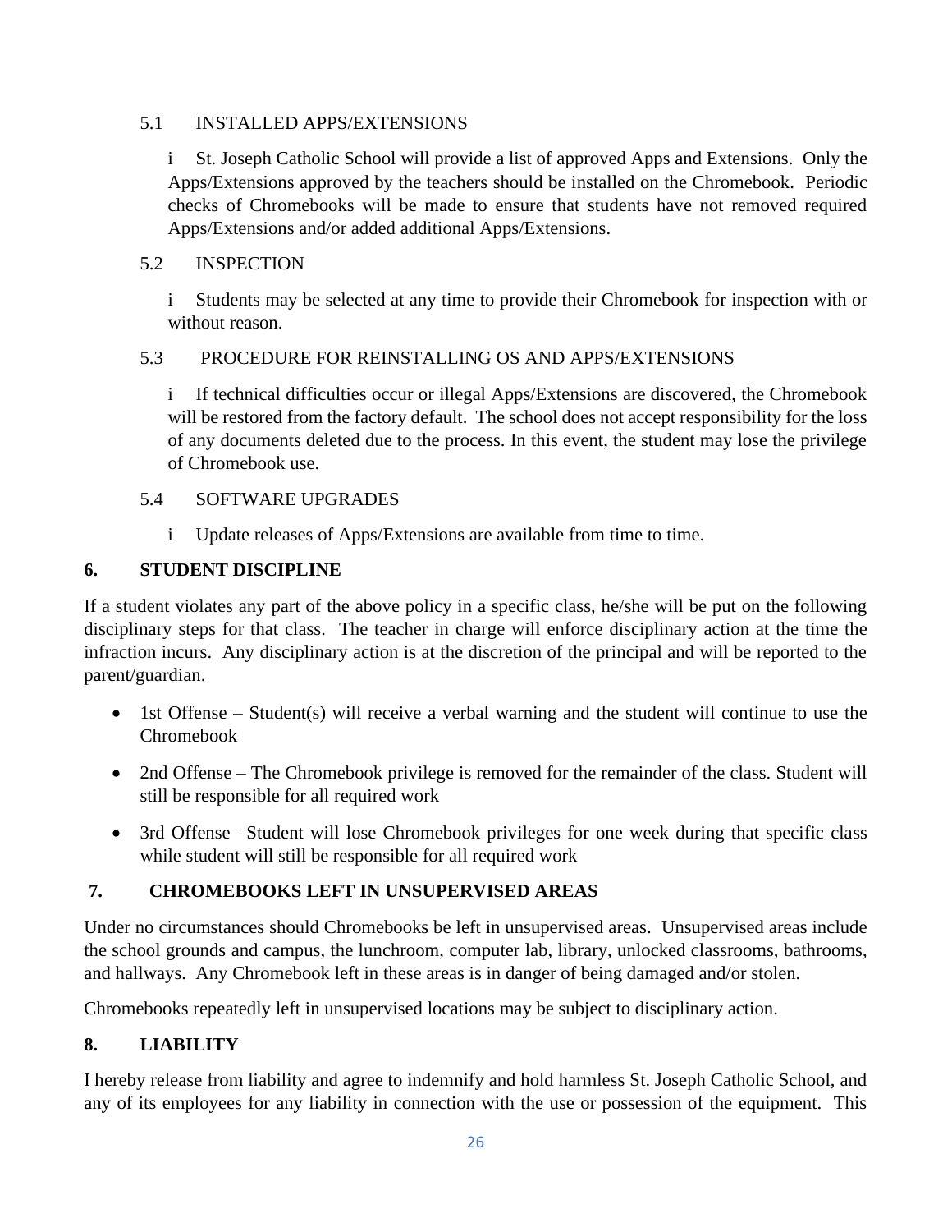### 5.1 INSTALLED APPS/EXTENSIONS

i St. Joseph Catholic School will provide a list of approved Apps and Extensions. Only the Apps/Extensions approved by the teachers should be installed on the Chromebook. Periodic checks of Chromebooks will be made to ensure that students have not removed required Apps/Extensions and/or added additional Apps/Extensions.

### 5.2 INSPECTION

i Students may be selected at any time to provide their Chromebook for inspection with or without reason.

### 5.3 PROCEDURE FOR REINSTALLING OS AND APPS/EXTENSIONS

i If technical difficulties occur or illegal Apps/Extensions are discovered, the Chromebook will be restored from the factory default. The school does not accept responsibility for the loss of any documents deleted due to the process. In this event, the student may lose the privilege of Chromebook use.

### 5.4 SOFTWARE UPGRADES

i Update releases of Apps/Extensions are available from time to time.

## 6. STUDENT DISCIPLINE

If a student violates any part of the above policy in a specific class, he/she will be put on the following disciplinary steps for that class. The teacher in charge will enforce disciplinary action at the time the infraction incurs. Any disciplinary action is at the discretion of the principal and will be reported to the parent/guardian.

- 1st Offense – Student(s) will receive a verbal warning and the student will continue to use the Chromebook
- 2nd Offense – The Chromebook privilege is removed for the remainder of the class. Student will still be responsible for all required work
- 3rd Offense– Student will lose Chromebook privileges for one week during that specific class while student will still be responsible for all required work

## 7. CHROMEBOOKS LEFT IN UNSUPERVISED AREAS

Under no circumstances should Chromebooks be left in unsupervised areas. Unsupervised areas include the school grounds and campus, the lunchroom, computer lab, library, unlocked classrooms, bathrooms, and hallways. Any Chromebook left in these areas is in danger of being damaged and/or stolen.

Chromebooks repeatedly left in unsupervised locations may be subject to disciplinary action.

## 8. LIABILITY

I hereby release from liability and agree to indemnify and hold harmless St. Joseph Catholic School, and any of its employees for any liability in connection with the use or possession of the equipment. This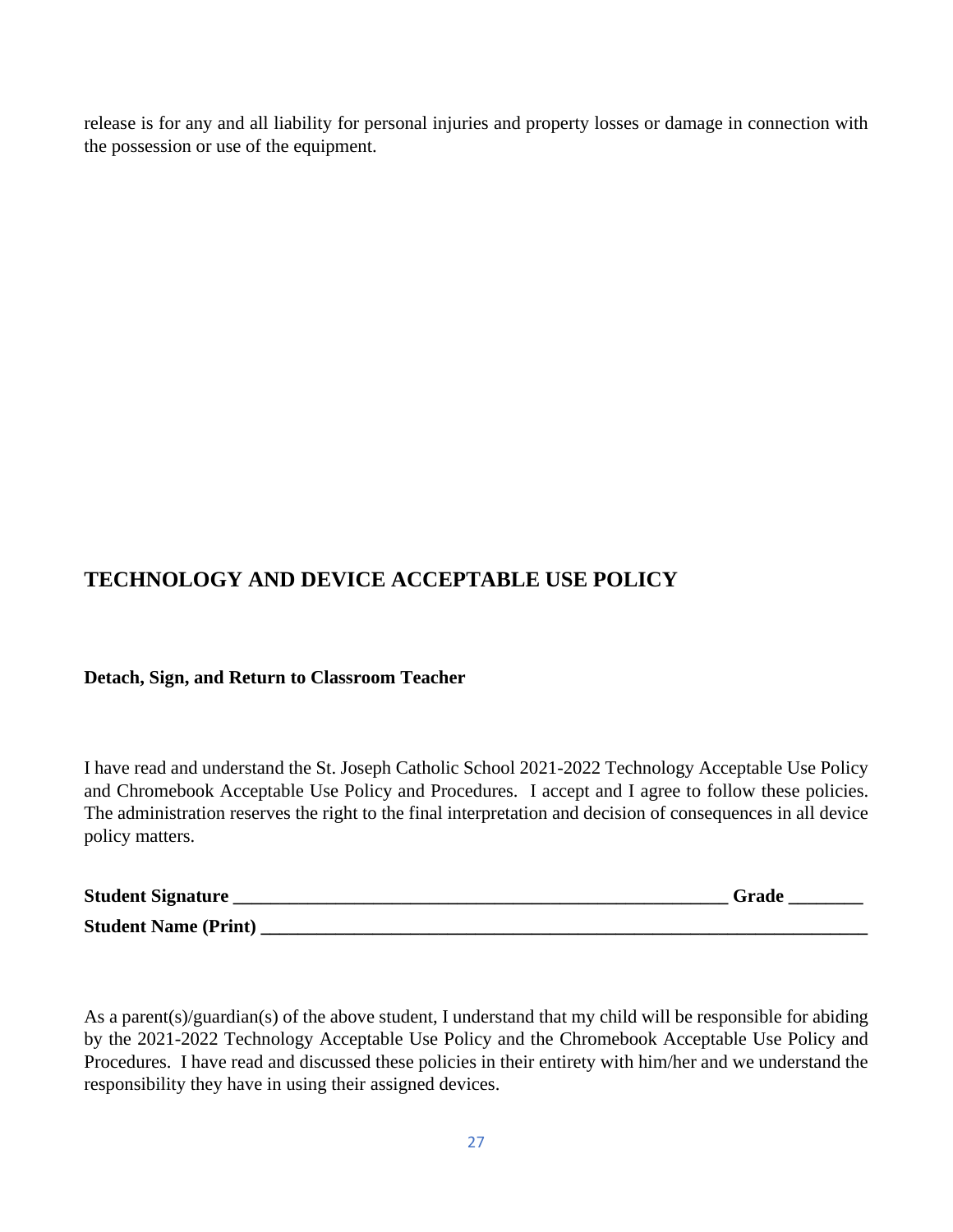release is for any and all liability for personal injuries and property losses or damage in connection with the possession or use of the equipment.

## TECHNOLOGY AND DEVICE ACCEPTABLE USE POLICY

**Detach, Sign, and Return to Classroom Teacher**

I have read and understand the St. Joseph Catholic School 2021-2022 Technology Acceptable Use Policy and Chromebook Acceptable Use Policy and Procedures. I accept and I agree to follow these policies. The administration reserves the right to the final interpretation and decision of consequences in all device policy matters.

**Student Signature ________________________________________________________ Grade ________**

**Student Name (Print) ________________________________________________________________**

As a parent(s)/guardian(s) of the above student, I understand that my child will be responsible for abiding by the 2021-2022 Technology Acceptable Use Policy and the Chromebook Acceptable Use Policy and Procedures. I have read and discussed these policies in their entirety with him/her and we understand the responsibility they have in using their assigned devices.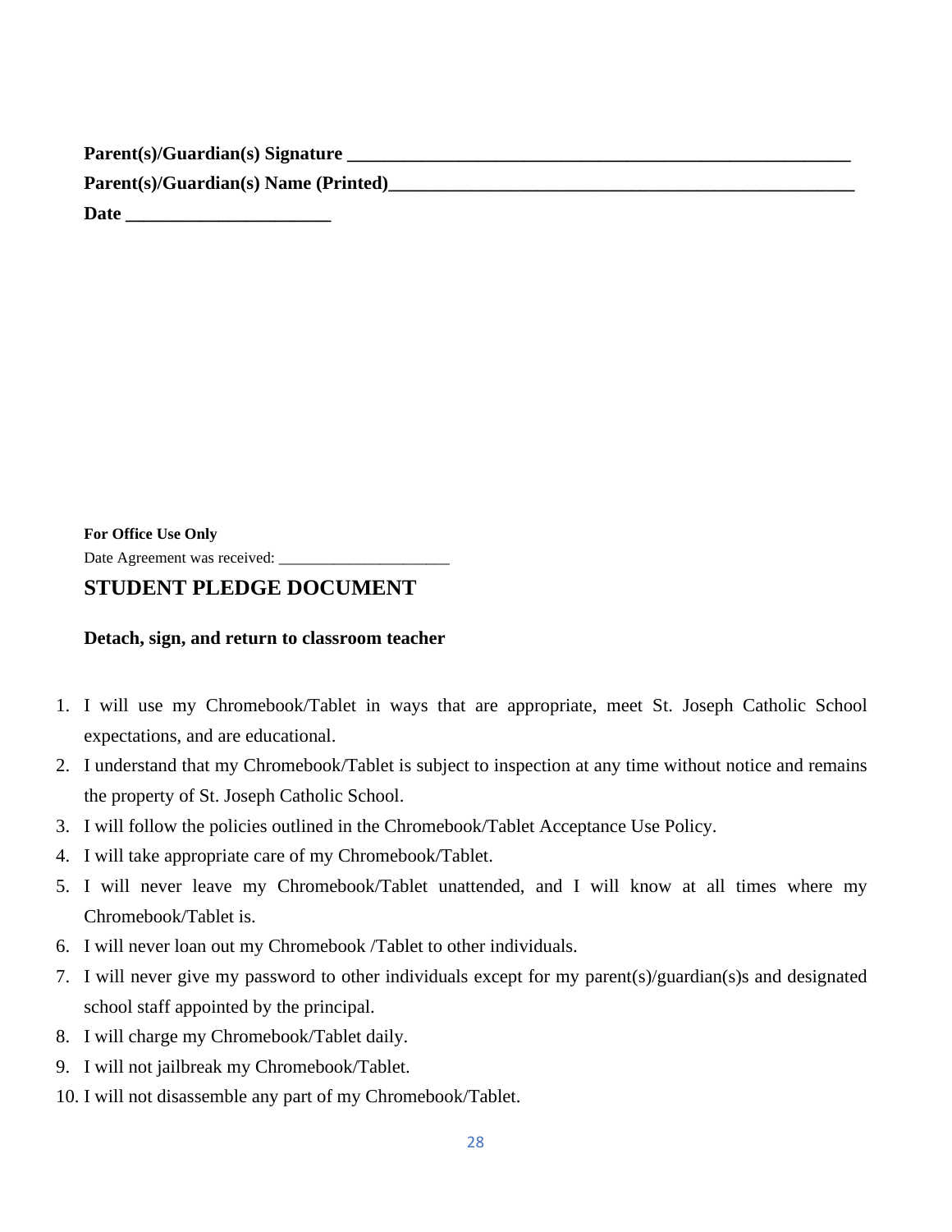**Parent(s)/Guardian(s) Signature \_\_\_\_\_\_\_\_\_\_\_\_\_\_\_\_\_\_\_\_\_\_\_\_\_\_\_\_\_\_\_\_\_\_\_\_\_\_\_\_\_\_\_\_\_\_\_\_\_\_\_\_\_\_\_\_**

**Parent(s)/Guardian(s) Name (Printed)\_\_\_\_\_\_\_\_\_\_\_\_\_\_\_\_\_\_\_\_\_\_\_\_\_\_\_\_\_\_\_\_\_\_\_\_\_\_\_\_\_\_\_\_\_\_\_\_\_\_\_\_**

**Date \_\_\_\_\_\_\_\_\_\_\_\_\_\_\_\_\_\_\_\_\_\_**

**For Office Use Only**

Date Agreement was received: \_\_\_\_\_\_\_\_\_\_\_\_\_\_\_\_\_\_\_\_\_\_

## STUDENT PLEDGE DOCUMENT

**Detach, sign, and return to classroom teacher**

1. I will use my Chromebook/Tablet in ways that are appropriate, meet St. Joseph Catholic School expectations, and are educational.
2. I understand that my Chromebook/Tablet is subject to inspection at any time without notice and remains the property of St. Joseph Catholic School.
3. I will follow the policies outlined in the Chromebook/Tablet Acceptance Use Policy.
4. I will take appropriate care of my Chromebook/Tablet.
5. I will never leave my Chromebook/Tablet unattended, and I will know at all times where my Chromebook/Tablet is.
6. I will never loan out my Chromebook /Tablet to other individuals.
7. I will never give my password to other individuals except for my parent(s)/guardian(s)s and designated school staff appointed by the principal.
8. I will charge my Chromebook/Tablet daily.
9. I will not jailbreak my Chromebook/Tablet.
10. I will not disassemble any part of my Chromebook/Tablet.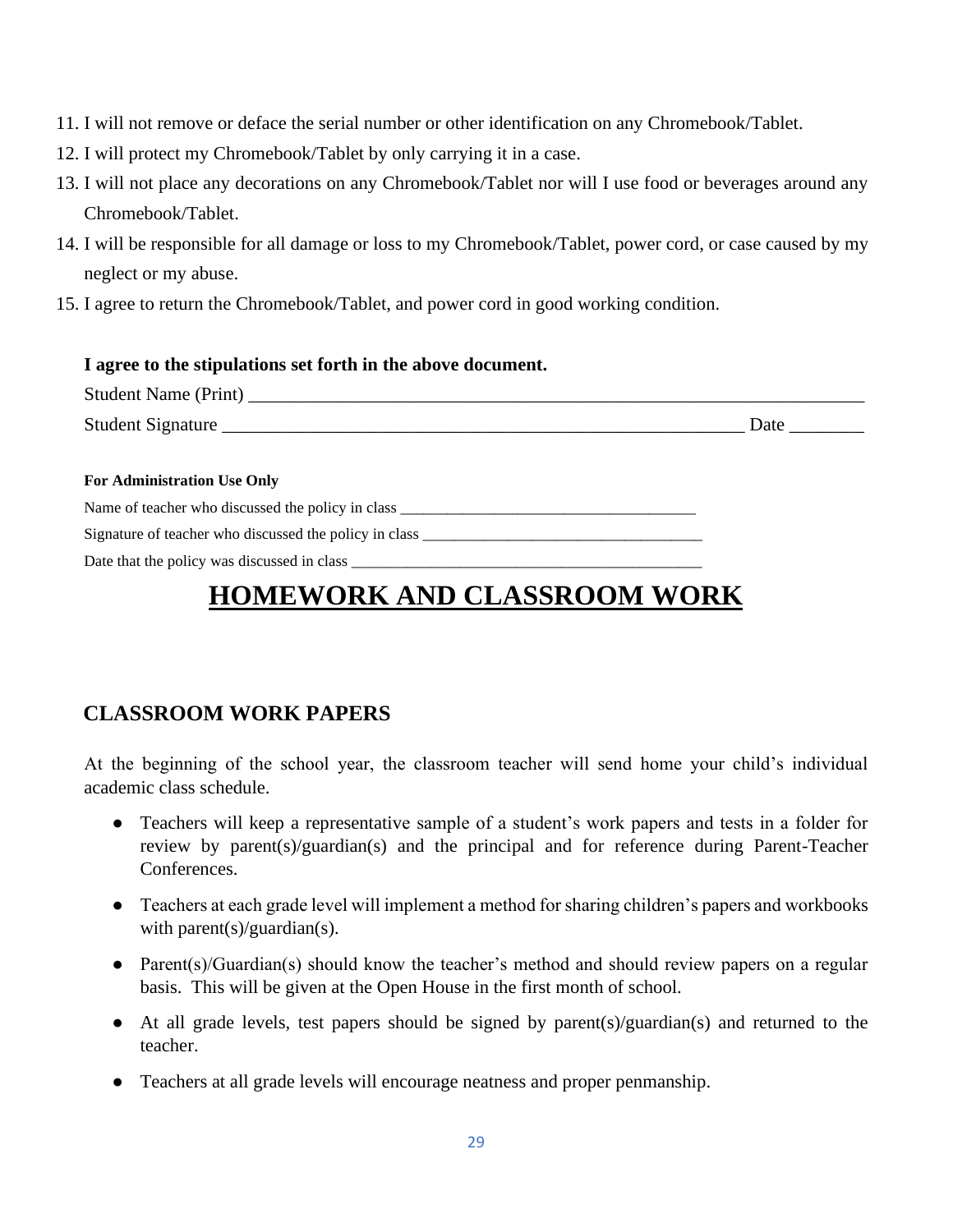11. I will not remove or deface the serial number or other identification on any Chromebook/Tablet.
12. I will protect my Chromebook/Tablet by only carrying it in a case.
13. I will not place any decorations on any Chromebook/Tablet nor will I use food or beverages around any Chromebook/Tablet.
14. I will be responsible for all damage or loss to my Chromebook/Tablet, power cord, or case caused by my neglect or my abuse.
15. I agree to return the Chromebook/Tablet, and power cord in good working condition.

**I agree to the stipulations set forth in the above document.**

Student Name (Print) ______________________________________________________________________

Student Signature ________________________________________________________ Date ________

**For Administration Use Only**

Name of teacher who discussed the policy in class ______________________________________

Signature of teacher who discussed the policy in class ____________________________________

Date that the policy was discussed in class ______________________________________________

# HOMEWORK AND CLASSROOM WORK

## CLASSROOM WORK PAPERS

At the beginning of the school year, the classroom teacher will send home your child's individual academic class schedule.

- Teachers will keep a representative sample of a student's work papers and tests in a folder for review by parent(s)/guardian(s) and the principal and for reference during Parent-Teacher Conferences.
- Teachers at each grade level will implement a method for sharing children's papers and workbooks with parent(s)/guardian(s).
- Parent(s)/Guardian(s) should know the teacher's method and should review papers on a regular basis. This will be given at the Open House in the first month of school.
- At all grade levels, test papers should be signed by parent(s)/guardian(s) and returned to the teacher.
- Teachers at all grade levels will encourage neatness and proper penmanship.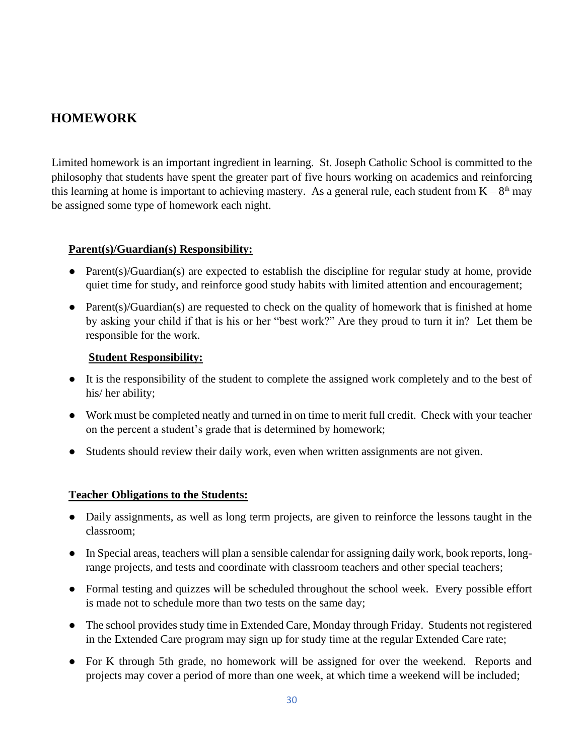## HOMEWORK

Limited homework is an important ingredient in learning. St. Joseph Catholic School is committed to the philosophy that students have spent the greater part of five hours working on academics and reinforcing this learning at home is important to achieving mastery. As a general rule, each student from K – 8th may be assigned some type of homework each night.

**Parent(s)/Guardian(s) Responsibility:**

- Parent(s)/Guardian(s) are expected to establish the discipline for regular study at home, provide quiet time for study, and reinforce good study habits with limited attention and encouragement;
- Parent(s)/Guardian(s) are requested to check on the quality of homework that is finished at home by asking your child if that is his or her "best work?" Are they proud to turn it in? Let them be responsible for the work.

**Student Responsibility:**

- It is the responsibility of the student to complete the assigned work completely and to the best of his/ her ability;
- Work must be completed neatly and turned in on time to merit full credit. Check with your teacher on the percent a student's grade that is determined by homework;
- Students should review their daily work, even when written assignments are not given.

**Teacher Obligations to the Students:**

- Daily assignments, as well as long term projects, are given to reinforce the lessons taught in the classroom;
- In Special areas, teachers will plan a sensible calendar for assigning daily work, book reports, long-range projects, and tests and coordinate with classroom teachers and other special teachers;
- Formal testing and quizzes will be scheduled throughout the school week. Every possible effort is made not to schedule more than two tests on the same day;
- The school provides study time in Extended Care, Monday through Friday. Students not registered in the Extended Care program may sign up for study time at the regular Extended Care rate;
- For K through 5th grade, no homework will be assigned for over the weekend. Reports and projects may cover a period of more than one week, at which time a weekend will be included;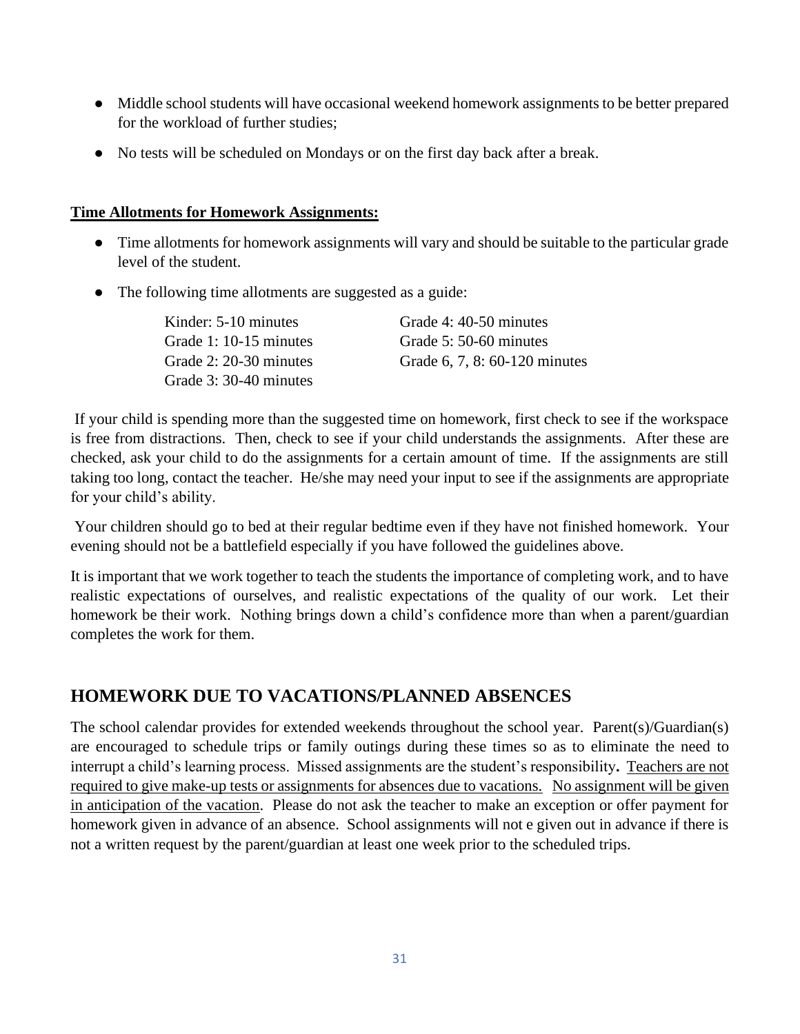- Middle school students will have occasional weekend homework assignments to be better prepared for the workload of further studies;
- No tests will be scheduled on Mondays or on the first day back after a break.

**Time Allotments for Homework Assignments:**

- Time allotments for homework assignments will vary and should be suitable to the particular grade level of the student.
- The following time allotments are suggested as a guide:

| | |
|---|---|
| Kinder: 5-10 minutes | Grade 4: 40-50 minutes |
| Grade 1: 10-15 minutes | Grade 5: 50-60 minutes |
| Grade 2: 20-30 minutes | Grade 6, 7, 8: 60-120 minutes |
| Grade 3: 30-40 minutes | |

If your child is spending more than the suggested time on homework, first check to see if the workspace is free from distractions. Then, check to see if your child understands the assignments. After these are checked, ask your child to do the assignments for a certain amount of time. If the assignments are still taking too long, contact the teacher. He/she may need your input to see if the assignments are appropriate for your child's ability.

Your children should go to bed at their regular bedtime even if they have not finished homework. Your evening should not be a battlefield especially if you have followed the guidelines above.

It is important that we work together to teach the students the importance of completing work, and to have realistic expectations of ourselves, and realistic expectations of the quality of our work. Let their homework be their work. Nothing brings down a child's confidence more than when a parent/guardian completes the work for them.

## HOMEWORK DUE TO VACATIONS/PLANNED ABSENCES

The school calendar provides for extended weekends throughout the school year. Parent(s)/Guardian(s) are encouraged to schedule trips or family outings during these times so as to eliminate the need to interrupt a child's learning process. Missed assignments are the student's responsibility**.** Teachers are not required to give make-up tests or assignments for absences due to vacations. No assignment will be given in anticipation of the vacation. Please do not ask the teacher to make an exception or offer payment for homework given in advance of an absence. School assignments will not e given out in advance if there is not a written request by the parent/guardian at least one week prior to the scheduled trips.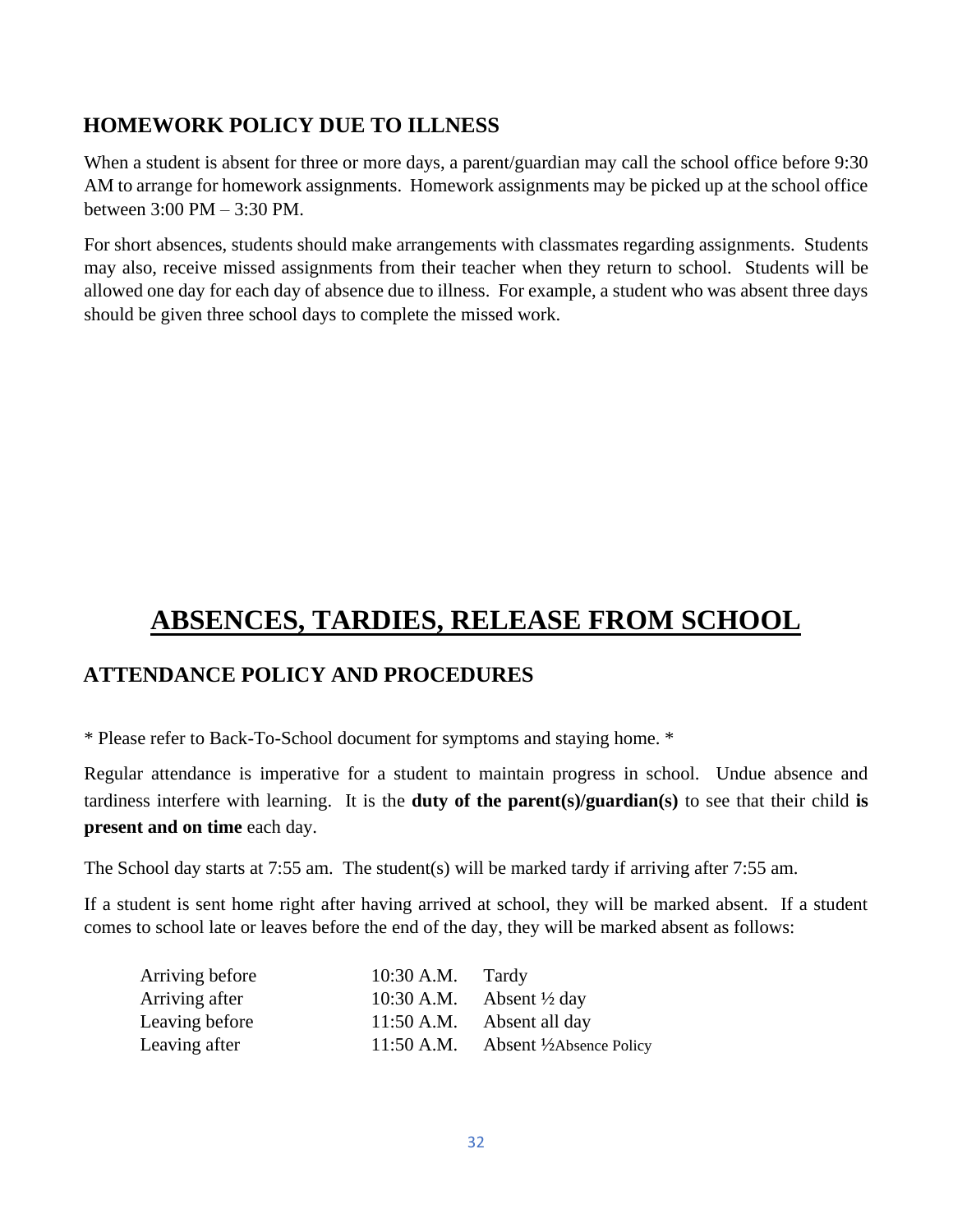## HOMEWORK POLICY DUE TO ILLNESS

When a student is absent for three or more days, a parent/guardian may call the school office before 9:30 AM to arrange for homework assignments. Homework assignments may be picked up at the school office between 3:00 PM – 3:30 PM.

For short absences, students should make arrangements with classmates regarding assignments. Students may also, receive missed assignments from their teacher when they return to school. Students will be allowed one day for each day of absence due to illness. For example, a student who was absent three days should be given three school days to complete the missed work.

# ABSENCES, TARDIES, RELEASE FROM SCHOOL

## ATTENDANCE POLICY AND PROCEDURES

* Please refer to Back-To-School document for symptoms and staying home. *

Regular attendance is imperative for a student to maintain progress in school. Undue absence and tardiness interfere with learning. It is the **duty of the parent(s)/guardian(s)** to see that their child **is present and on time** each day.

The School day starts at 7:55 am. The student(s) will be marked tardy if arriving after 7:55 am.

If a student is sent home right after having arrived at school, they will be marked absent. If a student comes to school late or leaves before the end of the day, they will be marked absent as follows:

| | | |
|---|---|---|
| Arriving before | 10:30 A.M. | Tardy |
| Arriving after | 10:30 A.M. | Absent ½ day |
| Leaving before | 11:50 A.M. | Absent all day |
| Leaving after | 11:50 A.M. | Absent ½Absence Policy |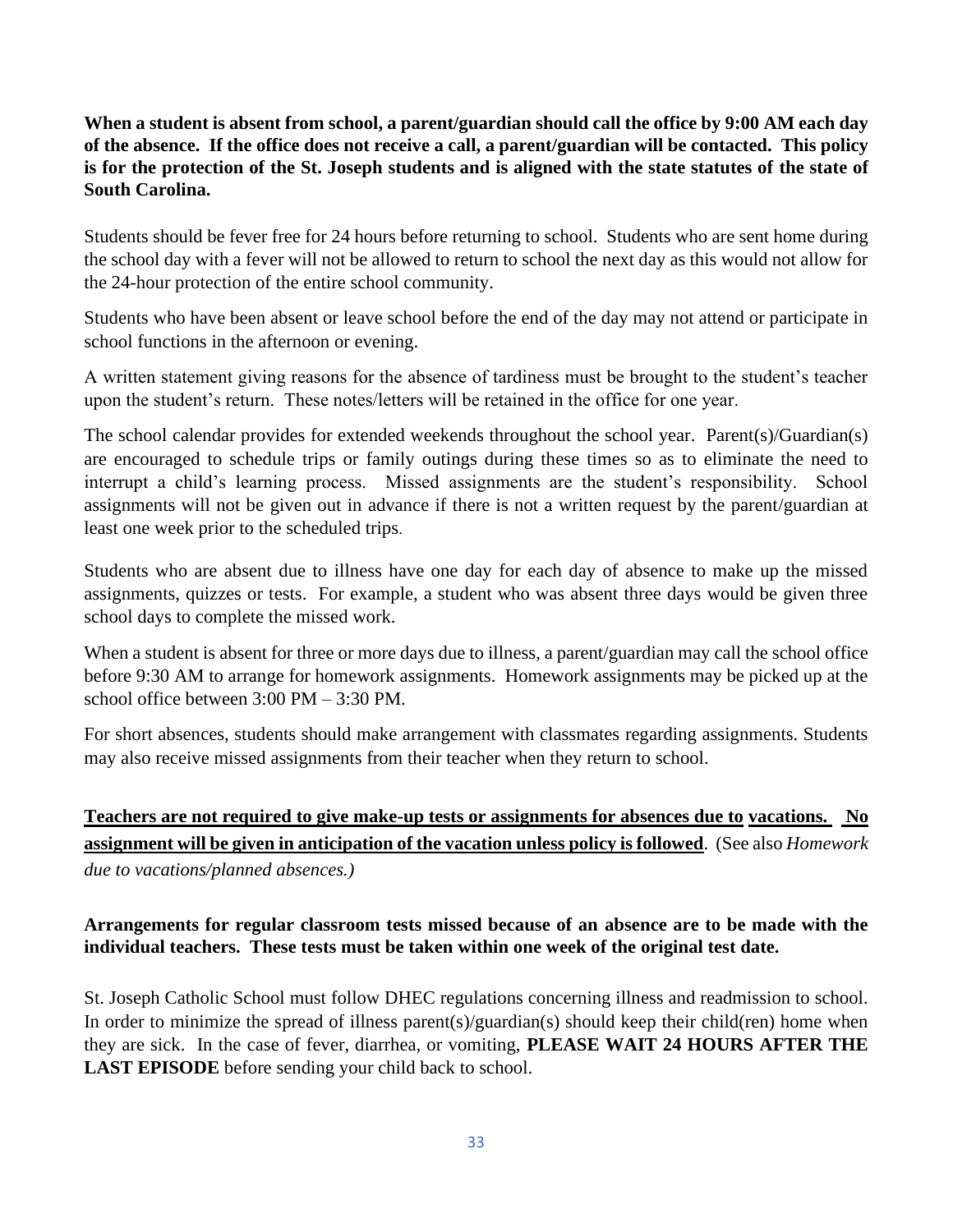**When a student is absent from school, a parent/guardian should call the office by 9:00 AM each day of the absence. If the office does not receive a call, a parent/guardian will be contacted. This policy is for the protection of the St. Joseph students and is aligned with the state statutes of the state of South Carolina.**

Students should be fever free for 24 hours before returning to school. Students who are sent home during the school day with a fever will not be allowed to return to school the next day as this would not allow for the 24-hour protection of the entire school community.

Students who have been absent or leave school before the end of the day may not attend or participate in school functions in the afternoon or evening.

A written statement giving reasons for the absence of tardiness must be brought to the student's teacher upon the student's return. These notes/letters will be retained in the office for one year.

The school calendar provides for extended weekends throughout the school year. Parent(s)/Guardian(s) are encouraged to schedule trips or family outings during these times so as to eliminate the need to interrupt a child's learning process. Missed assignments are the student's responsibility. School assignments will not be given out in advance if there is not a written request by the parent/guardian at least one week prior to the scheduled trips.

Students who are absent due to illness have one day for each day of absence to make up the missed assignments, quizzes or tests. For example, a student who was absent three days would be given three school days to complete the missed work.

When a student is absent for three or more days due to illness, a parent/guardian may call the school office before 9:30 AM to arrange for homework assignments. Homework assignments may be picked up at the school office between 3:00 PM – 3:30 PM.

For short absences, students should make arrangement with classmates regarding assignments. Students may also receive missed assignments from their teacher when they return to school.

**Teachers are not required to give make-up tests or assignments for absences due to vacations. No assignment will be given in anticipation of the vacation unless policy is followed**. (See also *Homework due to vacations/planned absences.)*

**Arrangements for regular classroom tests missed because of an absence are to be made with the individual teachers. These tests must be taken within one week of the original test date.**

St. Joseph Catholic School must follow DHEC regulations concerning illness and readmission to school. In order to minimize the spread of illness parent(s)/guardian(s) should keep their child(ren) home when they are sick. In the case of fever, diarrhea, or vomiting, **PLEASE WAIT 24 HOURS AFTER THE LAST EPISODE** before sending your child back to school.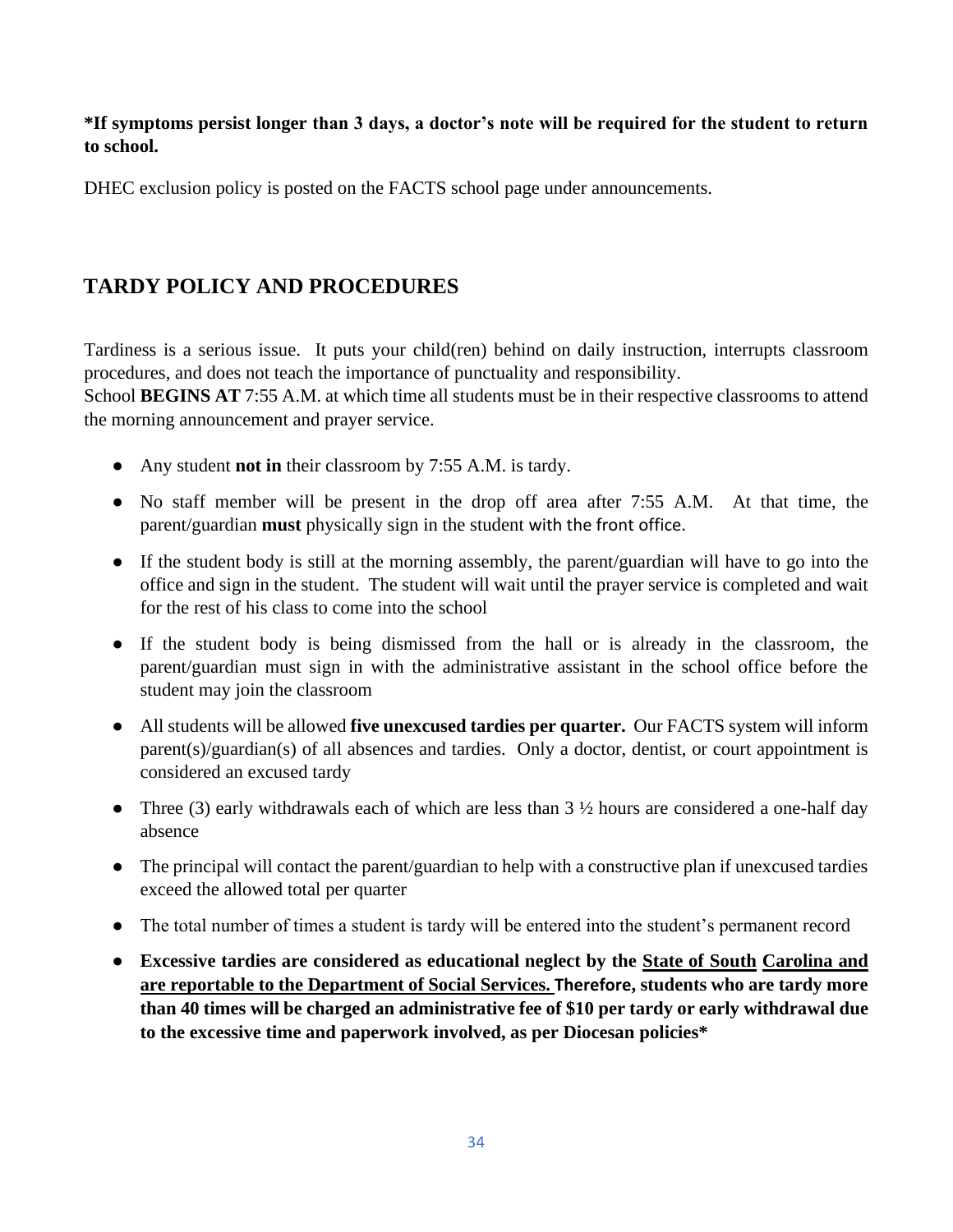**\*If symptoms persist longer than 3 days, a doctor's note will be required for the student to return to school.**

DHEC exclusion policy is posted on the FACTS school page under announcements.

## TARDY POLICY AND PROCEDURES

Tardiness is a serious issue. It puts your child(ren) behind on daily instruction, interrupts classroom procedures, and does not teach the importance of punctuality and responsibility.
School **BEGINS AT** 7:55 A.M. at which time all students must be in their respective classrooms to attend the morning announcement and prayer service.

- Any student **not in** their classroom by 7:55 A.M. is tardy.
- No staff member will be present in the drop off area after 7:55 A.M. At that time, the parent/guardian **must** physically sign in the student with the front office.
- If the student body is still at the morning assembly, the parent/guardian will have to go into the office and sign in the student. The student will wait until the prayer service is completed and wait for the rest of his class to come into the school
- If the student body is being dismissed from the hall or is already in the classroom, the parent/guardian must sign in with the administrative assistant in the school office before the student may join the classroom
- All students will be allowed **five unexcused tardies per quarter.** Our FACTS system will inform parent(s)/guardian(s) of all absences and tardies. Only a doctor, dentist, or court appointment is considered an excused tardy
- Three (3) early withdrawals each of which are less than 3 ½ hours are considered a one-half day absence
- The principal will contact the parent/guardian to help with a constructive plan if unexcused tardies exceed the allowed total per quarter
- The total number of times a student is tardy will be entered into the student's permanent record
- **Excessive tardies are considered as educational neglect by the State of South Carolina and are reportable to the Department of Social Services. Therefore, students who are tardy more than 40 times will be charged an administrative fee of $10 per tardy or early withdrawal due to the excessive time and paperwork involved, as per Diocesan policies\***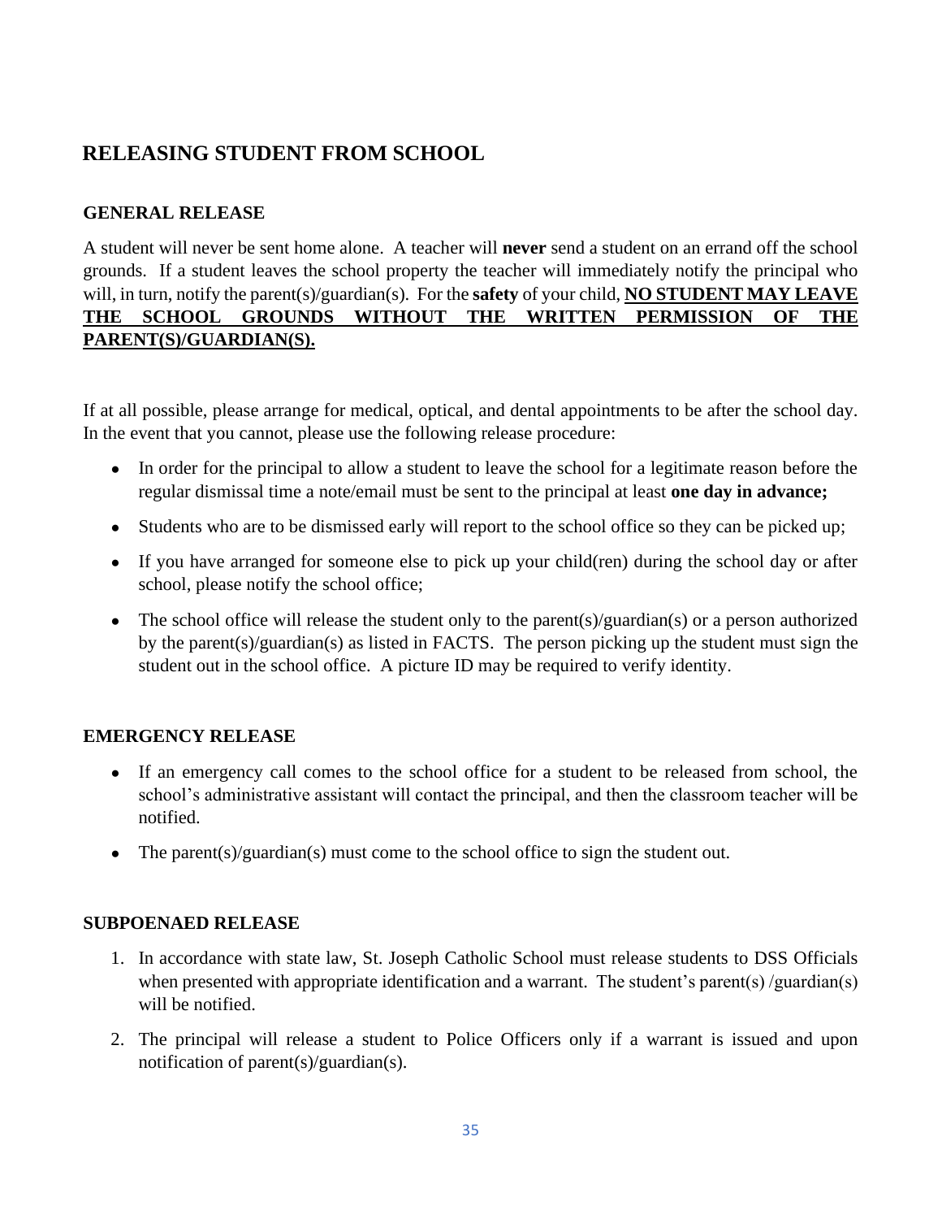## RELEASING STUDENT FROM SCHOOL

### GENERAL RELEASE

A student will never be sent home alone. A teacher will **never** send a student on an errand off the school grounds. If a student leaves the school property the teacher will immediately notify the principal who will, in turn, notify the parent(s)/guardian(s). For the **safety** of your child, **NO STUDENT MAY LEAVE THE SCHOOL GROUNDS WITHOUT THE WRITTEN PERMISSION OF THE PARENT(S)/GUARDIAN(S).**

If at all possible, please arrange for medical, optical, and dental appointments to be after the school day. In the event that you cannot, please use the following release procedure:

- In order for the principal to allow a student to leave the school for a legitimate reason before the regular dismissal time a note/email must be sent to the principal at least **one day in advance;**
- Students who are to be dismissed early will report to the school office so they can be picked up;
- If you have arranged for someone else to pick up your child(ren) during the school day or after school, please notify the school office;
- The school office will release the student only to the parent(s)/guardian(s) or a person authorized by the parent(s)/guardian(s) as listed in FACTS. The person picking up the student must sign the student out in the school office. A picture ID may be required to verify identity.

### EMERGENCY RELEASE

- If an emergency call comes to the school office for a student to be released from school, the school's administrative assistant will contact the principal, and then the classroom teacher will be notified.
- The parent(s)/guardian(s) must come to the school office to sign the student out.

### SUBPOENAED RELEASE

1. In accordance with state law, St. Joseph Catholic School must release students to DSS Officials when presented with appropriate identification and a warrant. The student's parent(s) /guardian(s) will be notified.
2. The principal will release a student to Police Officers only if a warrant is issued and upon notification of parent(s)/guardian(s).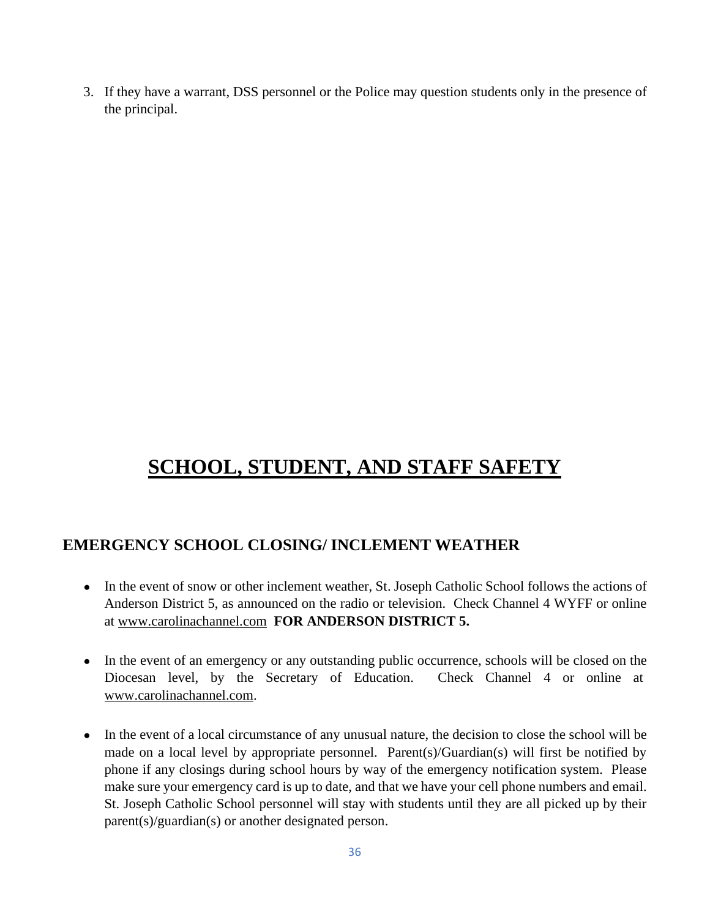3. If they have a warrant, DSS personnel or the Police may question students only in the presence of the principal.

# SCHOOL, STUDENT, AND STAFF SAFETY

## EMERGENCY SCHOOL CLOSING/ INCLEMENT WEATHER

- In the event of snow or other inclement weather, St. Joseph Catholic School follows the actions of Anderson District 5, as announced on the radio or television. Check Channel 4 WYFF or online at www.carolinachannel.com **FOR ANDERSON DISTRICT 5.**

- In the event of an emergency or any outstanding public occurrence, schools will be closed on the Diocesan level, by the Secretary of Education. Check Channel 4 or online at www.carolinachannel.com.

- In the event of a local circumstance of any unusual nature, the decision to close the school will be made on a local level by appropriate personnel. Parent(s)/Guardian(s) will first be notified by phone if any closings during school hours by way of the emergency notification system. Please make sure your emergency card is up to date, and that we have your cell phone numbers and email. St. Joseph Catholic School personnel will stay with students until they are all picked up by their parent(s)/guardian(s) or another designated person.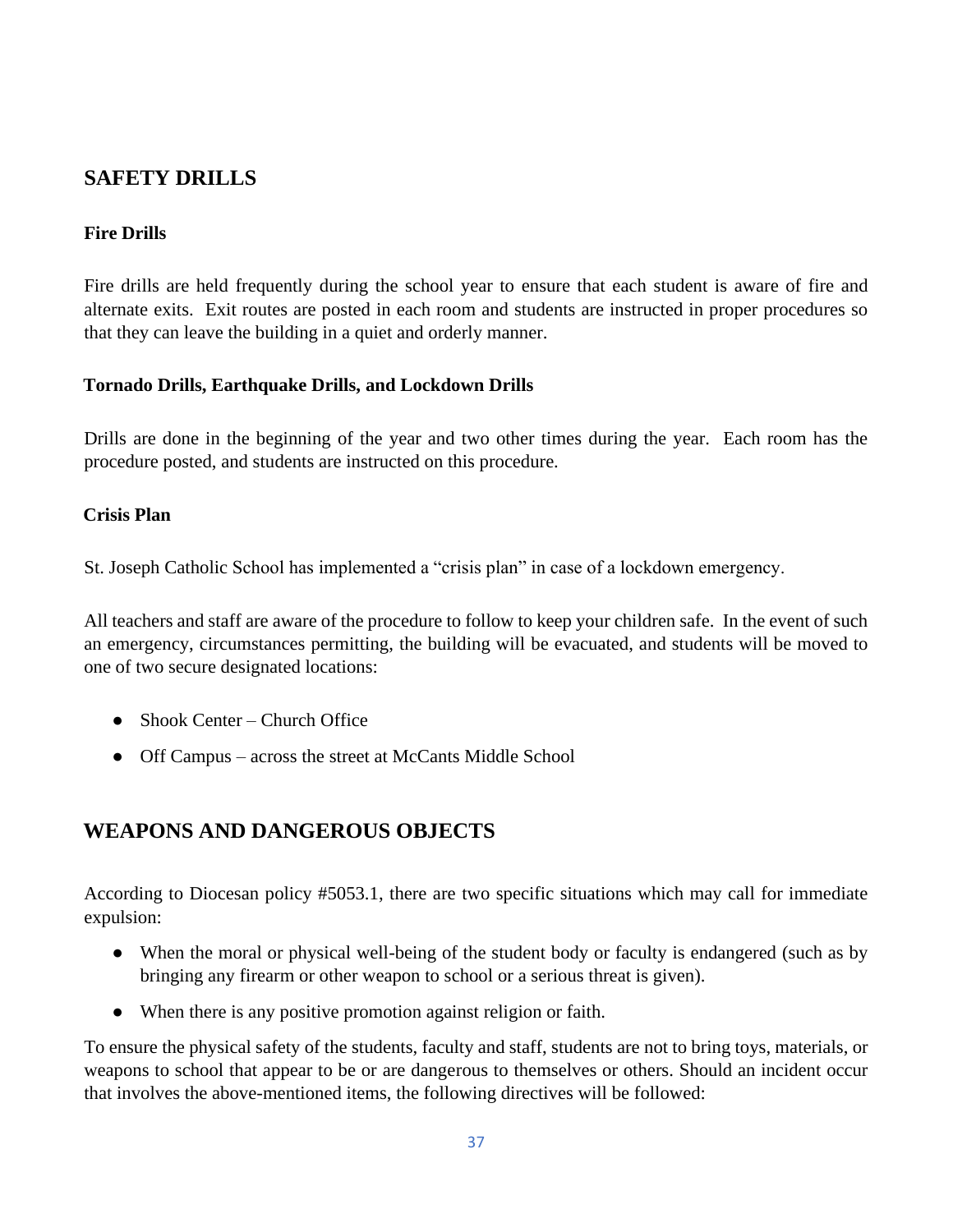## SAFETY DRILLS

### Fire Drills

Fire drills are held frequently during the school year to ensure that each student is aware of fire and alternate exits. Exit routes are posted in each room and students are instructed in proper procedures so that they can leave the building in a quiet and orderly manner.

### Tornado Drills, Earthquake Drills, and Lockdown Drills

Drills are done in the beginning of the year and two other times during the year. Each room has the procedure posted, and students are instructed on this procedure.

### Crisis Plan

St. Joseph Catholic School has implemented a "crisis plan" in case of a lockdown emergency.

All teachers and staff are aware of the procedure to follow to keep your children safe. In the event of such an emergency, circumstances permitting, the building will be evacuated, and students will be moved to one of two secure designated locations:

- Shook Center – Church Office
- Off Campus – across the street at McCants Middle School

## WEAPONS AND DANGEROUS OBJECTS

According to Diocesan policy #5053.1, there are two specific situations which may call for immediate expulsion:

- When the moral or physical well-being of the student body or faculty is endangered (such as by bringing any firearm or other weapon to school or a serious threat is given).
- When there is any positive promotion against religion or faith.

To ensure the physical safety of the students, faculty and staff, students are not to bring toys, materials, or weapons to school that appear to be or are dangerous to themselves or others. Should an incident occur that involves the above-mentioned items, the following directives will be followed: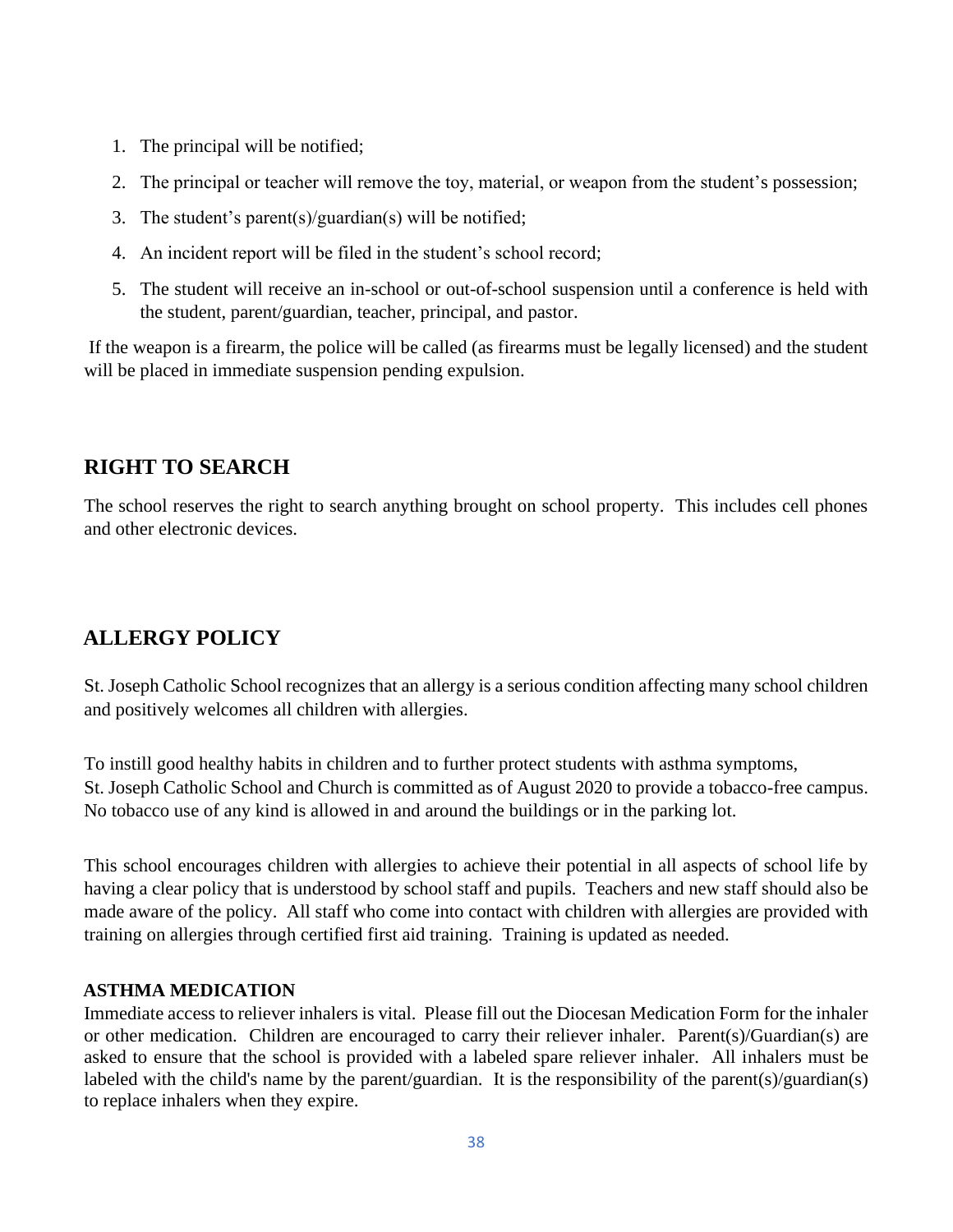1. The principal will be notified;
2. The principal or teacher will remove the toy, material, or weapon from the student's possession;
3. The student's parent(s)/guardian(s) will be notified;
4. An incident report will be filed in the student's school record;
5. The student will receive an in-school or out-of-school suspension until a conference is held with the student, parent/guardian, teacher, principal, and pastor.

If the weapon is a firearm, the police will be called (as firearms must be legally licensed) and the student will be placed in immediate suspension pending expulsion.

## RIGHT TO SEARCH

The school reserves the right to search anything brought on school property. This includes cell phones and other electronic devices.

## ALLERGY POLICY

St. Joseph Catholic School recognizes that an allergy is a serious condition affecting many school children and positively welcomes all children with allergies.

To instill good healthy habits in children and to further protect students with asthma symptoms, St. Joseph Catholic School and Church is committed as of August 2020 to provide a tobacco-free campus. No tobacco use of any kind is allowed in and around the buildings or in the parking lot.

This school encourages children with allergies to achieve their potential in all aspects of school life by having a clear policy that is understood by school staff and pupils. Teachers and new staff should also be made aware of the policy. All staff who come into contact with children with allergies are provided with training on allergies through certified first aid training. Training is updated as needed.

### ASTHMA MEDICATION

Immediate access to reliever inhalers is vital. Please fill out the Diocesan Medication Form for the inhaler or other medication. Children are encouraged to carry their reliever inhaler. Parent(s)/Guardian(s) are asked to ensure that the school is provided with a labeled spare reliever inhaler. All inhalers must be labeled with the child's name by the parent/guardian. It is the responsibility of the parent(s)/guardian(s) to replace inhalers when they expire.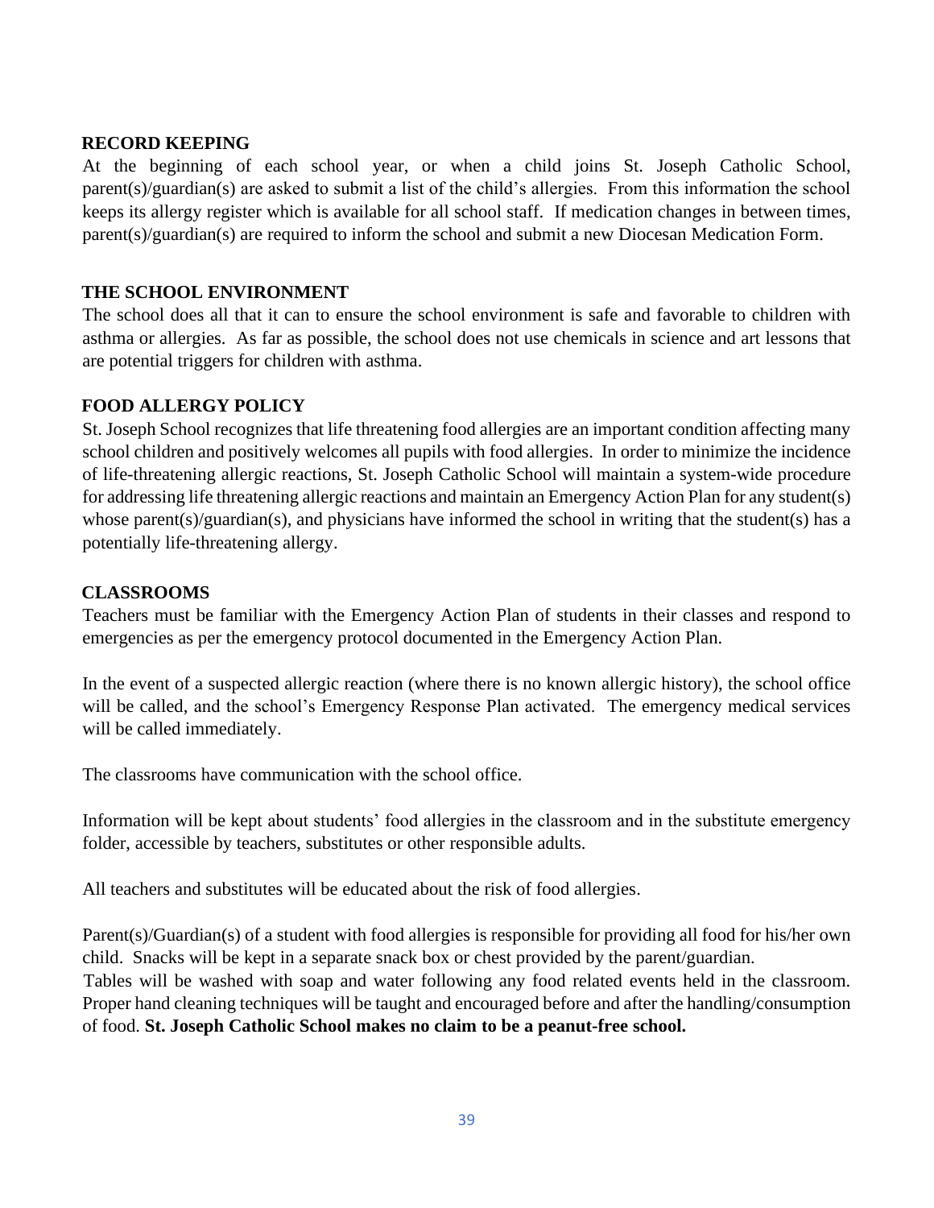## RECORD KEEPING

At the beginning of each school year, or when a child joins St. Joseph Catholic School, parent(s)/guardian(s) are asked to submit a list of the child's allergies. From this information the school keeps its allergy register which is available for all school staff. If medication changes in between times, parent(s)/guardian(s) are required to inform the school and submit a new Diocesan Medication Form.

## THE SCHOOL ENVIRONMENT

The school does all that it can to ensure the school environment is safe and favorable to children with asthma or allergies. As far as possible, the school does not use chemicals in science and art lessons that are potential triggers for children with asthma.

## FOOD ALLERGY POLICY

St. Joseph School recognizes that life threatening food allergies are an important condition affecting many school children and positively welcomes all pupils with food allergies. In order to minimize the incidence of life-threatening allergic reactions, St. Joseph Catholic School will maintain a system-wide procedure for addressing life threatening allergic reactions and maintain an Emergency Action Plan for any student(s) whose parent(s)/guardian(s), and physicians have informed the school in writing that the student(s) has a potentially life-threatening allergy.

## CLASSROOMS

Teachers must be familiar with the Emergency Action Plan of students in their classes and respond to emergencies as per the emergency protocol documented in the Emergency Action Plan.

In the event of a suspected allergic reaction (where there is no known allergic history), the school office will be called, and the school's Emergency Response Plan activated. The emergency medical services will be called immediately.

The classrooms have communication with the school office.

Information will be kept about students' food allergies in the classroom and in the substitute emergency folder, accessible by teachers, substitutes or other responsible adults.

All teachers and substitutes will be educated about the risk of food allergies.

Parent(s)/Guardian(s) of a student with food allergies is responsible for providing all food for his/her own child. Snacks will be kept in a separate snack box or chest provided by the parent/guardian.
Tables will be washed with soap and water following any food related events held in the classroom. Proper hand cleaning techniques will be taught and encouraged before and after the handling/consumption of food. **St. Joseph Catholic School makes no claim to be a peanut-free school.**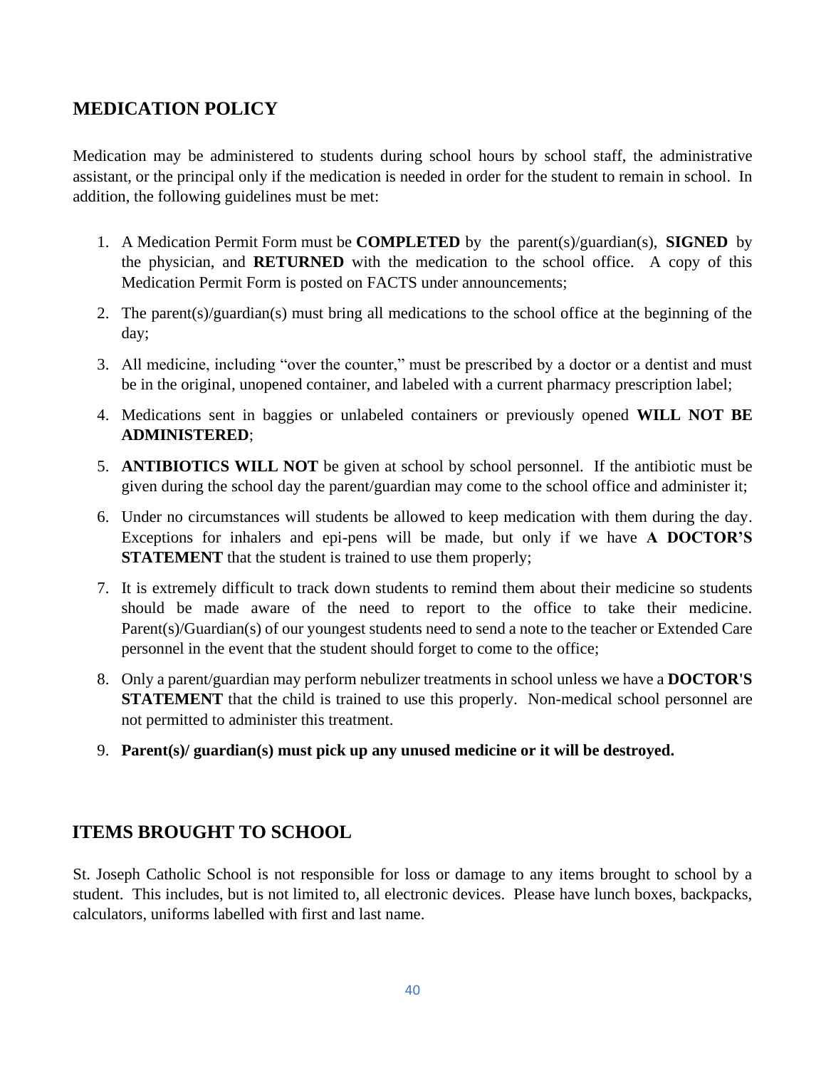## MEDICATION POLICY

Medication may be administered to students during school hours by school staff, the administrative assistant, or the principal only if the medication is needed in order for the student to remain in school. In addition, the following guidelines must be met:

1. A Medication Permit Form must be **COMPLETED** by the parent(s)/guardian(s), **SIGNED** by the physician, and **RETURNED** with the medication to the school office. A copy of this Medication Permit Form is posted on FACTS under announcements;
2. The parent(s)/guardian(s) must bring all medications to the school office at the beginning of the day;
3. All medicine, including "over the counter," must be prescribed by a doctor or a dentist and must be in the original, unopened container, and labeled with a current pharmacy prescription label;
4. Medications sent in baggies or unlabeled containers or previously opened **WILL NOT BE ADMINISTERED**;
5. **ANTIBIOTICS WILL NOT** be given at school by school personnel. If the antibiotic must be given during the school day the parent/guardian may come to the school office and administer it;
6. Under no circumstances will students be allowed to keep medication with them during the day. Exceptions for inhalers and epi-pens will be made, but only if we have **A DOCTOR'S STATEMENT** that the student is trained to use them properly;
7. It is extremely difficult to track down students to remind them about their medicine so students should be made aware of the need to report to the office to take their medicine. Parent(s)/Guardian(s) of our youngest students need to send a note to the teacher or Extended Care personnel in the event that the student should forget to come to the office;
8. Only a parent/guardian may perform nebulizer treatments in school unless we have a **DOCTOR'S STATEMENT** that the child is trained to use this properly. Non-medical school personnel are not permitted to administer this treatment.
9. **Parent(s)/ guardian(s) must pick up any unused medicine or it will be destroyed.**

## ITEMS BROUGHT TO SCHOOL

St. Joseph Catholic School is not responsible for loss or damage to any items brought to school by a student. This includes, but is not limited to, all electronic devices. Please have lunch boxes, backpacks, calculators, uniforms labelled with first and last name.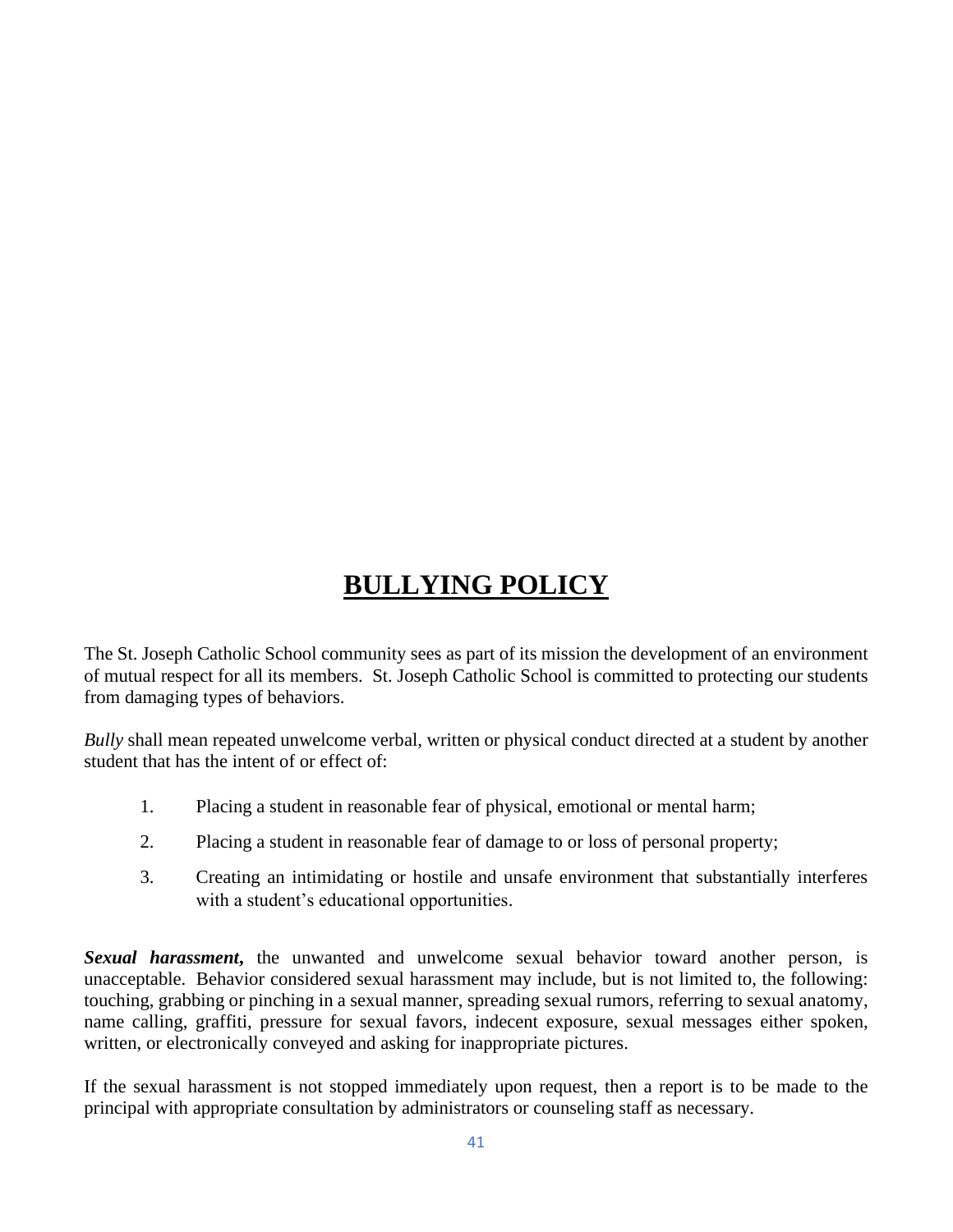# BULLYING POLICY

The St. Joseph Catholic School community sees as part of its mission the development of an environment of mutual respect for all its members. St. Joseph Catholic School is committed to protecting our students from damaging types of behaviors.

*Bully* shall mean repeated unwelcome verbal, written or physical conduct directed at a student by another student that has the intent of or effect of:

1. Placing a student in reasonable fear of physical, emotional or mental harm;
2. Placing a student in reasonable fear of damage to or loss of personal property;
3. Creating an intimidating or hostile and unsafe environment that substantially interferes with a student's educational opportunities.

***Sexual harassment,*** the unwanted and unwelcome sexual behavior toward another person, is unacceptable. Behavior considered sexual harassment may include, but is not limited to, the following: touching, grabbing or pinching in a sexual manner, spreading sexual rumors, referring to sexual anatomy, name calling, graffiti, pressure for sexual favors, indecent exposure, sexual messages either spoken, written, or electronically conveyed and asking for inappropriate pictures.

If the sexual harassment is not stopped immediately upon request, then a report is to be made to the principal with appropriate consultation by administrators or counseling staff as necessary.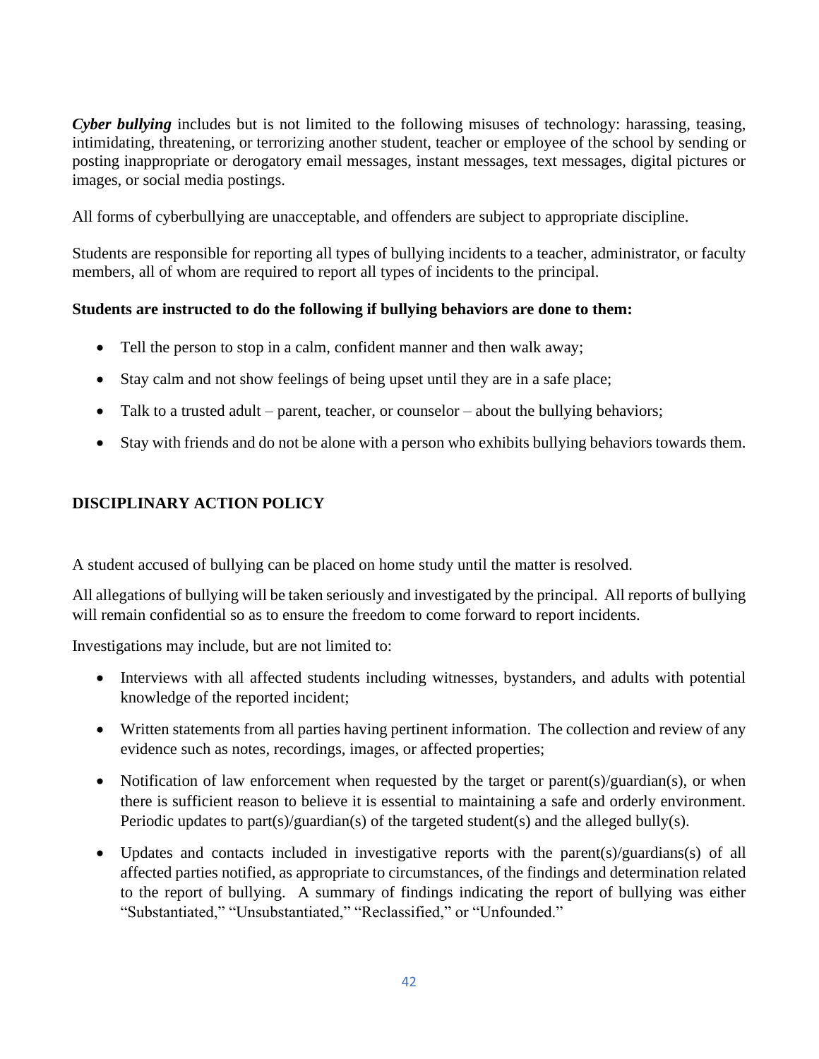***Cyber bullying*** includes but is not limited to the following misuses of technology: harassing, teasing, intimidating, threatening, or terrorizing another student, teacher or employee of the school by sending or posting inappropriate or derogatory email messages, instant messages, text messages, digital pictures or images, or social media postings.

All forms of cyberbullying are unacceptable, and offenders are subject to appropriate discipline.

Students are responsible for reporting all types of bullying incidents to a teacher, administrator, or faculty members, all of whom are required to report all types of incidents to the principal.

**Students are instructed to do the following if bullying behaviors are done to them:**

- Tell the person to stop in a calm, confident manner and then walk away;
- Stay calm and not show feelings of being upset until they are in a safe place;
- Talk to a trusted adult – parent, teacher, or counselor – about the bullying behaviors;
- Stay with friends and do not be alone with a person who exhibits bullying behaviors towards them.

## DISCIPLINARY ACTION POLICY

A student accused of bullying can be placed on home study until the matter is resolved.

All allegations of bullying will be taken seriously and investigated by the principal. All reports of bullying will remain confidential so as to ensure the freedom to come forward to report incidents.

Investigations may include, but are not limited to:

- Interviews with all affected students including witnesses, bystanders, and adults with potential knowledge of the reported incident;
- Written statements from all parties having pertinent information. The collection and review of any evidence such as notes, recordings, images, or affected properties;
- Notification of law enforcement when requested by the target or parent(s)/guardian(s), or when there is sufficient reason to believe it is essential to maintaining a safe and orderly environment. Periodic updates to part(s)/guardian(s) of the targeted student(s) and the alleged bully(s).
- Updates and contacts included in investigative reports with the parent(s)/guardians(s) of all affected parties notified, as appropriate to circumstances, of the findings and determination related to the report of bullying. A summary of findings indicating the report of bullying was either "Substantiated," "Unsubstantiated," "Reclassified," or "Unfounded."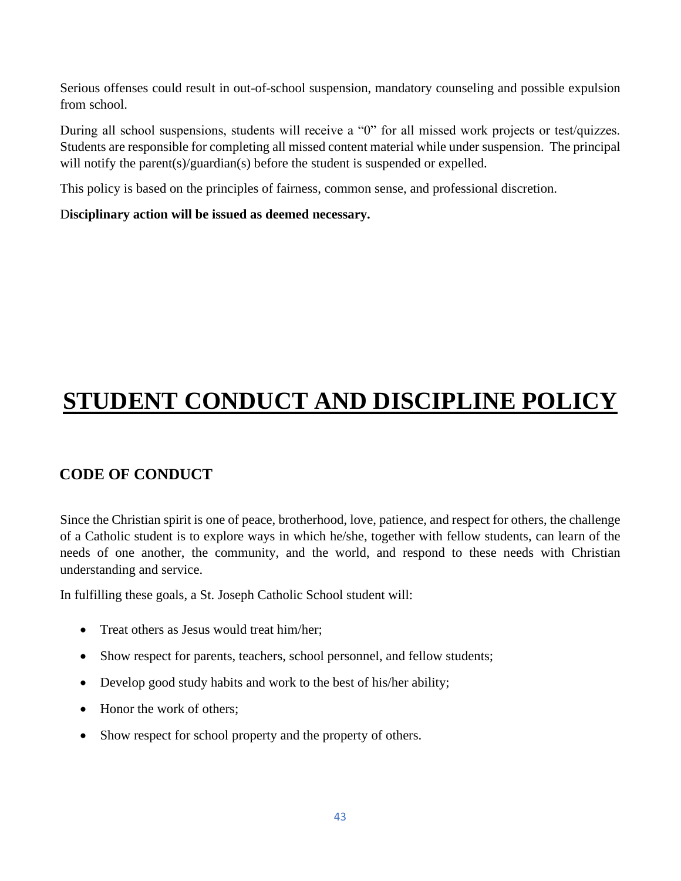Serious offenses could result in out-of-school suspension, mandatory counseling and possible expulsion from school.

During all school suspensions, students will receive a "0" for all missed work projects or test/quizzes. Students are responsible for completing all missed content material while under suspension. The principal will notify the parent(s)/guardian(s) before the student is suspended or expelled.

This policy is based on the principles of fairness, common sense, and professional discretion.

D**isciplinary action will be issued as deemed necessary.**

# STUDENT CONDUCT AND DISCIPLINE POLICY

## CODE OF CONDUCT

Since the Christian spirit is one of peace, brotherhood, love, patience, and respect for others, the challenge of a Catholic student is to explore ways in which he/she, together with fellow students, can learn of the needs of one another, the community, and the world, and respond to these needs with Christian understanding and service.

In fulfilling these goals, a St. Joseph Catholic School student will:

- Treat others as Jesus would treat him/her;
- Show respect for parents, teachers, school personnel, and fellow students;
- Develop good study habits and work to the best of his/her ability;
- Honor the work of others;
- Show respect for school property and the property of others.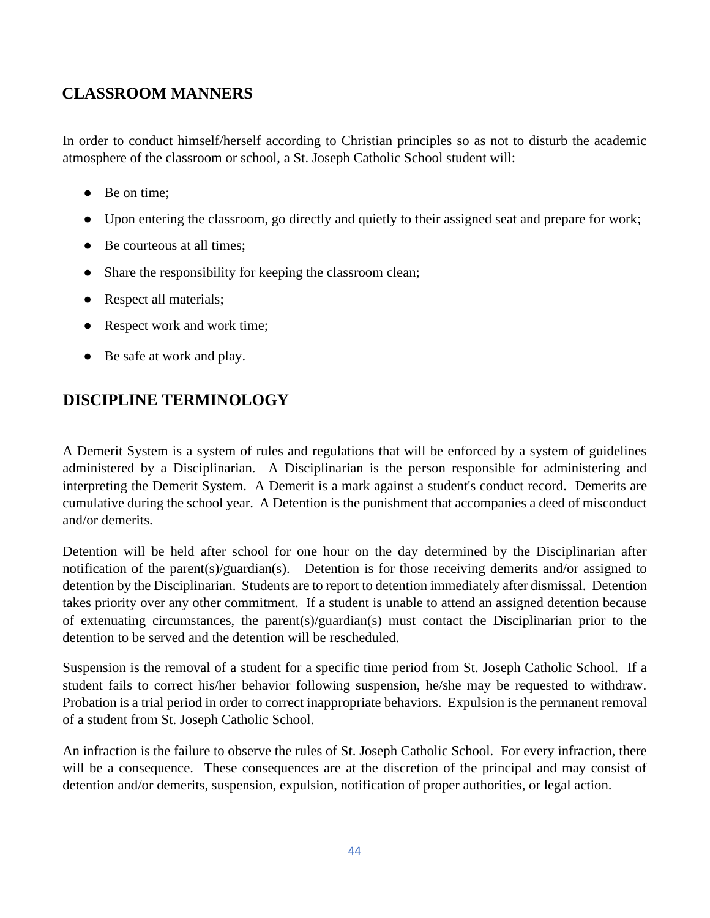## CLASSROOM MANNERS

In order to conduct himself/herself according to Christian principles so as not to disturb the academic atmosphere of the classroom or school, a St. Joseph Catholic School student will:

- Be on time;
- Upon entering the classroom, go directly and quietly to their assigned seat and prepare for work;
- Be courteous at all times;
- Share the responsibility for keeping the classroom clean;
- Respect all materials;
- Respect work and work time;
- Be safe at work and play.

## DISCIPLINE TERMINOLOGY

A Demerit System is a system of rules and regulations that will be enforced by a system of guidelines administered by a Disciplinarian. A Disciplinarian is the person responsible for administering and interpreting the Demerit System. A Demerit is a mark against a student's conduct record. Demerits are cumulative during the school year. A Detention is the punishment that accompanies a deed of misconduct and/or demerits.

Detention will be held after school for one hour on the day determined by the Disciplinarian after notification of the parent(s)/guardian(s). Detention is for those receiving demerits and/or assigned to detention by the Disciplinarian. Students are to report to detention immediately after dismissal. Detention takes priority over any other commitment. If a student is unable to attend an assigned detention because of extenuating circumstances, the parent(s)/guardian(s) must contact the Disciplinarian prior to the detention to be served and the detention will be rescheduled.

Suspension is the removal of a student for a specific time period from St. Joseph Catholic School. If a student fails to correct his/her behavior following suspension, he/she may be requested to withdraw. Probation is a trial period in order to correct inappropriate behaviors. Expulsion is the permanent removal of a student from St. Joseph Catholic School.

An infraction is the failure to observe the rules of St. Joseph Catholic School. For every infraction, there will be a consequence. These consequences are at the discretion of the principal and may consist of detention and/or demerits, suspension, expulsion, notification of proper authorities, or legal action.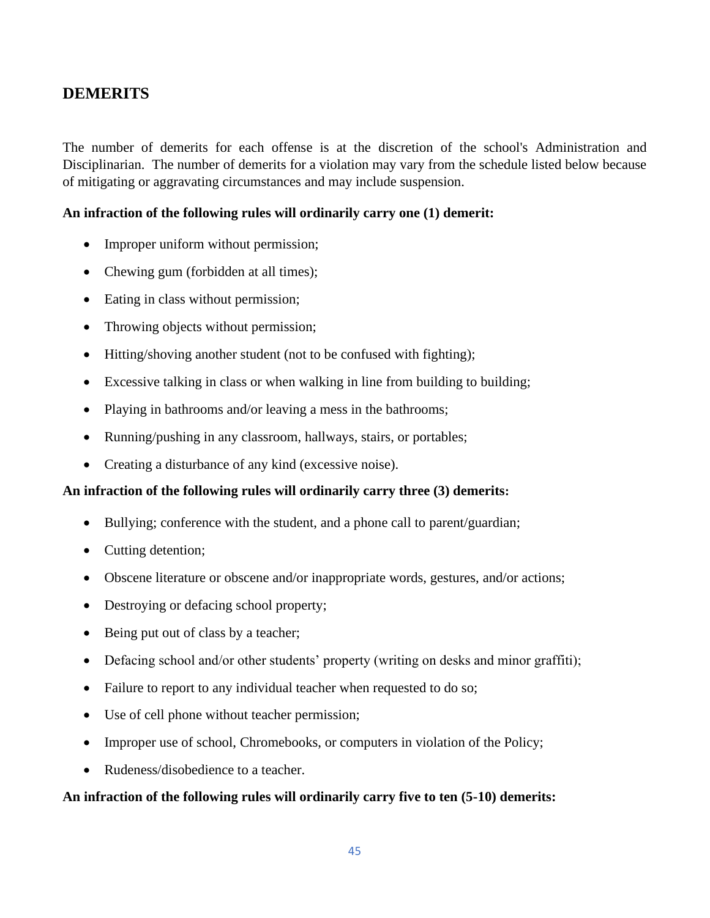## DEMERITS

The number of demerits for each offense is at the discretion of the school's Administration and Disciplinarian. The number of demerits for a violation may vary from the schedule listed below because of mitigating or aggravating circumstances and may include suspension.

**An infraction of the following rules will ordinarily carry one (1) demerit:**

- Improper uniform without permission;
- Chewing gum (forbidden at all times);
- Eating in class without permission;
- Throwing objects without permission;
- Hitting/shoving another student (not to be confused with fighting);
- Excessive talking in class or when walking in line from building to building;
- Playing in bathrooms and/or leaving a mess in the bathrooms;
- Running/pushing in any classroom, hallways, stairs, or portables;
- Creating a disturbance of any kind (excessive noise).

**An infraction of the following rules will ordinarily carry three (3) demerits:**

- Bullying; conference with the student, and a phone call to parent/guardian;
- Cutting detention;
- Obscene literature or obscene and/or inappropriate words, gestures, and/or actions;
- Destroying or defacing school property;
- Being put out of class by a teacher;
- Defacing school and/or other students' property (writing on desks and minor graffiti);
- Failure to report to any individual teacher when requested to do so;
- Use of cell phone without teacher permission;
- Improper use of school, Chromebooks, or computers in violation of the Policy;
- Rudeness/disobedience to a teacher.

**An infraction of the following rules will ordinarily carry five to ten (5-10) demerits:**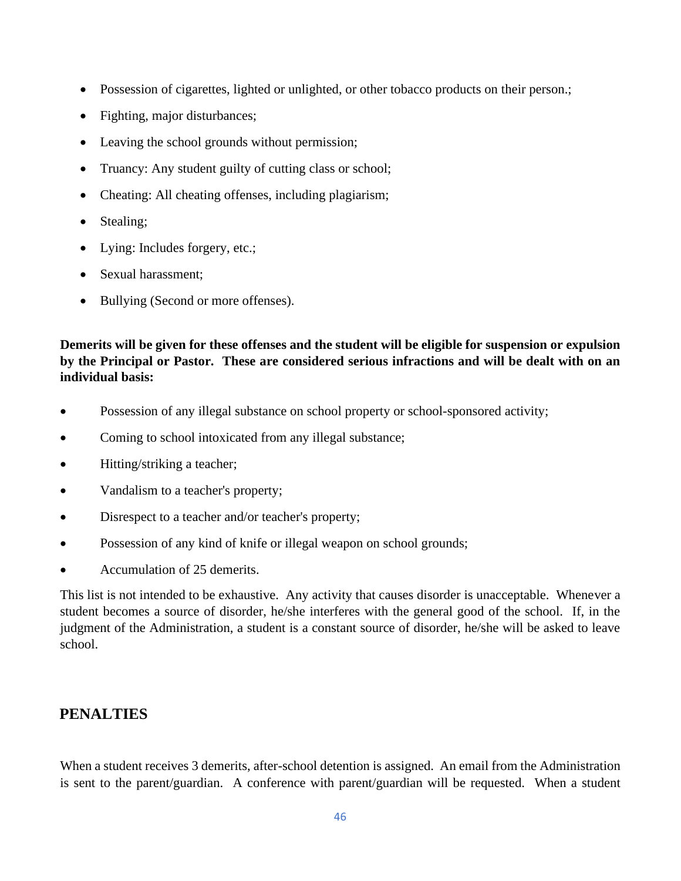- Possession of cigarettes, lighted or unlighted, or other tobacco products on their person.;
- Fighting, major disturbances;
- Leaving the school grounds without permission;
- Truancy: Any student guilty of cutting class or school;
- Cheating: All cheating offenses, including plagiarism;
- Stealing;
- Lying: Includes forgery, etc.;
- Sexual harassment;
- Bullying (Second or more offenses).

**Demerits will be given for these offenses and the student will be eligible for suspension or expulsion by the Principal or Pastor. These are considered serious infractions and will be dealt with on an individual basis:**

- Possession of any illegal substance on school property or school-sponsored activity;
- Coming to school intoxicated from any illegal substance;
- Hitting/striking a teacher;
- Vandalism to a teacher's property;
- Disrespect to a teacher and/or teacher's property;
- Possession of any kind of knife or illegal weapon on school grounds;
- Accumulation of 25 demerits.

This list is not intended to be exhaustive. Any activity that causes disorder is unacceptable. Whenever a student becomes a source of disorder, he/she interferes with the general good of the school. If, in the judgment of the Administration, a student is a constant source of disorder, he/she will be asked to leave school.

## PENALTIES

When a student receives 3 demerits, after-school detention is assigned. An email from the Administration is sent to the parent/guardian. A conference with parent/guardian will be requested. When a student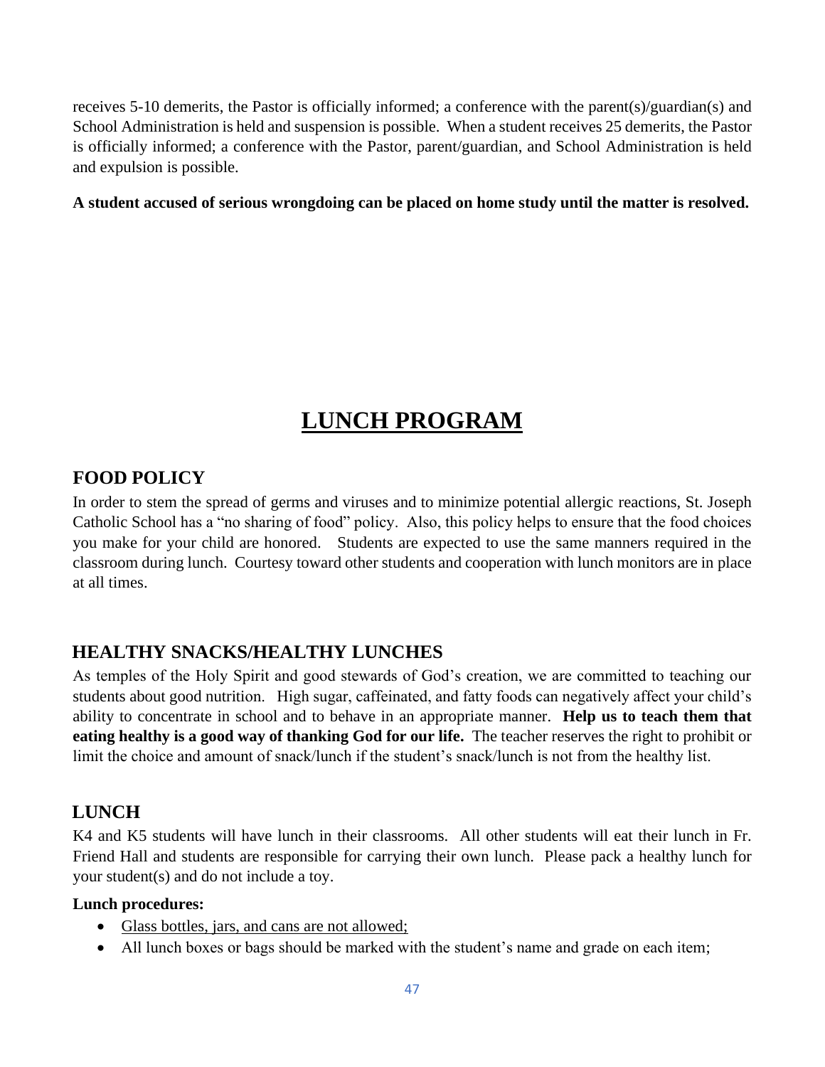receives 5-10 demerits, the Pastor is officially informed; a conference with the parent(s)/guardian(s) and School Administration is held and suspension is possible. When a student receives 25 demerits, the Pastor is officially informed; a conference with the Pastor, parent/guardian, and School Administration is held and expulsion is possible.

**A student accused of serious wrongdoing can be placed on home study until the matter is resolved.**

# LUNCH PROGRAM

## FOOD POLICY

In order to stem the spread of germs and viruses and to minimize potential allergic reactions, St. Joseph Catholic School has a "no sharing of food" policy. Also, this policy helps to ensure that the food choices you make for your child are honored. Students are expected to use the same manners required in the classroom during lunch. Courtesy toward other students and cooperation with lunch monitors are in place at all times.

## HEALTHY SNACKS/HEALTHY LUNCHES

As temples of the Holy Spirit and good stewards of God's creation, we are committed to teaching our students about good nutrition. High sugar, caffeinated, and fatty foods can negatively affect your child's ability to concentrate in school and to behave in an appropriate manner. **Help us to teach them that eating healthy is a good way of thanking God for our life.** The teacher reserves the right to prohibit or limit the choice and amount of snack/lunch if the student's snack/lunch is not from the healthy list.

## LUNCH

K4 and K5 students will have lunch in their classrooms. All other students will eat their lunch in Fr. Friend Hall and students are responsible for carrying their own lunch. Please pack a healthy lunch for your student(s) and do not include a toy.

**Lunch procedures:**

- Glass bottles, jars, and cans are not allowed;
- All lunch boxes or bags should be marked with the student's name and grade on each item;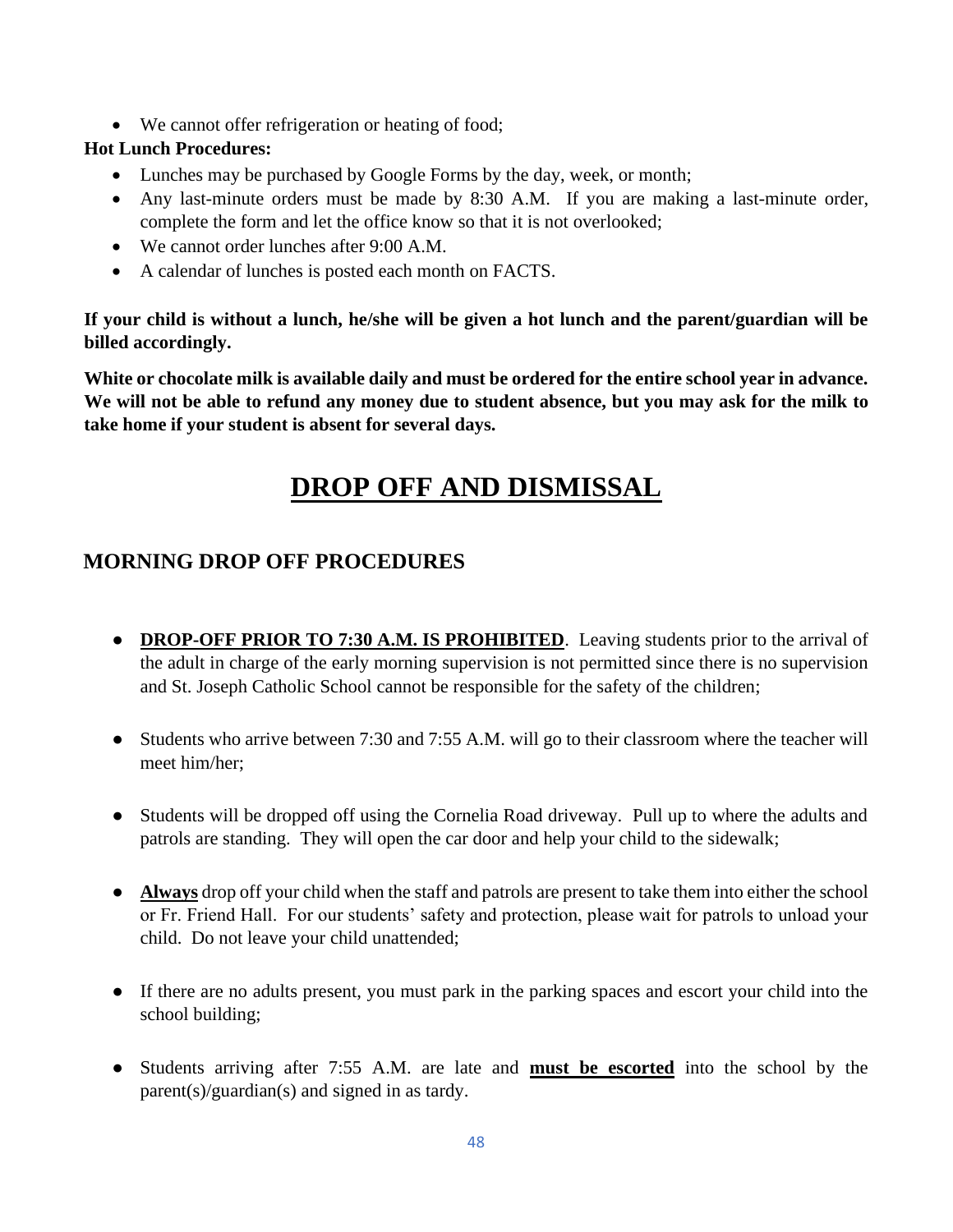- We cannot offer refrigeration or heating of food;

**Hot Lunch Procedures:**

- Lunches may be purchased by Google Forms by the day, week, or month;
- Any last-minute orders must be made by 8:30 A.M. If you are making a last-minute order, complete the form and let the office know so that it is not overlooked;
- We cannot order lunches after 9:00 A.M.
- A calendar of lunches is posted each month on FACTS.

**If your child is without a lunch, he/she will be given a hot lunch and the parent/guardian will be billed accordingly.**

**White or chocolate milk is available daily and must be ordered for the entire school year in advance. We will not be able to refund any money due to student absence, but you may ask for the milk to take home if your student is absent for several days.**

# DROP OFF AND DISMISSAL

## MORNING DROP OFF PROCEDURES

- **DROP-OFF PRIOR TO 7:30 A.M. IS PROHIBITED**. Leaving students prior to the arrival of the adult in charge of the early morning supervision is not permitted since there is no supervision and St. Joseph Catholic School cannot be responsible for the safety of the children;
- Students who arrive between 7:30 and 7:55 A.M. will go to their classroom where the teacher will meet him/her;
- Students will be dropped off using the Cornelia Road driveway. Pull up to where the adults and patrols are standing. They will open the car door and help your child to the sidewalk;
- **Always** drop off your child when the staff and patrols are present to take them into either the school or Fr. Friend Hall. For our students' safety and protection, please wait for patrols to unload your child. Do not leave your child unattended;
- If there are no adults present, you must park in the parking spaces and escort your child into the school building;
- Students arriving after 7:55 A.M. are late and **must be escorted** into the school by the parent(s)/guardian(s) and signed in as tardy.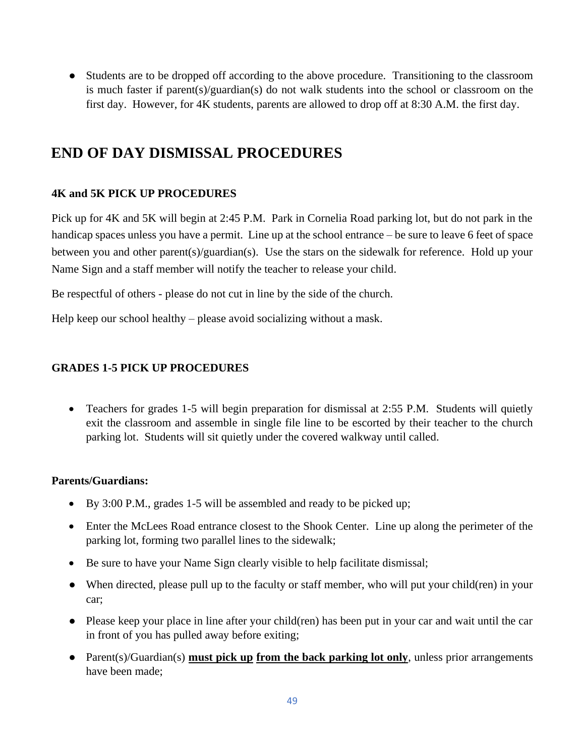- Students are to be dropped off according to the above procedure. Transitioning to the classroom is much faster if parent(s)/guardian(s) do not walk students into the school or classroom on the first day. However, for 4K students, parents are allowed to drop off at 8:30 A.M. the first day.

# END OF DAY DISMISSAL PROCEDURES

### 4K and 5K PICK UP PROCEDURES

Pick up for 4K and 5K will begin at 2:45 P.M. Park in Cornelia Road parking lot, but do not park in the handicap spaces unless you have a permit. Line up at the school entrance – be sure to leave 6 feet of space between you and other parent(s)/guardian(s). Use the stars on the sidewalk for reference. Hold up your Name Sign and a staff member will notify the teacher to release your child.

Be respectful of others - please do not cut in line by the side of the church.

Help keep our school healthy – please avoid socializing without a mask.

### GRADES 1-5 PICK UP PROCEDURES

- Teachers for grades 1-5 will begin preparation for dismissal at 2:55 P.M. Students will quietly exit the classroom and assemble in single file line to be escorted by their teacher to the church parking lot. Students will sit quietly under the covered walkway until called.

**Parents/Guardians:**

- By 3:00 P.M., grades 1-5 will be assembled and ready to be picked up;
- Enter the McLees Road entrance closest to the Shook Center. Line up along the perimeter of the parking lot, forming two parallel lines to the sidewalk;
- Be sure to have your Name Sign clearly visible to help facilitate dismissal;
- When directed, please pull up to the faculty or staff member, who will put your child(ren) in your car;
- Please keep your place in line after your child(ren) has been put in your car and wait until the car in front of you has pulled away before exiting;
- Parent(s)/Guardian(s) **<u>must pick up</u> <u>from the back parking lot only</u>**, unless prior arrangements have been made;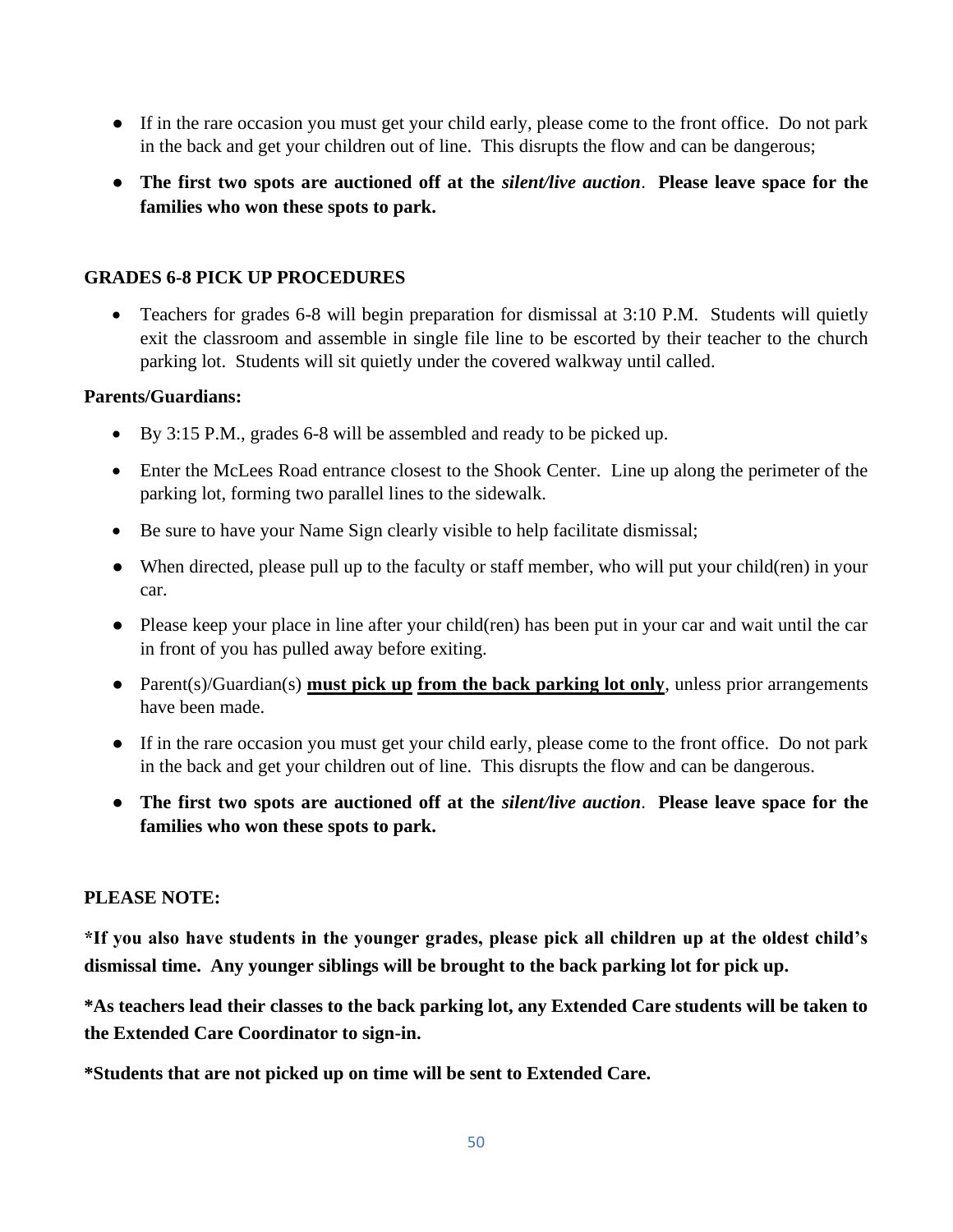- If in the rare occasion you must get your child early, please come to the front office. Do not park in the back and get your children out of line. This disrupts the flow and can be dangerous;
- **The first two spots are auctioned off at the *silent/live auction*. Please leave space for the families who won these spots to park.**

**GRADES 6-8 PICK UP PROCEDURES**

- Teachers for grades 6-8 will begin preparation for dismissal at 3:10 P.M. Students will quietly exit the classroom and assemble in single file line to be escorted by their teacher to the church parking lot. Students will sit quietly under the covered walkway until called.

**Parents/Guardians:**

- By 3:15 P.M., grades 6-8 will be assembled and ready to be picked up.
- Enter the McLees Road entrance closest to the Shook Center. Line up along the perimeter of the parking lot, forming two parallel lines to the sidewalk.
- Be sure to have your Name Sign clearly visible to help facilitate dismissal;
- When directed, please pull up to the faculty or staff member, who will put your child(ren) in your car.
- Please keep your place in line after your child(ren) has been put in your car and wait until the car in front of you has pulled away before exiting.
- Parent(s)/Guardian(s) **<u>must pick up</u> <u>from the back parking lot only</u>**, unless prior arrangements have been made.
- If in the rare occasion you must get your child early, please come to the front office. Do not park in the back and get your children out of line. This disrupts the flow and can be dangerous.
- **The first two spots are auctioned off at the *silent/live auction*. Please leave space for the families who won these spots to park.**

**PLEASE NOTE:**

***If you also have students in the younger grades, please pick all children up at the oldest child's dismissal time. Any younger siblings will be brought to the back parking lot for pick up.**

***As teachers lead their classes to the back parking lot, any Extended Care students will be taken to the Extended Care Coordinator to sign-in.**

***Students that are not picked up on time will be sent to Extended Care.**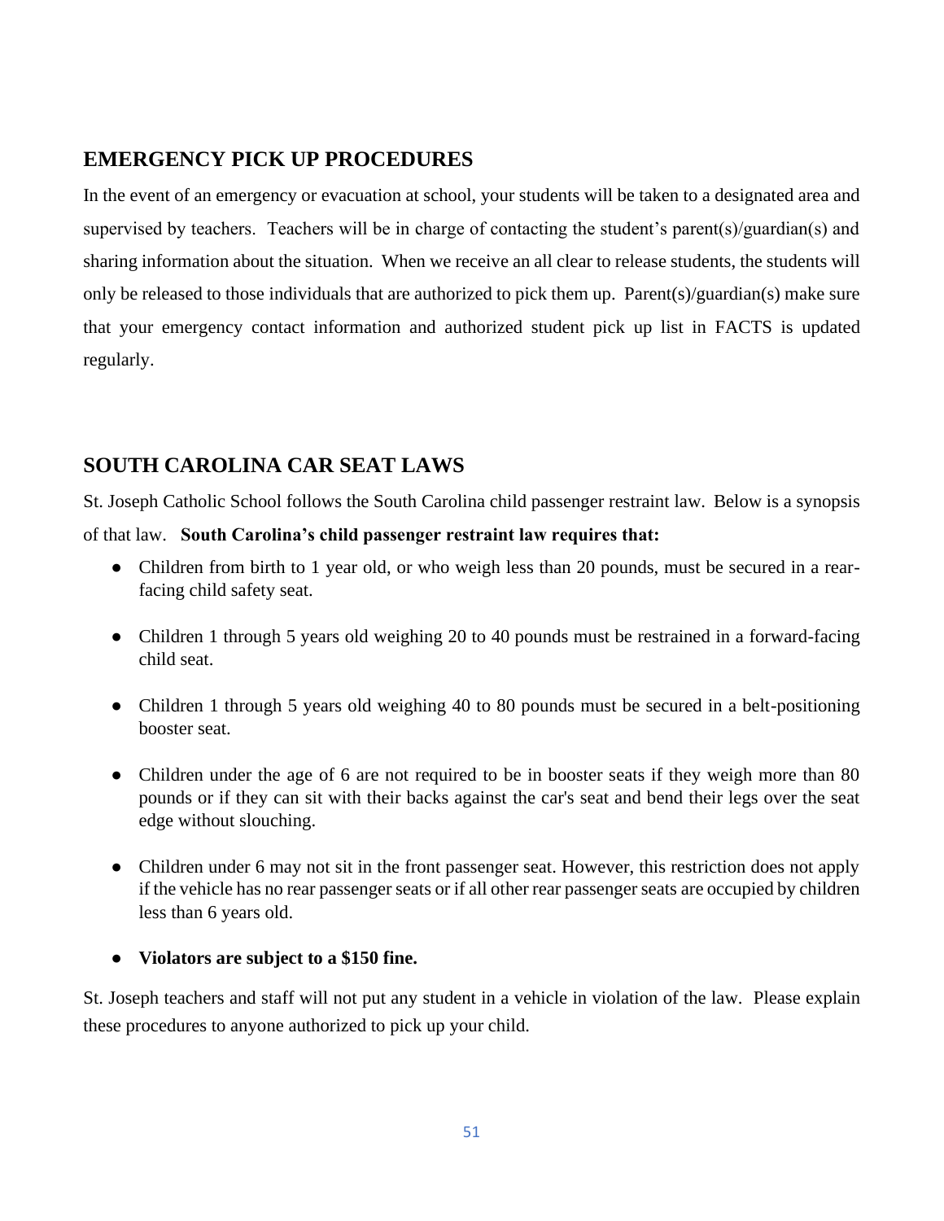## EMERGENCY PICK UP PROCEDURES

In the event of an emergency or evacuation at school, your students will be taken to a designated area and supervised by teachers. Teachers will be in charge of contacting the student's parent(s)/guardian(s) and sharing information about the situation. When we receive an all clear to release students, the students will only be released to those individuals that are authorized to pick them up. Parent(s)/guardian(s) make sure that your emergency contact information and authorized student pick up list in FACTS is updated regularly.

## SOUTH CAROLINA CAR SEAT LAWS

St. Joseph Catholic School follows the South Carolina child passenger restraint law. Below is a synopsis of that law. **South Carolina's child passenger restraint law requires that:**

- Children from birth to 1 year old, or who weigh less than 20 pounds, must be secured in a rear-facing child safety seat.
- Children 1 through 5 years old weighing 20 to 40 pounds must be restrained in a forward-facing child seat.
- Children 1 through 5 years old weighing 40 to 80 pounds must be secured in a belt-positioning booster seat.
- Children under the age of 6 are not required to be in booster seats if they weigh more than 80 pounds or if they can sit with their backs against the car's seat and bend their legs over the seat edge without slouching.
- Children under 6 may not sit in the front passenger seat. However, this restriction does not apply if the vehicle has no rear passenger seats or if all other rear passenger seats are occupied by children less than 6 years old.
- **Violators are subject to a $150 fine.**

St. Joseph teachers and staff will not put any student in a vehicle in violation of the law. Please explain these procedures to anyone authorized to pick up your child.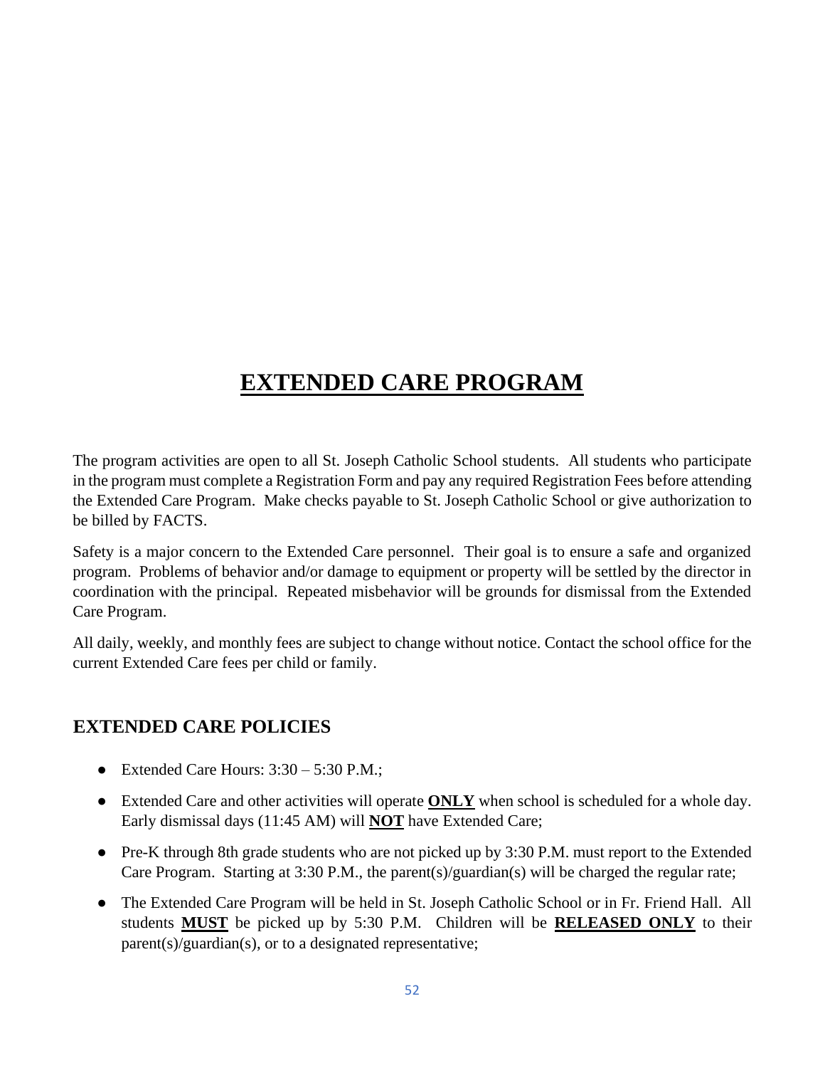# **<u>EXTENDED CARE PROGRAM</u>**

The program activities are open to all St. Joseph Catholic School students. All students who participate in the program must complete a Registration Form and pay any required Registration Fees before attending the Extended Care Program. Make checks payable to St. Joseph Catholic School or give authorization to be billed by FACTS.

Safety is a major concern to the Extended Care personnel. Their goal is to ensure a safe and organized program. Problems of behavior and/or damage to equipment or property will be settled by the director in coordination with the principal. Repeated misbehavior will be grounds for dismissal from the Extended Care Program.

All daily, weekly, and monthly fees are subject to change without notice. Contact the school office for the current Extended Care fees per child or family.

## EXTENDED CARE POLICIES

- Extended Care Hours: 3:30 – 5:30 P.M.;
- Extended Care and other activities will operate **<u>ONLY</u>** when school is scheduled for a whole day. Early dismissal days (11:45 AM) will **<u>NOT</u>** have Extended Care;
- Pre-K through 8th grade students who are not picked up by 3:30 P.M. must report to the Extended Care Program. Starting at 3:30 P.M., the parent(s)/guardian(s) will be charged the regular rate;
- The Extended Care Program will be held in St. Joseph Catholic School or in Fr. Friend Hall. All students **<u>MUST</u>** be picked up by 5:30 P.M. Children will be **<u>RELEASED ONLY</u>** to their parent(s)/guardian(s), or to a designated representative;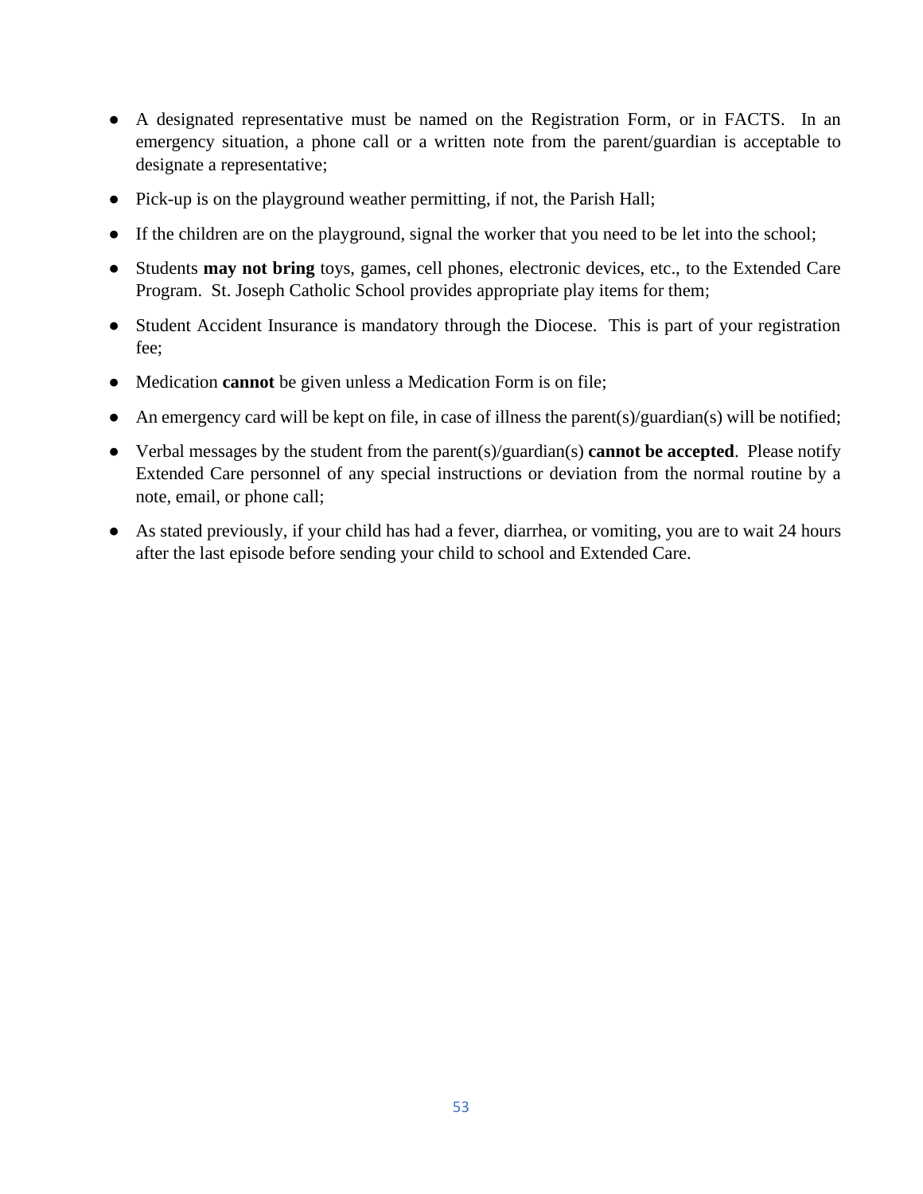- A designated representative must be named on the Registration Form, or in FACTS. In an emergency situation, a phone call or a written note from the parent/guardian is acceptable to designate a representative;
- Pick-up is on the playground weather permitting, if not, the Parish Hall;
- If the children are on the playground, signal the worker that you need to be let into the school;
- Students **may not bring** toys, games, cell phones, electronic devices, etc., to the Extended Care Program. St. Joseph Catholic School provides appropriate play items for them;
- Student Accident Insurance is mandatory through the Diocese. This is part of your registration fee;
- Medication **cannot** be given unless a Medication Form is on file;
- An emergency card will be kept on file, in case of illness the parent(s)/guardian(s) will be notified;
- Verbal messages by the student from the parent(s)/guardian(s) **cannot be accepted**. Please notify Extended Care personnel of any special instructions or deviation from the normal routine by a note, email, or phone call;
- As stated previously, if your child has had a fever, diarrhea, or vomiting, you are to wait 24 hours after the last episode before sending your child to school and Extended Care.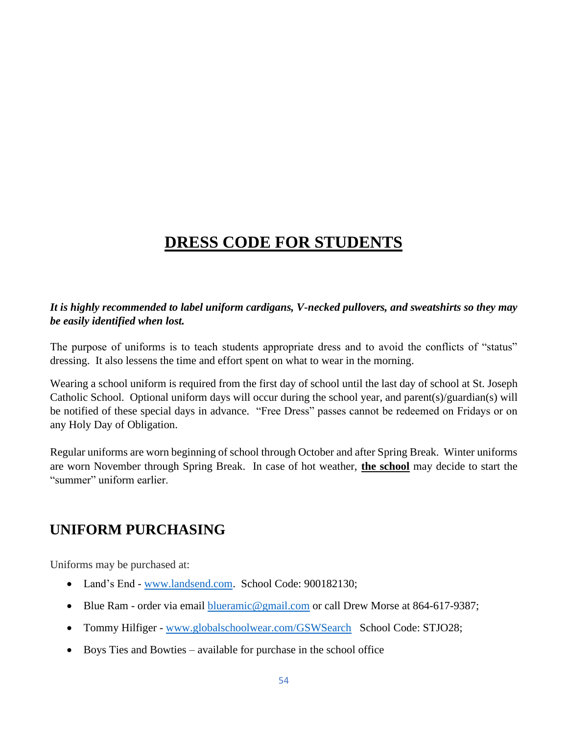# DRESS CODE FOR STUDENTS

***It is highly recommended to label uniform cardigans, V-necked pullovers, and sweatshirts so they may be easily identified when lost.***

The purpose of uniforms is to teach students appropriate dress and to avoid the conflicts of "status" dressing. It also lessens the time and effort spent on what to wear in the morning.

Wearing a school uniform is required from the first day of school until the last day of school at St. Joseph Catholic School. Optional uniform days will occur during the school year, and parent(s)/guardian(s) will be notified of these special days in advance. "Free Dress" passes cannot be redeemed on Fridays or on any Holy Day of Obligation.

Regular uniforms are worn beginning of school through October and after Spring Break. Winter uniforms are worn November through Spring Break. In case of hot weather, **the school** may decide to start the "summer" uniform earlier.

## UNIFORM PURCHASING

Uniforms may be purchased at:

- Land's End - www.landsend.com. School Code: 900182130;
- Blue Ram - order via email blueramic@gmail.com or call Drew Morse at 864-617-9387;
- Tommy Hilfiger - www.globalschoolwear.com/GSWSearch School Code: STJO28;
- Boys Ties and Bowties – available for purchase in the school office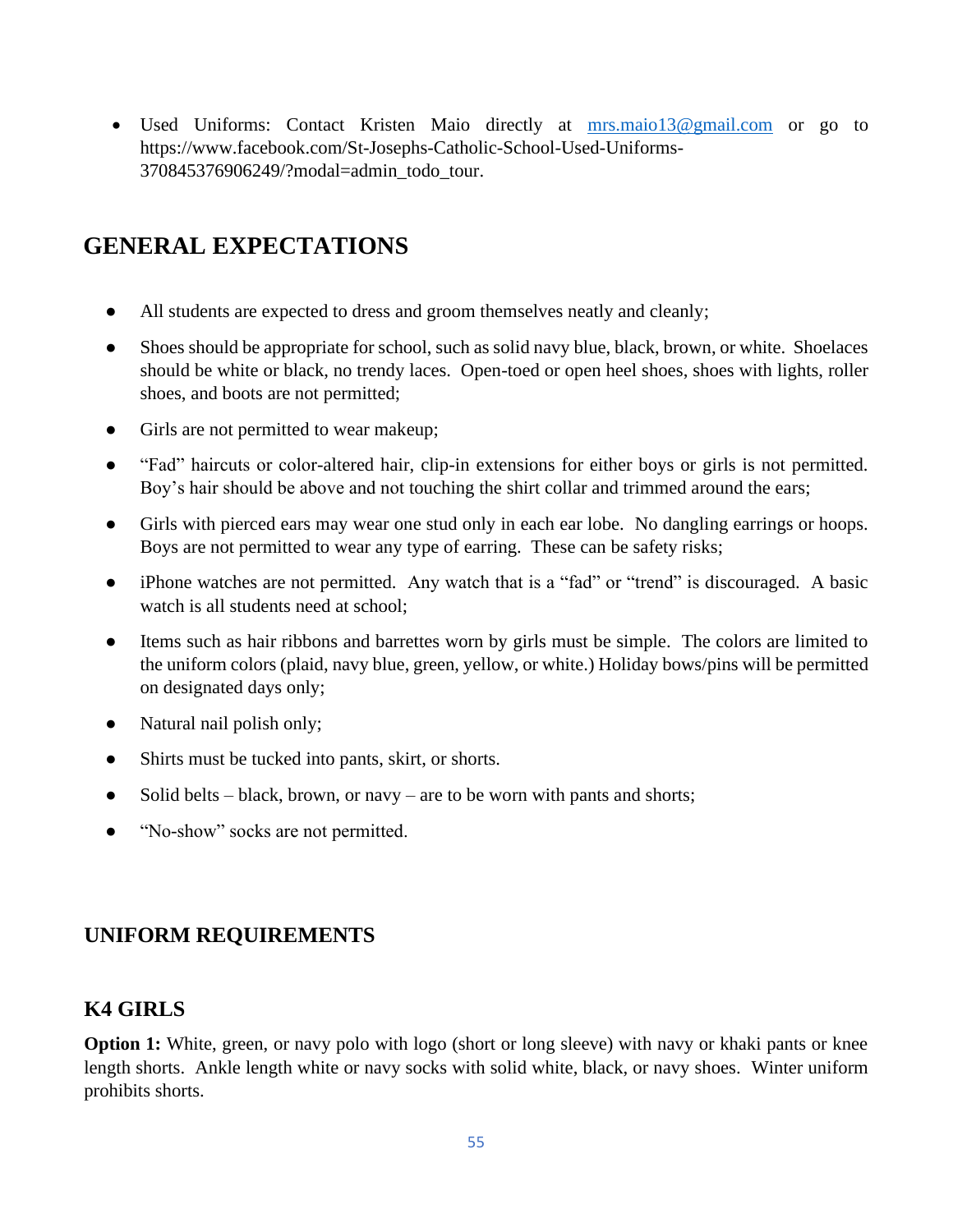- Used Uniforms: Contact Kristen Maio directly at mrs.maio13@gmail.com or go to https://www.facebook.com/St-Josephs-Catholic-School-Used-Uniforms-370845376906249/?modal=admin_todo_tour.

# GENERAL EXPECTATIONS

- All students are expected to dress and groom themselves neatly and cleanly;
- Shoes should be appropriate for school, such as solid navy blue, black, brown, or white. Shoelaces should be white or black, no trendy laces. Open-toed or open heel shoes, shoes with lights, roller shoes, and boots are not permitted;
- Girls are not permitted to wear makeup;
- "Fad" haircuts or color-altered hair, clip-in extensions for either boys or girls is not permitted. Boy's hair should be above and not touching the shirt collar and trimmed around the ears;
- Girls with pierced ears may wear one stud only in each ear lobe. No dangling earrings or hoops. Boys are not permitted to wear any type of earring. These can be safety risks;
- iPhone watches are not permitted. Any watch that is a "fad" or "trend" is discouraged. A basic watch is all students need at school;
- Items such as hair ribbons and barrettes worn by girls must be simple. The colors are limited to the uniform colors (plaid, navy blue, green, yellow, or white.) Holiday bows/pins will be permitted on designated days only;
- Natural nail polish only;
- Shirts must be tucked into pants, skirt, or shorts.
- Solid belts – black, brown, or navy – are to be worn with pants and shorts;
- "No-show" socks are not permitted.

## UNIFORM REQUIREMENTS

## K4 GIRLS

**Option 1:** White, green, or navy polo with logo (short or long sleeve) with navy or khaki pants or knee length shorts. Ankle length white or navy socks with solid white, black, or navy shoes. Winter uniform prohibits shorts.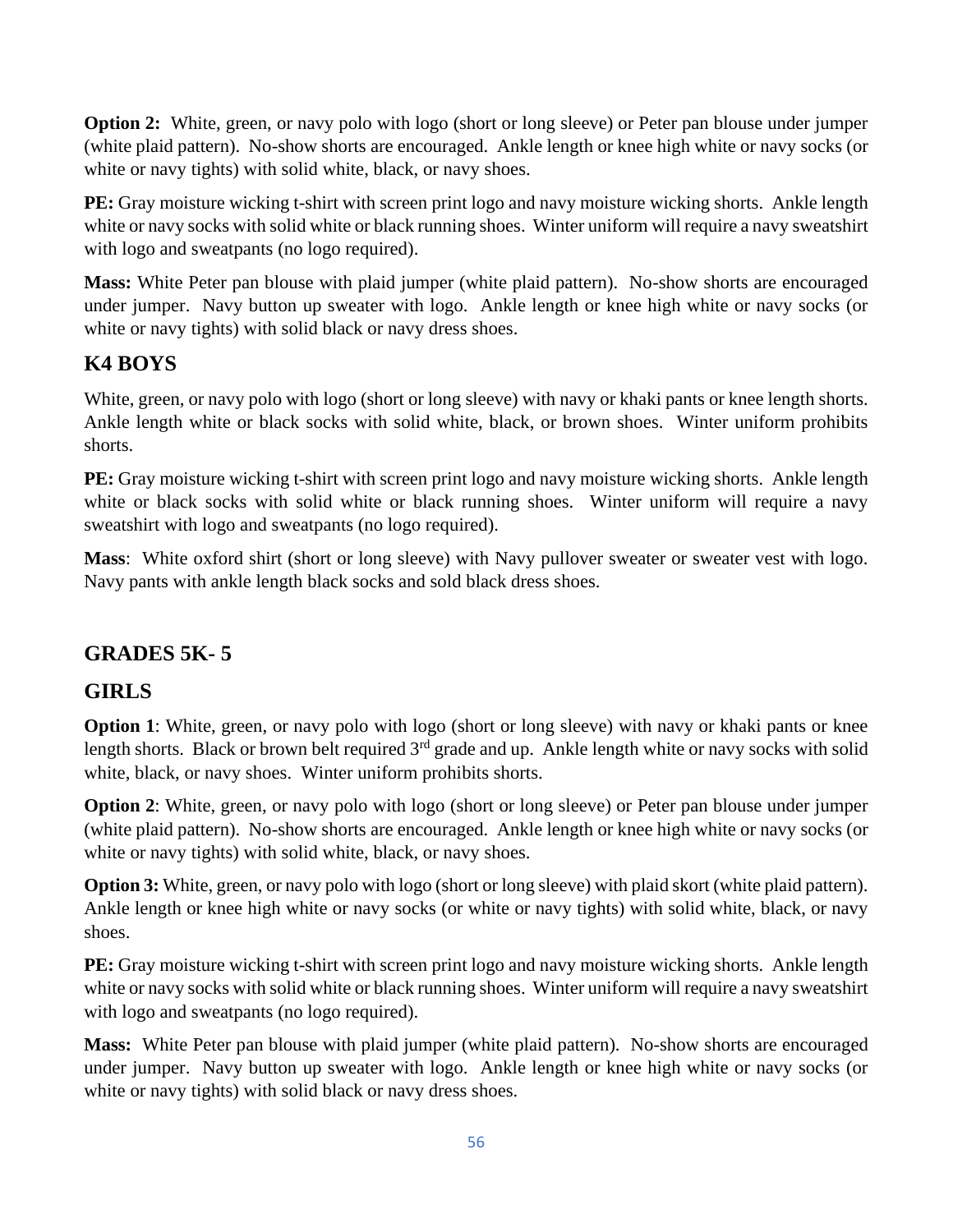**Option 2:** White, green, or navy polo with logo (short or long sleeve) or Peter pan blouse under jumper (white plaid pattern). No-show shorts are encouraged. Ankle length or knee high white or navy socks (or white or navy tights) with solid white, black, or navy shoes.

**PE:** Gray moisture wicking t-shirt with screen print logo and navy moisture wicking shorts. Ankle length white or navy socks with solid white or black running shoes. Winter uniform will require a navy sweatshirt with logo and sweatpants (no logo required).

**Mass:** White Peter pan blouse with plaid jumper (white plaid pattern). No-show shorts are encouraged under jumper. Navy button up sweater with logo. Ankle length or knee high white or navy socks (or white or navy tights) with solid black or navy dress shoes.

## K4 BOYS

White, green, or navy polo with logo (short or long sleeve) with navy or khaki pants or knee length shorts. Ankle length white or black socks with solid white, black, or brown shoes. Winter uniform prohibits shorts.

**PE:** Gray moisture wicking t-shirt with screen print logo and navy moisture wicking shorts. Ankle length white or black socks with solid white or black running shoes. Winter uniform will require a navy sweatshirt with logo and sweatpants (no logo required).

**Mass**: White oxford shirt (short or long sleeve) with Navy pullover sweater or sweater vest with logo. Navy pants with ankle length black socks and sold black dress shoes.

## GRADES 5K- 5

## GIRLS

**Option 1**: White, green, or navy polo with logo (short or long sleeve) with navy or khaki pants or knee length shorts. Black or brown belt required 3rd grade and up. Ankle length white or navy socks with solid white, black, or navy shoes. Winter uniform prohibits shorts.

**Option 2**: White, green, or navy polo with logo (short or long sleeve) or Peter pan blouse under jumper (white plaid pattern). No-show shorts are encouraged. Ankle length or knee high white or navy socks (or white or navy tights) with solid white, black, or navy shoes.

**Option 3:** White, green, or navy polo with logo (short or long sleeve) with plaid skort (white plaid pattern). Ankle length or knee high white or navy socks (or white or navy tights) with solid white, black, or navy shoes.

**PE:** Gray moisture wicking t-shirt with screen print logo and navy moisture wicking shorts. Ankle length white or navy socks with solid white or black running shoes. Winter uniform will require a navy sweatshirt with logo and sweatpants (no logo required).

**Mass:** White Peter pan blouse with plaid jumper (white plaid pattern). No-show shorts are encouraged under jumper. Navy button up sweater with logo. Ankle length or knee high white or navy socks (or white or navy tights) with solid black or navy dress shoes.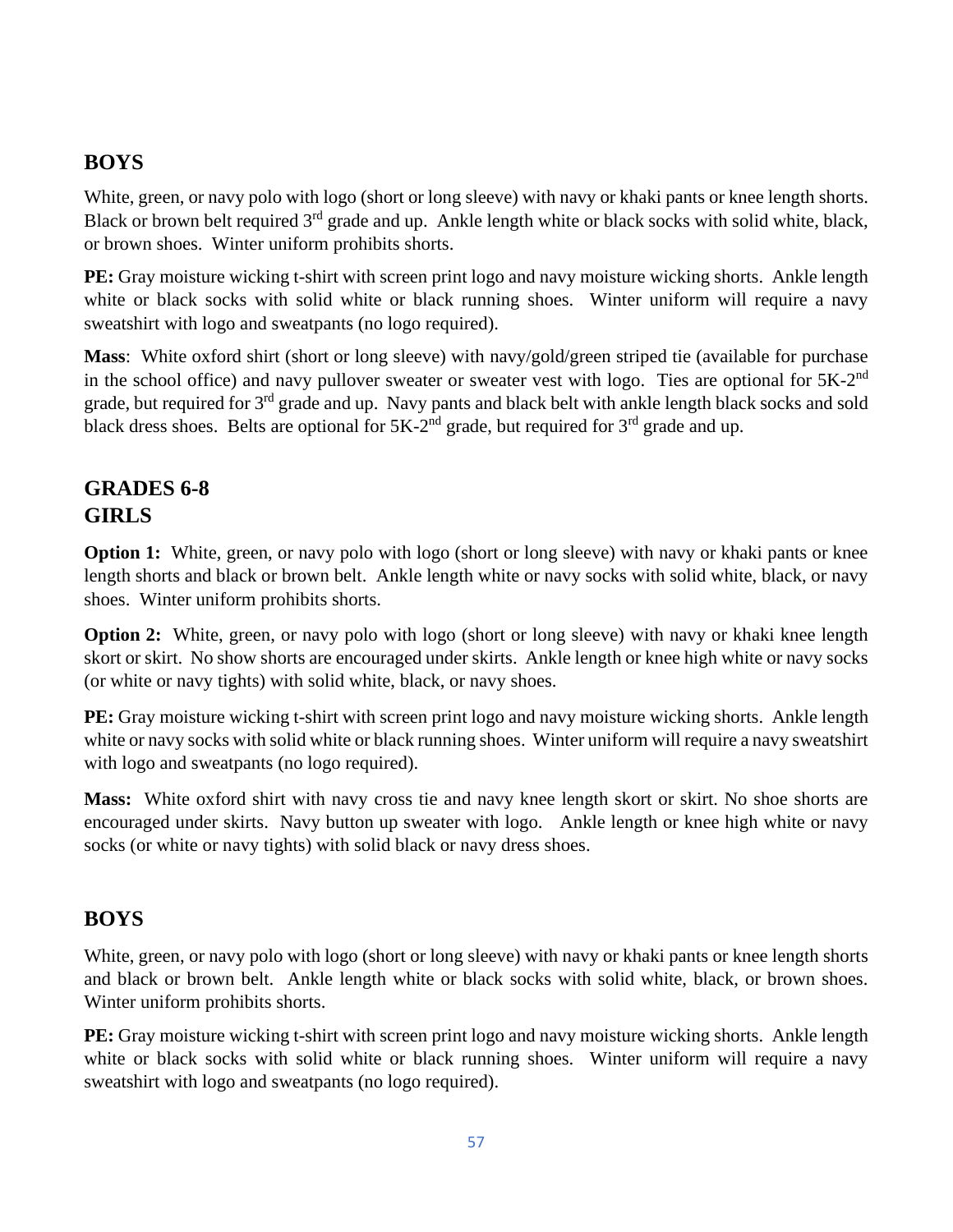## BOYS

White, green, or navy polo with logo (short or long sleeve) with navy or khaki pants or knee length shorts. Black or brown belt required 3rd grade and up. Ankle length white or black socks with solid white, black, or brown shoes. Winter uniform prohibits shorts.

**PE:** Gray moisture wicking t-shirt with screen print logo and navy moisture wicking shorts. Ankle length white or black socks with solid white or black running shoes. Winter uniform will require a navy sweatshirt with logo and sweatpants (no logo required).

**Mass**: White oxford shirt (short or long sleeve) with navy/gold/green striped tie (available for purchase in the school office) and navy pullover sweater or sweater vest with logo. Ties are optional for 5K-2nd grade, but required for 3rd grade and up. Navy pants and black belt with ankle length black socks and sold black dress shoes. Belts are optional for 5K-2nd grade, but required for 3rd grade and up.

## GRADES 6-8
## GIRLS

**Option 1:** White, green, or navy polo with logo (short or long sleeve) with navy or khaki pants or knee length shorts and black or brown belt. Ankle length white or navy socks with solid white, black, or navy shoes. Winter uniform prohibits shorts.

**Option 2:** White, green, or navy polo with logo (short or long sleeve) with navy or khaki knee length skort or skirt. No show shorts are encouraged under skirts. Ankle length or knee high white or navy socks (or white or navy tights) with solid white, black, or navy shoes.

**PE:** Gray moisture wicking t-shirt with screen print logo and navy moisture wicking shorts. Ankle length white or navy socks with solid white or black running shoes. Winter uniform will require a navy sweatshirt with logo and sweatpants (no logo required).

**Mass:** White oxford shirt with navy cross tie and navy knee length skort or skirt. No shoe shorts are encouraged under skirts. Navy button up sweater with logo. Ankle length or knee high white or navy socks (or white or navy tights) with solid black or navy dress shoes.

## BOYS

White, green, or navy polo with logo (short or long sleeve) with navy or khaki pants or knee length shorts and black or brown belt. Ankle length white or black socks with solid white, black, or brown shoes. Winter uniform prohibits shorts.

**PE:** Gray moisture wicking t-shirt with screen print logo and navy moisture wicking shorts. Ankle length white or black socks with solid white or black running shoes. Winter uniform will require a navy sweatshirt with logo and sweatpants (no logo required).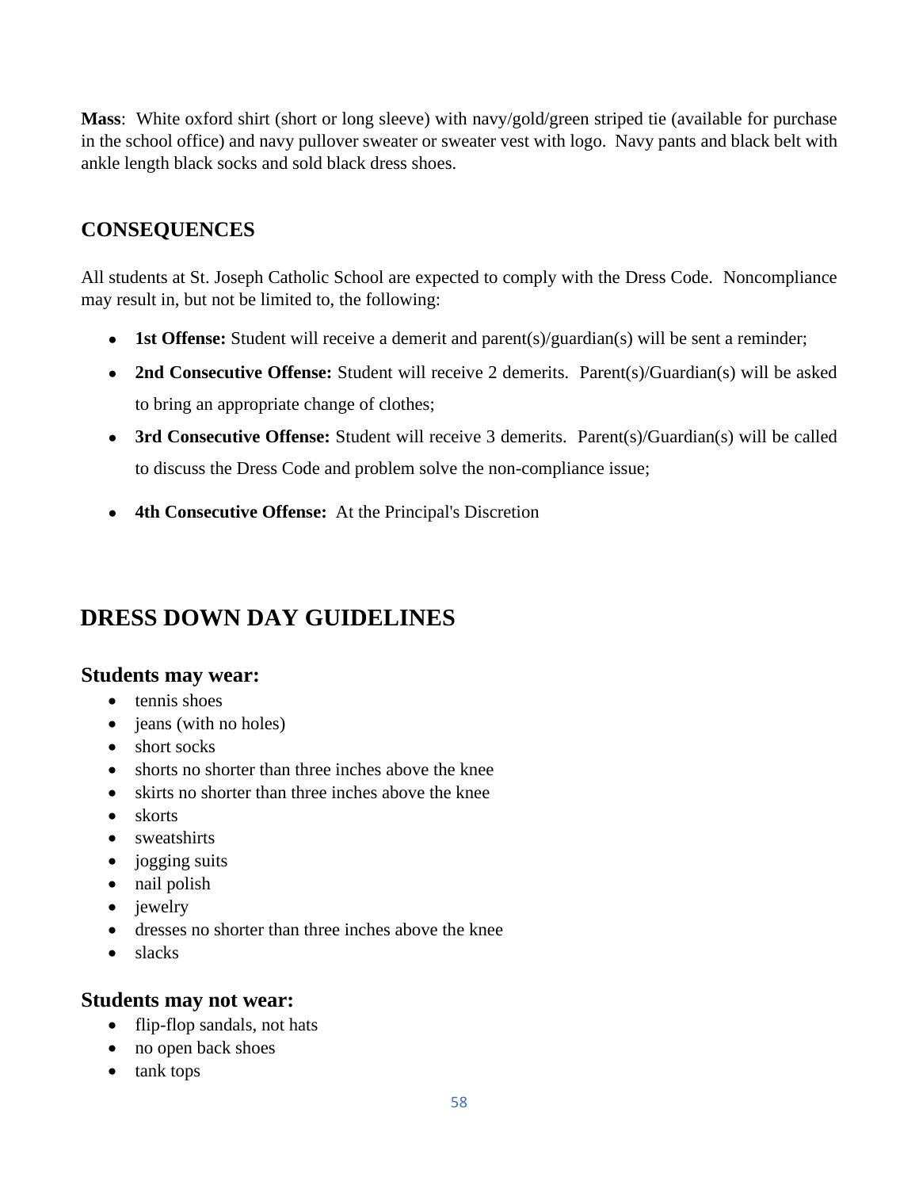**Mass**: White oxford shirt (short or long sleeve) with navy/gold/green striped tie (available for purchase in the school office) and navy pullover sweater or sweater vest with logo. Navy pants and black belt with ankle length black socks and sold black dress shoes.

### CONSEQUENCES

All students at St. Joseph Catholic School are expected to comply with the Dress Code. Noncompliance may result in, but not be limited to, the following:

- **1st Offense:** Student will receive a demerit and parent(s)/guardian(s) will be sent a reminder;
- **2nd Consecutive Offense:** Student will receive 2 demerits. Parent(s)/Guardian(s) will be asked to bring an appropriate change of clothes;
- **3rd Consecutive Offense:** Student will receive 3 demerits. Parent(s)/Guardian(s) will be called to discuss the Dress Code and problem solve the non-compliance issue;
- **4th Consecutive Offense:** At the Principal's Discretion

## DRESS DOWN DAY GUIDELINES

### Students may wear:

- tennis shoes
- jeans (with no holes)
- short socks
- shorts no shorter than three inches above the knee
- skirts no shorter than three inches above the knee
- skorts
- sweatshirts
- jogging suits
- nail polish
- jewelry
- dresses no shorter than three inches above the knee
- slacks

### Students may not wear:

- flip-flop sandals, not hats
- no open back shoes
- tank tops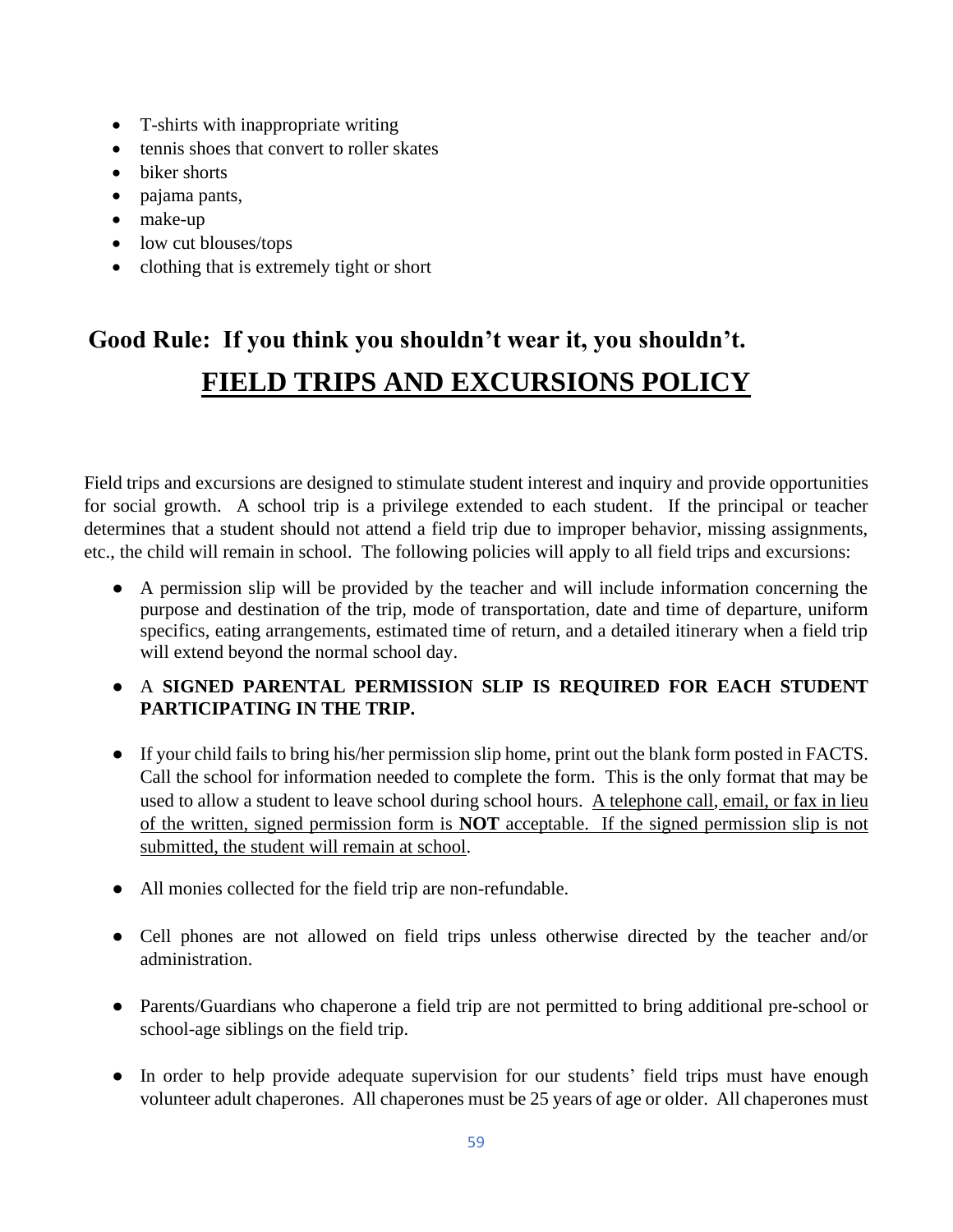- T-shirts with inappropriate writing
- tennis shoes that convert to roller skates
- biker shorts
- pajama pants,
- make-up
- low cut blouses/tops
- clothing that is extremely tight or short

**Good Rule: If you think you shouldn't wear it, you shouldn't.**

# FIELD TRIPS AND EXCURSIONS POLICY

Field trips and excursions are designed to stimulate student interest and inquiry and provide opportunities for social growth. A school trip is a privilege extended to each student. If the principal or teacher determines that a student should not attend a field trip due to improper behavior, missing assignments, etc., the child will remain in school. The following policies will apply to all field trips and excursions:

- A permission slip will be provided by the teacher and will include information concerning the purpose and destination of the trip, mode of transportation, date and time of departure, uniform specifics, eating arrangements, estimated time of return, and a detailed itinerary when a field trip will extend beyond the normal school day.
- A **SIGNED PARENTAL PERMISSION SLIP IS REQUIRED FOR EACH STUDENT PARTICIPATING IN THE TRIP.**
- If your child fails to bring his/her permission slip home, print out the blank form posted in FACTS. Call the school for information needed to complete the form. This is the only format that may be used to allow a student to leave school during school hours. <u>A telephone call, email, or fax in lieu of the written, signed permission form is **NOT** acceptable. If the signed permission slip is not submitted, the student will remain at school</u>.
- All monies collected for the field trip are non-refundable.
- Cell phones are not allowed on field trips unless otherwise directed by the teacher and/or administration.
- Parents/Guardians who chaperone a field trip are not permitted to bring additional pre-school or school-age siblings on the field trip.
- In order to help provide adequate supervision for our students' field trips must have enough volunteer adult chaperones. All chaperones must be 25 years of age or older. All chaperones must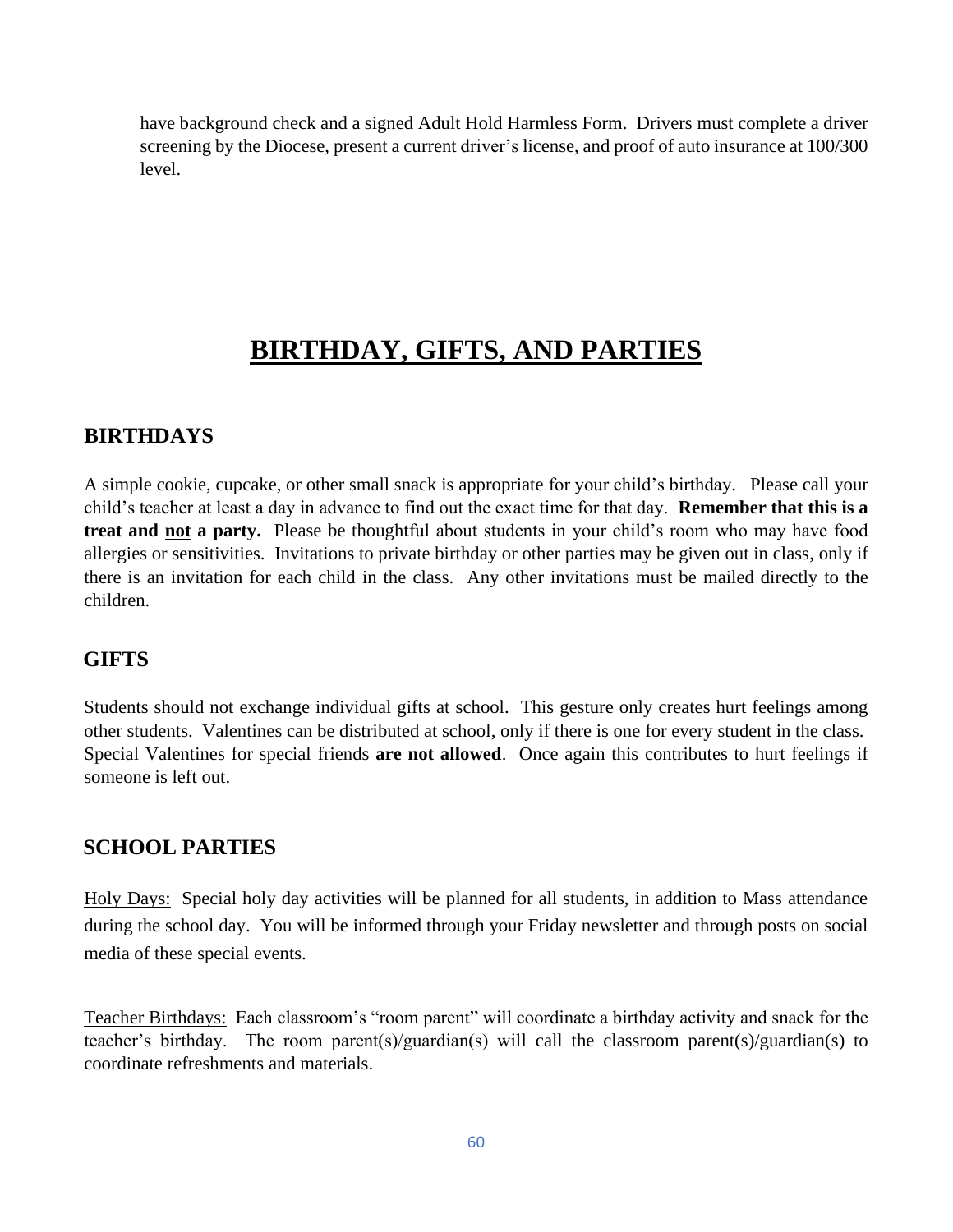have background check and a signed Adult Hold Harmless Form. Drivers must complete a driver screening by the Diocese, present a current driver's license, and proof of auto insurance at 100/300 level.

# BIRTHDAY, GIFTS, AND PARTIES

## BIRTHDAYS

A simple cookie, cupcake, or other small snack is appropriate for your child's birthday. Please call your child's teacher at least a day in advance to find out the exact time for that day. **Remember that this is a treat and <u>not</u> a party.** Please be thoughtful about students in your child's room who may have food allergies or sensitivities. Invitations to private birthday or other parties may be given out in class, only if there is an <u>invitation for each child</u> in the class. Any other invitations must be mailed directly to the children.

## GIFTS

Students should not exchange individual gifts at school. This gesture only creates hurt feelings among other students. Valentines can be distributed at school, only if there is one for every student in the class. Special Valentines for special friends **are not allowed**. Once again this contributes to hurt feelings if someone is left out.

## SCHOOL PARTIES

<u>Holy Days:</u> Special holy day activities will be planned for all students, in addition to Mass attendance during the school day. You will be informed through your Friday newsletter and through posts on social media of these special events.

<u>Teacher Birthdays:</u> Each classroom's "room parent" will coordinate a birthday activity and snack for the teacher's birthday. The room parent(s)/guardian(s) will call the classroom parent(s)/guardian(s) to coordinate refreshments and materials.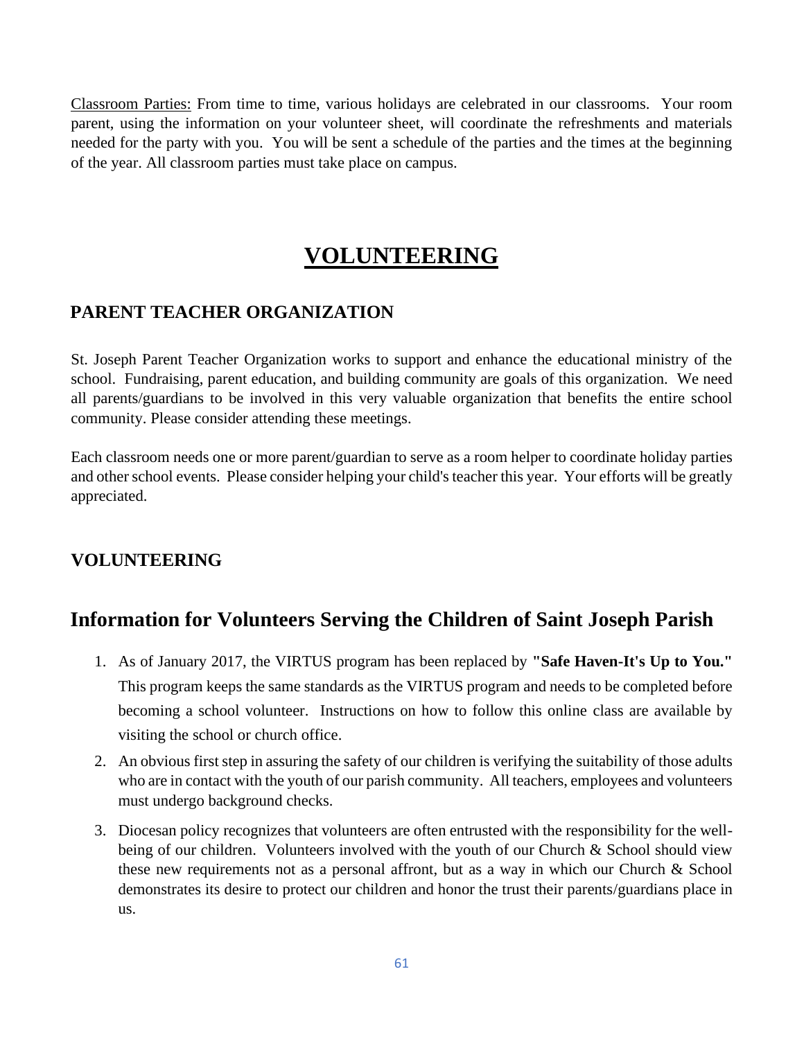Classroom Parties: From time to time, various holidays are celebrated in our classrooms. Your room parent, using the information on your volunteer sheet, will coordinate the refreshments and materials needed for the party with you. You will be sent a schedule of the parties and the times at the beginning of the year. All classroom parties must take place on campus.

# VOLUNTEERING

## PARENT TEACHER ORGANIZATION

St. Joseph Parent Teacher Organization works to support and enhance the educational ministry of the school. Fundraising, parent education, and building community are goals of this organization. We need all parents/guardians to be involved in this very valuable organization that benefits the entire school community. Please consider attending these meetings.

Each classroom needs one or more parent/guardian to serve as a room helper to coordinate holiday parties and other school events. Please consider helping your child's teacher this year. Your efforts will be greatly appreciated.

## VOLUNTEERING

## Information for Volunteers Serving the Children of Saint Joseph Parish

1. As of January 2017, the VIRTUS program has been replaced by **"Safe Haven-It's Up to You."** This program keeps the same standards as the VIRTUS program and needs to be completed before becoming a school volunteer. Instructions on how to follow this online class are available by visiting the school or church office.
2. An obvious first step in assuring the safety of our children is verifying the suitability of those adults who are in contact with the youth of our parish community. All teachers, employees and volunteers must undergo background checks.
3. Diocesan policy recognizes that volunteers are often entrusted with the responsibility for the well-being of our children. Volunteers involved with the youth of our Church & School should view these new requirements not as a personal affront, but as a way in which our Church & School demonstrates its desire to protect our children and honor the trust their parents/guardians place in us.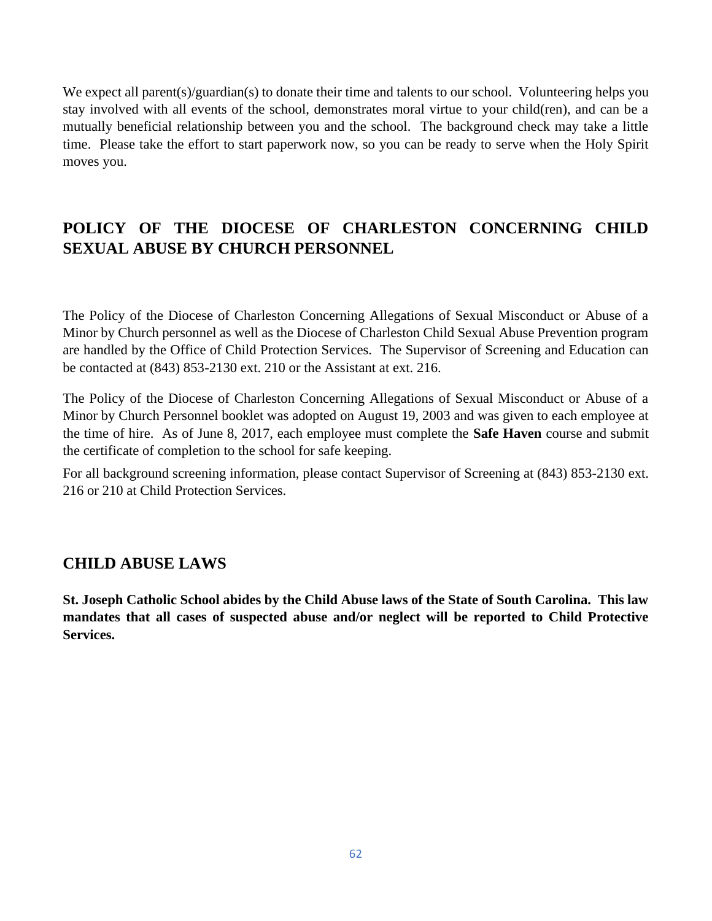We expect all parent(s)/guardian(s) to donate their time and talents to our school. Volunteering helps you stay involved with all events of the school, demonstrates moral virtue to your child(ren), and can be a mutually beneficial relationship between you and the school. The background check may take a little time. Please take the effort to start paperwork now, so you can be ready to serve when the Holy Spirit moves you.

## POLICY OF THE DIOCESE OF CHARLESTON CONCERNING CHILD SEXUAL ABUSE BY CHURCH PERSONNEL

The Policy of the Diocese of Charleston Concerning Allegations of Sexual Misconduct or Abuse of a Minor by Church personnel as well as the Diocese of Charleston Child Sexual Abuse Prevention program are handled by the Office of Child Protection Services. The Supervisor of Screening and Education can be contacted at (843) 853-2130 ext. 210 or the Assistant at ext. 216.

The Policy of the Diocese of Charleston Concerning Allegations of Sexual Misconduct or Abuse of a Minor by Church Personnel booklet was adopted on August 19, 2003 and was given to each employee at the time of hire. As of June 8, 2017, each employee must complete the **Safe Haven** course and submit the certificate of completion to the school for safe keeping.

For all background screening information, please contact Supervisor of Screening at (843) 853-2130 ext. 216 or 210 at Child Protection Services.

## CHILD ABUSE LAWS

**St. Joseph Catholic School abides by the Child Abuse laws of the State of South Carolina. This law mandates that all cases of suspected abuse and/or neglect will be reported to Child Protective Services.**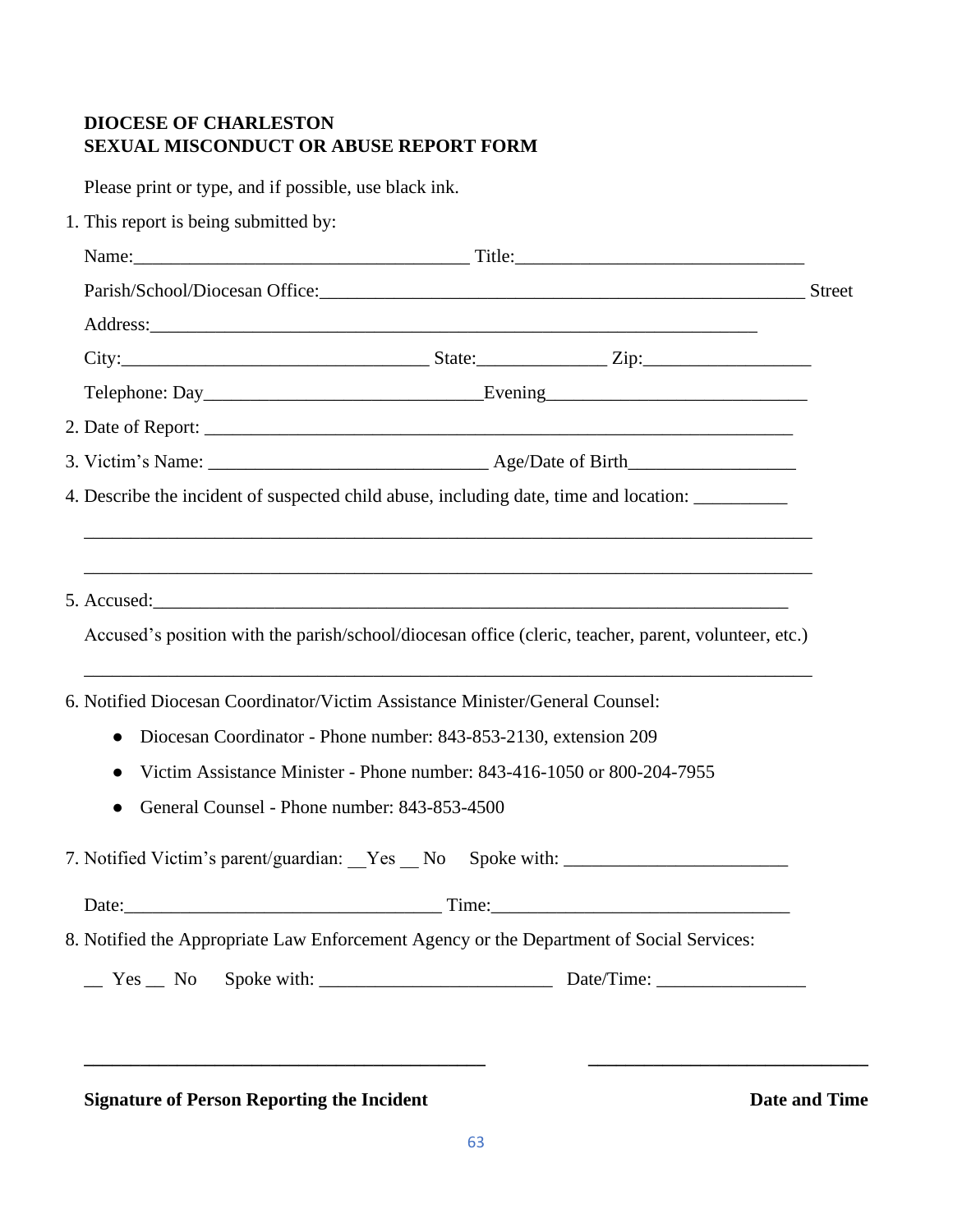**DIOCESE OF CHARLESTON**
**SEXUAL MISCONDUCT OR ABUSE REPORT FORM**

Please print or type, and if possible, use black ink.

1. This report is being submitted by:

   Name:____________________________________ Title:_______________________________

   Parish/School/Diocesan Office:_____________________________________________________ Street

   Address:_________________________________________________________________

   City:________________________________ State:_____________ Zip:_________________

   Telephone: Day_____________________________Evening___________________________

2. Date of Report: _________________________________________________________________

3. Victim's Name: ______________________________ Age/Date of Birth_________________

4. Describe the incident of suspected child abuse, including date, time and location: __________

   ______________________________________________________________________________

   ______________________________________________________________________________

5. Accused:______________________________________________________________________

   Accused's position with the parish/school/diocesan office (cleric, teacher, parent, volunteer, etc.)

   ______________________________________________________________________________

6. Notified Diocesan Coordinator/Victim Assistance Minister/General Counsel:

   - Diocesan Coordinator - Phone number: 843-853-2130, extension 209
   - Victim Assistance Minister - Phone number: 843-416-1050 or 800-204-7955
   - General Counsel - Phone number: 843-853-4500

7. Notified Victim's parent/guardian: __Yes __ No Spoke with: ________________________

   Date:__________________________________ Time:_______________________________

8. Notified the Appropriate Law Enforcement Agency or the Department of Social Services:

   __ Yes __ No Spoke with: ________________________ Date/Time: _______________

_____________________________________________ _______________________________

**Signature of Person Reporting the Incident** **Date and Time**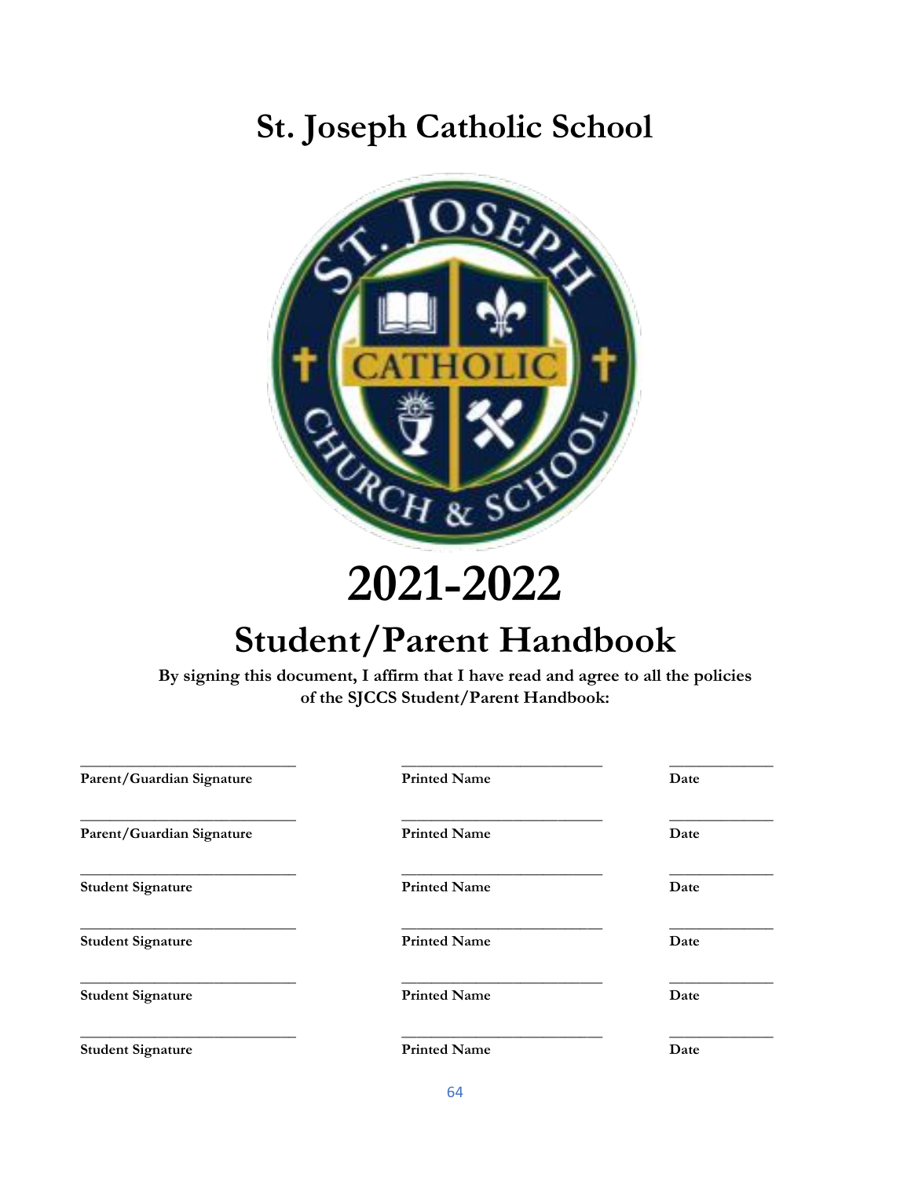# St. Joseph Catholic School

# 2021-2022

## Student/Parent Handbook

**By signing this document, I affirm that I have read and agree to all the policies of the SJCCS Student/Parent Handbook:**

| | | |
|---|---|---|
| ____________________________ | ____________________________ | ______________ |
| **Parent/Guardian Signature** | **Printed Name** | **Date** |
| ____________________________ | ____________________________ | ______________ |
| **Parent/Guardian Signature** | **Printed Name** | **Date** |
| ____________________________ | ____________________________ | ______________ |
| **Student Signature** | **Printed Name** | **Date** |
| ____________________________ | ____________________________ | ______________ |
| **Student Signature** | **Printed Name** | **Date** |
| ____________________________ | ____________________________ | ______________ |
| **Student Signature** | **Printed Name** | **Date** |
| ____________________________ | ____________________________ | ______________ |
| **Student Signature** | **Printed Name** | **Date** |